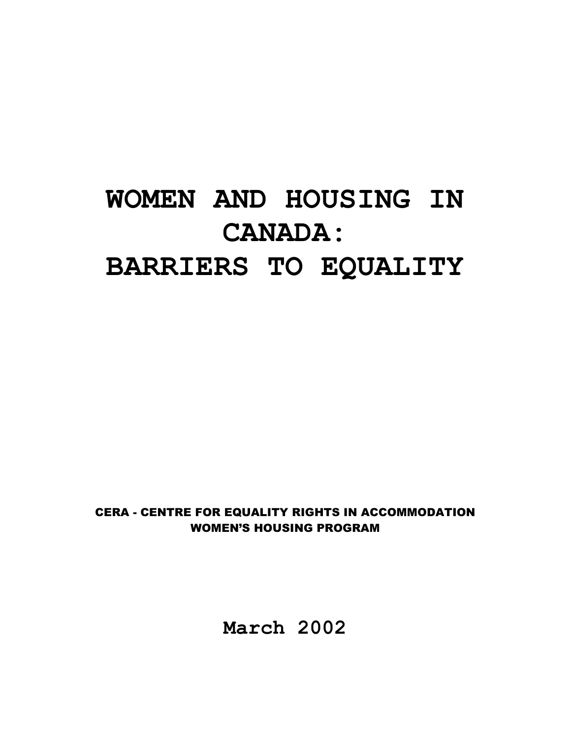# WOMEN AND HOUSING IN CANADA: BARRIERS TO EQUALITY

**CERA - CENTRE FOR EQUALITY RIGHTS IN ACCOMMODATION**
**WOMEN'S HOUSING PROGRAM**

**March 2002**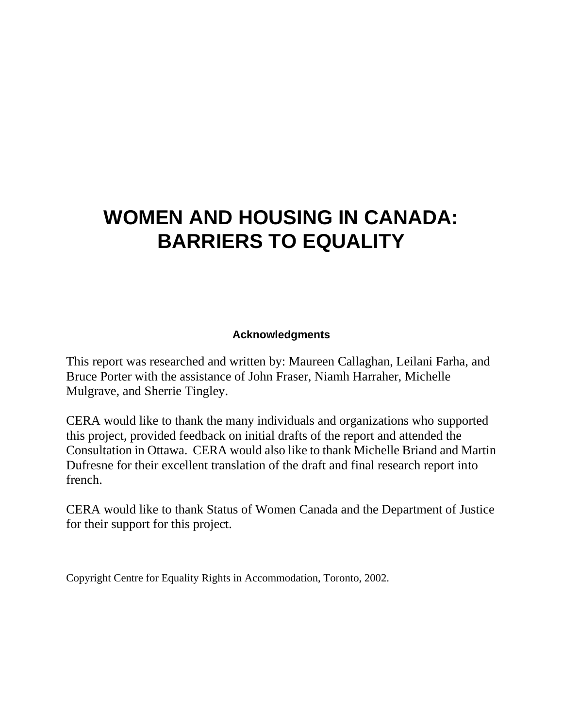# WOMEN AND HOUSING IN CANADA: BARRIERS TO EQUALITY

### Acknowledgments

This report was researched and written by: Maureen Callaghan, Leilani Farha, and Bruce Porter with the assistance of John Fraser, Niamh Harraher, Michelle Mulgrave, and Sherrie Tingley.

CERA would like to thank the many individuals and organizations who supported this project, provided feedback on initial drafts of the report and attended the Consultation in Ottawa. CERA would also like to thank Michelle Briand and Martin Dufresne for their excellent translation of the draft and final research report into french.

CERA would like to thank Status of Women Canada and the Department of Justice for their support for this project.

Copyright Centre for Equality Rights in Accommodation, Toronto, 2002.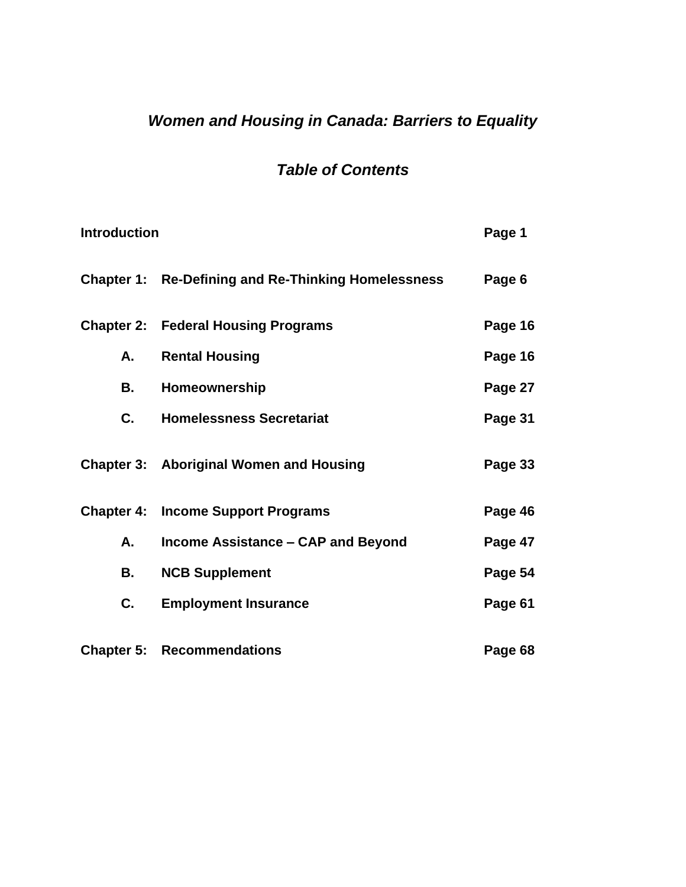# *Women and Housing in Canada: Barriers to Equality*

## *Table of Contents*

| | | |
|---|---|---|
| **Introduction** | | **Page 1** |
| **Chapter 1:** | **Re-Defining and Re-Thinking Homelessness** | **Page 6** |
| **Chapter 2:** | **Federal Housing Programs** | **Page 16** |
| **A.** | **Rental Housing** | **Page 16** |
| **B.** | **Homeownership** | **Page 27** |
| **C.** | **Homelessness Secretariat** | **Page 31** |
| **Chapter 3:** | **Aboriginal Women and Housing** | **Page 33** |
| **Chapter 4:** | **Income Support Programs** | **Page 46** |
| **A.** | **Income Assistance – CAP and Beyond** | **Page 47** |
| **B.** | **NCB Supplement** | **Page 54** |
| **C.** | **Employment Insurance** | **Page 61** |
| **Chapter 5:** | **Recommendations** | **Page 68** |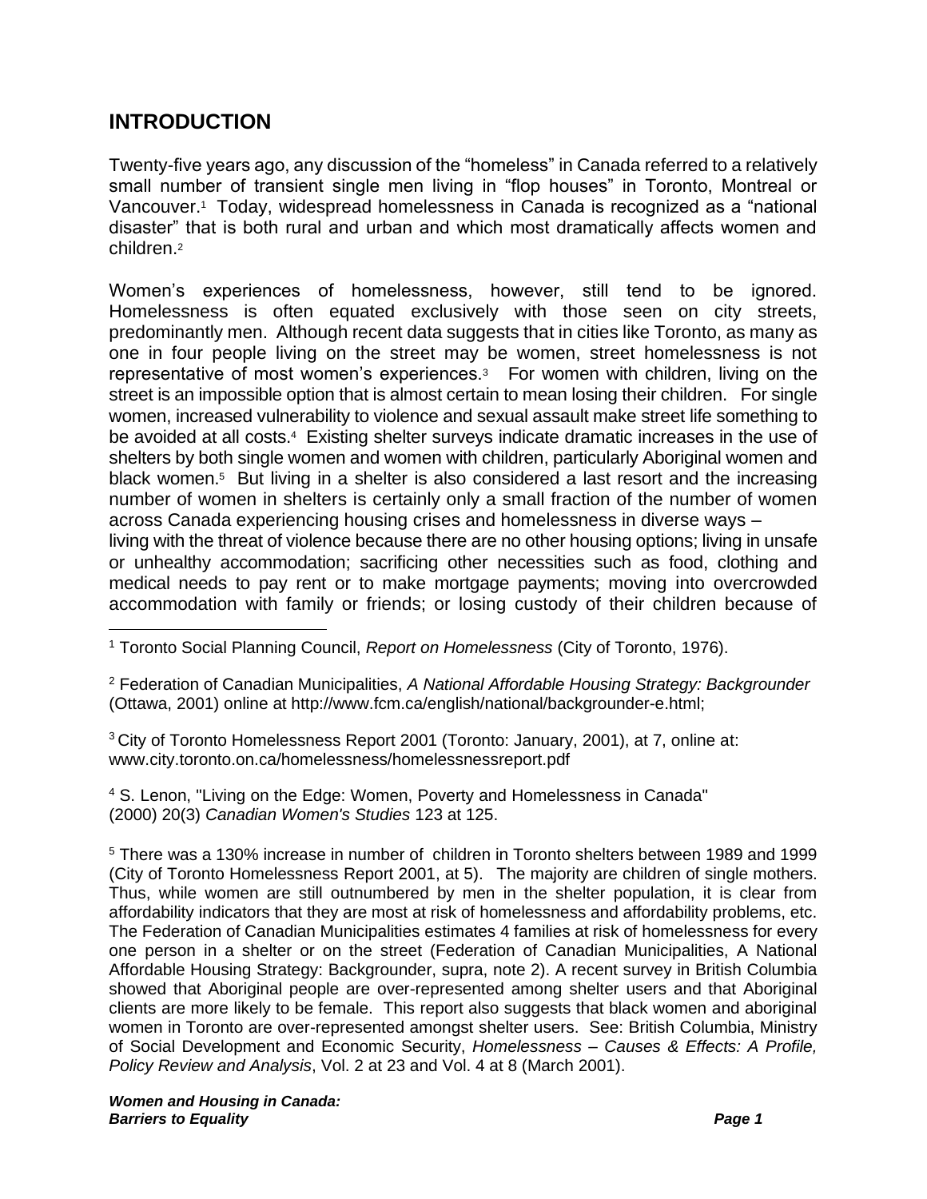## INTRODUCTION

Twenty-five years ago, any discussion of the "homeless" in Canada referred to a relatively small number of transient single men living in "flop houses" in Toronto, Montreal or Vancouver.[1] Today, widespread homelessness in Canada is recognized as a "national disaster" that is both rural and urban and which most dramatically affects women and children.[2]

Women's experiences of homelessness, however, still tend to be ignored. Homelessness is often equated exclusively with those seen on city streets, predominantly men. Although recent data suggests that in cities like Toronto, as many as one in four people living on the street may be women, street homelessness is not representative of most women's experiences.[3] For women with children, living on the street is an impossible option that is almost certain to mean losing their children. For single women, increased vulnerability to violence and sexual assault make street life something to be avoided at all costs.[4] Existing shelter surveys indicate dramatic increases in the use of shelters by both single women and women with children, particularly Aboriginal women and black women.[5] But living in a shelter is also considered a last resort and the increasing number of women in shelters is certainly only a small fraction of the number of women across Canada experiencing housing crises and homelessness in diverse ways – living with the threat of violence because there are no other housing options; living in unsafe or unhealthy accommodation; sacrificing other necessities such as food, clothing and medical needs to pay rent or to make mortgage payments; moving into overcrowded accommodation with family or friends; or losing custody of their children because of

---

[1] Toronto Social Planning Council, *Report on Homelessness* (City of Toronto, 1976).

[2] Federation of Canadian Municipalities, *A National Affordable Housing Strategy: Backgrounder* (Ottawa, 2001) online at http://www.fcm.ca/english/national/backgrounder-e.html;

[3] City of Toronto Homelessness Report 2001 (Toronto: January, 2001), at 7, online at: www.city.toronto.on.ca/homelessness/homelessnessreport.pdf

[4] S. Lenon, "Living on the Edge: Women, Poverty and Homelessness in Canada" (2000) 20(3) *Canadian Women's Studies* 123 at 125.

[5] There was a 130% increase in number of children in Toronto shelters between 1989 and 1999 (City of Toronto Homelessness Report 2001, at 5). The majority are children of single mothers. Thus, while women are still outnumbered by men in the shelter population, it is clear from affordability indicators that they are most at risk of homelessness and affordability problems, etc. The Federation of Canadian Municipalities estimates 4 families at risk of homelessness for every one person in a shelter or on the street (Federation of Canadian Municipalities, A National Affordable Housing Strategy: Backgrounder, supra, note 2). A recent survey in British Columbia showed that Aboriginal people are over-represented among shelter users and that Aboriginal clients are more likely to be female. This report also suggests that black women and aboriginal women in Toronto are over-represented amongst shelter users. See: British Columbia, Ministry of Social Development and Economic Security, *Homelessness – Causes & Effects: A Profile, Policy Review and Analysis*, Vol. 2 at 23 and Vol. 4 at 8 (March 2001).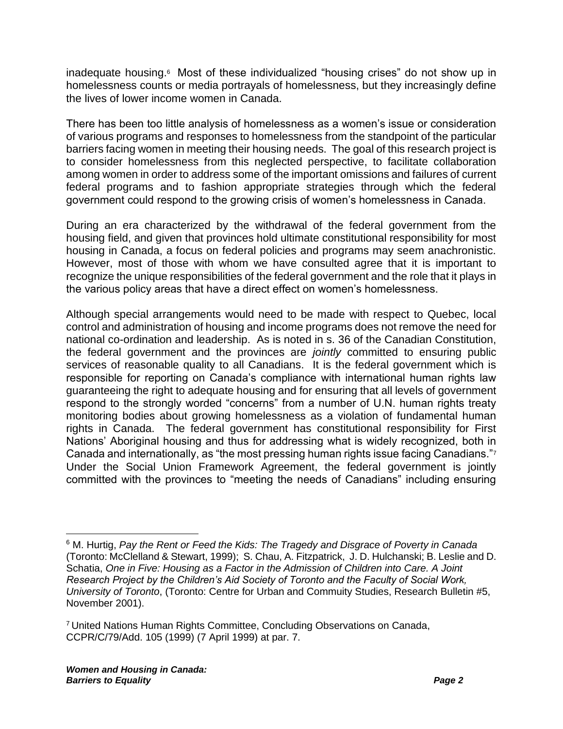inadequate housing.[6] Most of these individualized "housing crises" do not show up in homelessness counts or media portrayals of homelessness, but they increasingly define the lives of lower income women in Canada.

There has been too little analysis of homelessness as a women's issue or consideration of various programs and responses to homelessness from the standpoint of the particular barriers facing women in meeting their housing needs. The goal of this research project is to consider homelessness from this neglected perspective, to facilitate collaboration among women in order to address some of the important omissions and failures of current federal programs and to fashion appropriate strategies through which the federal government could respond to the growing crisis of women's homelessness in Canada.

During an era characterized by the withdrawal of the federal government from the housing field, and given that provinces hold ultimate constitutional responsibility for most housing in Canada, a focus on federal policies and programs may seem anachronistic. However, most of those with whom we have consulted agree that it is important to recognize the unique responsibilities of the federal government and the role that it plays in the various policy areas that have a direct effect on women's homelessness.

Although special arrangements would need to be made with respect to Quebec, local control and administration of housing and income programs does not remove the need for national co-ordination and leadership. As is noted in s. 36 of the Canadian Constitution, the federal government and the provinces are *jointly* committed to ensuring public services of reasonable quality to all Canadians. It is the federal government which is responsible for reporting on Canada's compliance with international human rights law guaranteeing the right to adequate housing and for ensuring that all levels of government respond to the strongly worded "concerns" from a number of U.N. human rights treaty monitoring bodies about growing homelessness as a violation of fundamental human rights in Canada. The federal government has constitutional responsibility for First Nations' Aboriginal housing and thus for addressing what is widely recognized, both in Canada and internationally, as "the most pressing human rights issue facing Canadians."[7] Under the Social Union Framework Agreement, the federal government is jointly committed with the provinces to "meeting the needs of Canadians" including ensuring

---

[6] M. Hurtig, *Pay the Rent or Feed the Kids: The Tragedy and Disgrace of Poverty in Canada* (Toronto: McClelland & Stewart, 1999); S. Chau, A. Fitzpatrick, J. D. Hulchanski; B. Leslie and D. Schatia, *One in Five: Housing as a Factor in the Admission of Children into Care. A Joint Research Project by the Children's Aid Society of Toronto and the Faculty of Social Work, University of Toronto*, (Toronto: Centre for Urban and Commuity Studies, Research Bulletin #5, November 2001).

[7] United Nations Human Rights Committee, Concluding Observations on Canada, CCPR/C/79/Add. 105 (1999) (7 April 1999) at par. 7.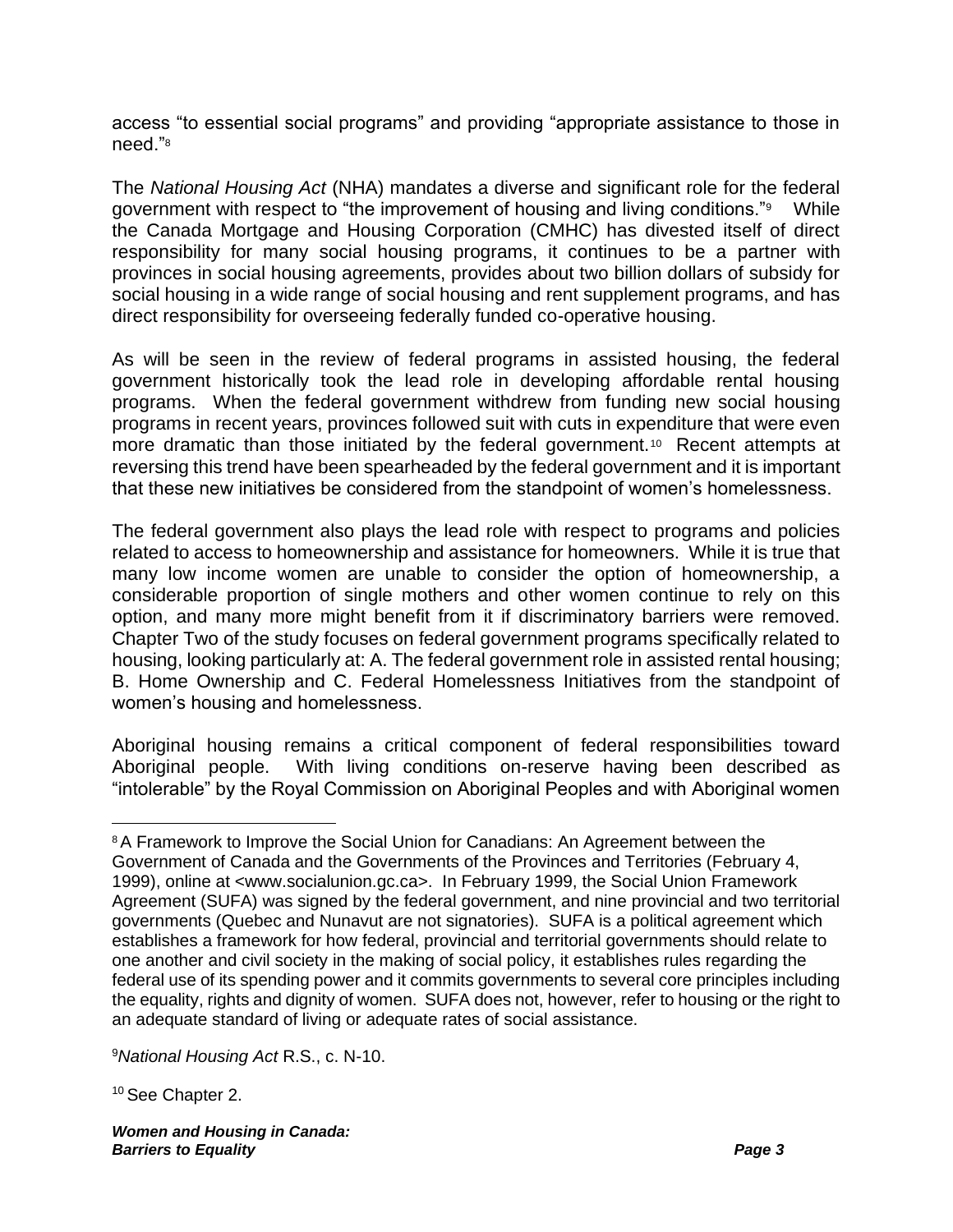access "to essential social programs" and providing "appropriate assistance to those in need."[8]

The *National Housing Act* (NHA) mandates a diverse and significant role for the federal government with respect to "the improvement of housing and living conditions."[9] While the Canada Mortgage and Housing Corporation (CMHC) has divested itself of direct responsibility for many social housing programs, it continues to be a partner with provinces in social housing agreements, provides about two billion dollars of subsidy for social housing in a wide range of social housing and rent supplement programs, and has direct responsibility for overseeing federally funded co-operative housing.

As will be seen in the review of federal programs in assisted housing, the federal government historically took the lead role in developing affordable rental housing programs. When the federal government withdrew from funding new social housing programs in recent years, provinces followed suit with cuts in expenditure that were even more dramatic than those initiated by the federal government.[10] Recent attempts at reversing this trend have been spearheaded by the federal government and it is important that these new initiatives be considered from the standpoint of women's homelessness.

The federal government also plays the lead role with respect to programs and policies related to access to homeownership and assistance for homeowners. While it is true that many low income women are unable to consider the option of homeownership, a considerable proportion of single mothers and other women continue to rely on this option, and many more might benefit from it if discriminatory barriers were removed. Chapter Two of the study focuses on federal government programs specifically related to housing, looking particularly at: A. The federal government role in assisted rental housing; B. Home Ownership and C. Federal Homelessness Initiatives from the standpoint of women's housing and homelessness.

Aboriginal housing remains a critical component of federal responsibilities toward Aboriginal people. With living conditions on-reserve having been described as "intolerable" by the Royal Commission on Aboriginal Peoples and with Aboriginal women

---

[8] A Framework to Improve the Social Union for Canadians: An Agreement between the Government of Canada and the Governments of the Provinces and Territories (February 4, 1999), online at <www.socialunion.gc.ca>. In February 1999, the Social Union Framework Agreement (SUFA) was signed by the federal government, and nine provincial and two territorial governments (Quebec and Nunavut are not signatories). SUFA is a political agreement which establishes a framework for how federal, provincial and territorial governments should relate to one another and civil society in the making of social policy, it establishes rules regarding the federal use of its spending power and it commits governments to several core principles including the equality, rights and dignity of women. SUFA does not, however, refer to housing or the right to an adequate standard of living or adequate rates of social assistance.

[9] *National Housing Act* R.S., c. N-10.

[10] See Chapter 2.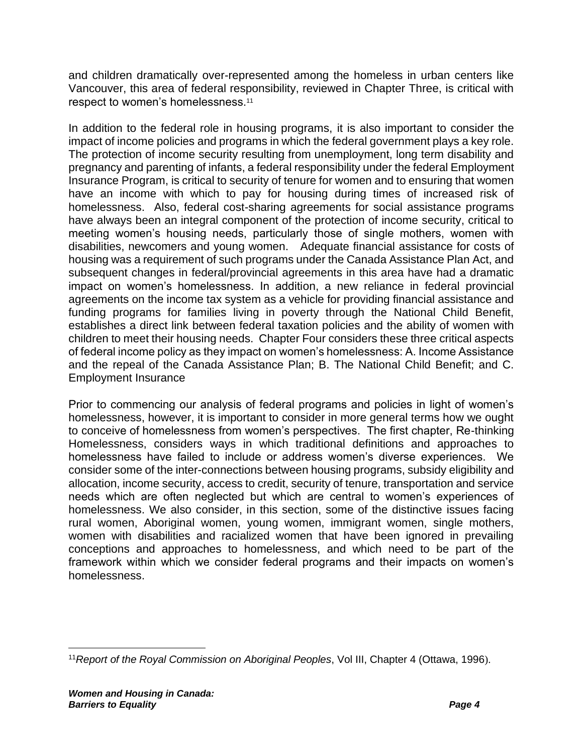and children dramatically over-represented among the homeless in urban centers like Vancouver, this area of federal responsibility, reviewed in Chapter Three, is critical with respect to women's homelessness.[11]

In addition to the federal role in housing programs, it is also important to consider the impact of income policies and programs in which the federal government plays a key role. The protection of income security resulting from unemployment, long term disability and pregnancy and parenting of infants, a federal responsibility under the federal Employment Insurance Program, is critical to security of tenure for women and to ensuring that women have an income with which to pay for housing during times of increased risk of homelessness. Also, federal cost-sharing agreements for social assistance programs have always been an integral component of the protection of income security, critical to meeting women's housing needs, particularly those of single mothers, women with disabilities, newcomers and young women. Adequate financial assistance for costs of housing was a requirement of such programs under the Canada Assistance Plan Act, and subsequent changes in federal/provincial agreements in this area have had a dramatic impact on women's homelessness. In addition, a new reliance in federal provincial agreements on the income tax system as a vehicle for providing financial assistance and funding programs for families living in poverty through the National Child Benefit, establishes a direct link between federal taxation policies and the ability of women with children to meet their housing needs. Chapter Four considers these three critical aspects of federal income policy as they impact on women's homelessness: A. Income Assistance and the repeal of the Canada Assistance Plan; B. The National Child Benefit; and C. Employment Insurance

Prior to commencing our analysis of federal programs and policies in light of women's homelessness, however, it is important to consider in more general terms how we ought to conceive of homelessness from women's perspectives. The first chapter, Re-thinking Homelessness, considers ways in which traditional definitions and approaches to homelessness have failed to include or address women's diverse experiences. We consider some of the inter-connections between housing programs, subsidy eligibility and allocation, income security, access to credit, security of tenure, transportation and service needs which are often neglected but which are central to women's experiences of homelessness. We also consider, in this section, some of the distinctive issues facing rural women, Aboriginal women, young women, immigrant women, single mothers, women with disabilities and racialized women that have been ignored in prevailing conceptions and approaches to homelessness, and which need to be part of the framework within which we consider federal programs and their impacts on women's homelessness.

---

[11] *Report of the Royal Commission on Aboriginal Peoples*, Vol III, Chapter 4 (Ottawa, 1996).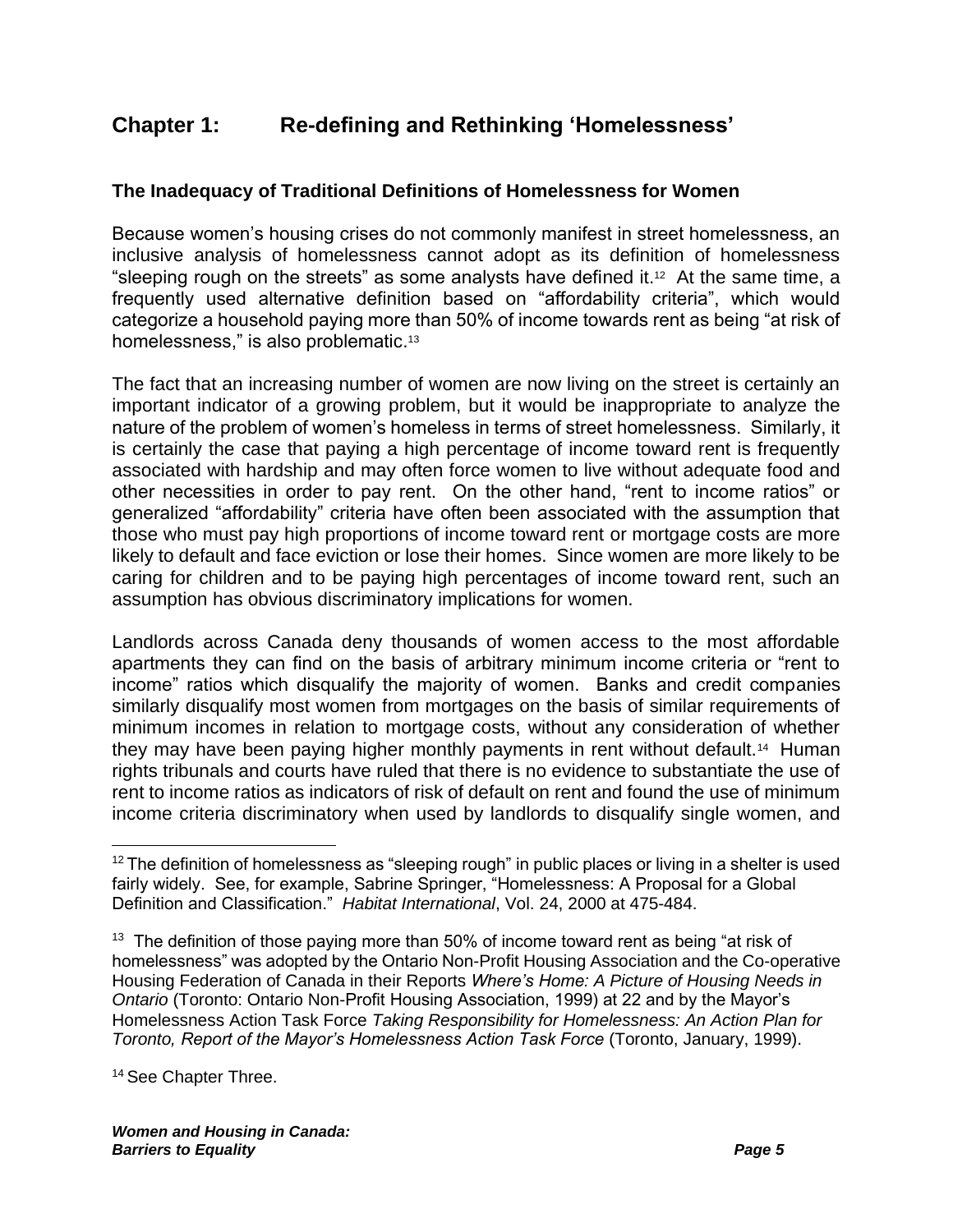# Chapter 1: Re-defining and Rethinking 'Homelessness'

### The Inadequacy of Traditional Definitions of Homelessness for Women

Because women's housing crises do not commonly manifest in street homelessness, an inclusive analysis of homelessness cannot adopt as its definition of homelessness "sleeping rough on the streets" as some analysts have defined it.[12] At the same time, a frequently used alternative definition based on "affordability criteria", which would categorize a household paying more than 50% of income towards rent as being "at risk of homelessness," is also problematic.[13]

The fact that an increasing number of women are now living on the street is certainly an important indicator of a growing problem, but it would be inappropriate to analyze the nature of the problem of women's homeless in terms of street homelessness. Similarly, it is certainly the case that paying a high percentage of income toward rent is frequently associated with hardship and may often force women to live without adequate food and other necessities in order to pay rent. On the other hand, "rent to income ratios" or generalized "affordability" criteria have often been associated with the assumption that those who must pay high proportions of income toward rent or mortgage costs are more likely to default and face eviction or lose their homes. Since women are more likely to be caring for children and to be paying high percentages of income toward rent, such an assumption has obvious discriminatory implications for women.

Landlords across Canada deny thousands of women access to the most affordable apartments they can find on the basis of arbitrary minimum income criteria or "rent to income" ratios which disqualify the majority of women. Banks and credit companies similarly disqualify most women from mortgages on the basis of similar requirements of minimum incomes in relation to mortgage costs, without any consideration of whether they may have been paying higher monthly payments in rent without default.[14] Human rights tribunals and courts have ruled that there is no evidence to substantiate the use of rent to income ratios as indicators of risk of default on rent and found the use of minimum income criteria discriminatory when used by landlords to disqualify single women, and

---

[12] The definition of homelessness as "sleeping rough" in public places or living in a shelter is used fairly widely. See, for example, Sabrine Springer, "Homelessness: A Proposal for a Global Definition and Classification." *Habitat International*, Vol. 24, 2000 at 475-484.

[13] The definition of those paying more than 50% of income toward rent as being "at risk of homelessness" was adopted by the Ontario Non-Profit Housing Association and the Co-operative Housing Federation of Canada in their Reports *Where's Home: A Picture of Housing Needs in Ontario* (Toronto: Ontario Non-Profit Housing Association, 1999) at 22 and by the Mayor's Homelessness Action Task Force *Taking Responsibility for Homelessness: An Action Plan for Toronto, Report of the Mayor's Homelessness Action Task Force* (Toronto, January, 1999).

[14] See Chapter Three.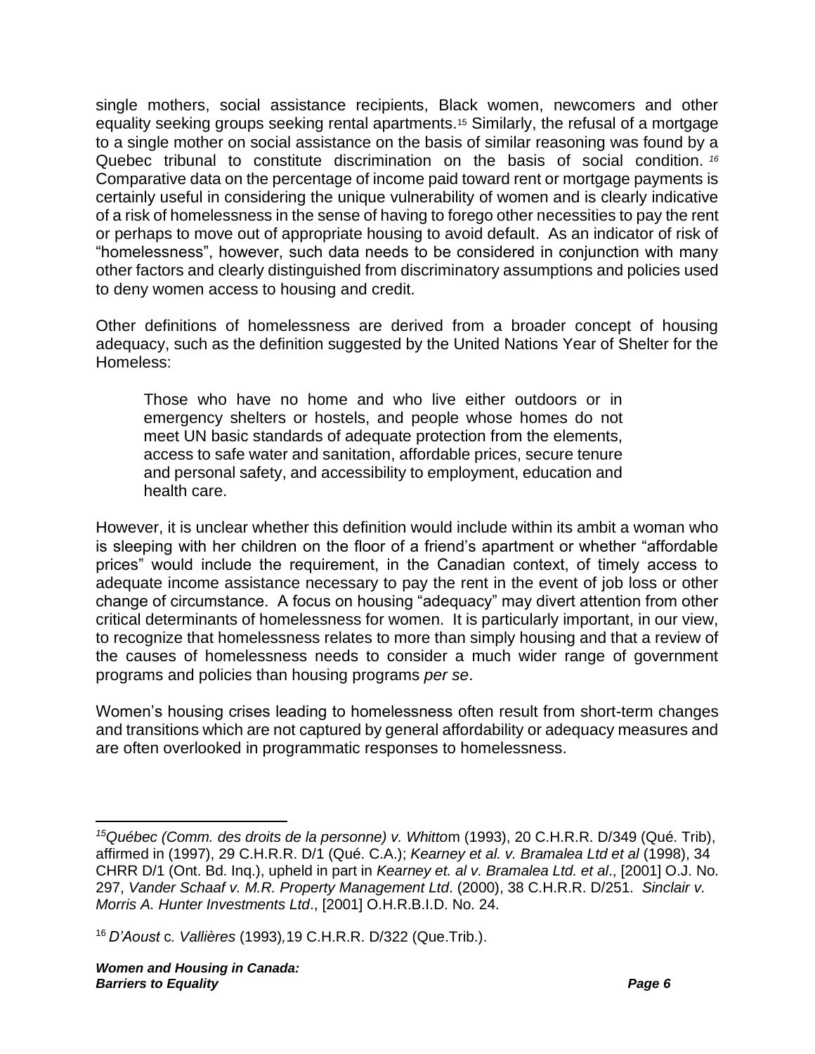single mothers, social assistance recipients, Black women, newcomers and other equality seeking groups seeking rental apartments.[15] Similarly, the refusal of a mortgage to a single mother on social assistance on the basis of similar reasoning was found by a Quebec tribunal to constitute discrimination on the basis of social condition.[16] Comparative data on the percentage of income paid toward rent or mortgage payments is certainly useful in considering the unique vulnerability of women and is clearly indicative of a risk of homelessness in the sense of having to forego other necessities to pay the rent or perhaps to move out of appropriate housing to avoid default. As an indicator of risk of "homelessness", however, such data needs to be considered in conjunction with many other factors and clearly distinguished from discriminatory assumptions and policies used to deny women access to housing and credit.

Other definitions of homelessness are derived from a broader concept of housing adequacy, such as the definition suggested by the United Nations Year of Shelter for the Homeless:

> Those who have no home and who live either outdoors or in emergency shelters or hostels, and people whose homes do not meet UN basic standards of adequate protection from the elements, access to safe water and sanitation, affordable prices, secure tenure and personal safety, and accessibility to employment, education and health care.

However, it is unclear whether this definition would include within its ambit a woman who is sleeping with her children on the floor of a friend's apartment or whether "affordable prices" would include the requirement, in the Canadian context, of timely access to adequate income assistance necessary to pay the rent in the event of job loss or other change of circumstance. A focus on housing "adequacy" may divert attention from other critical determinants of homelessness for women. It is particularly important, in our view, to recognize that homelessness relates to more than simply housing and that a review of the causes of homelessness needs to consider a much wider range of government programs and policies than housing programs *per se*.

Women's housing crises leading to homelessness often result from short-term changes and transitions which are not captured by general affordability or adequacy measures and are often overlooked in programmatic responses to homelessness.

---

[15] *Québec (Comm. des droits de la personne) v. Whittom* (1993), 20 C.H.R.R. D/349 (Qué. Trib), affirmed in (1997), 29 C.H.R.R. D/1 (Qué. C.A.); *Kearney et al. v. Bramalea Ltd et al* (1998), 34 CHRR D/1 (Ont. Bd. Inq.), upheld in part in *Kearney et. al v. Bramalea Ltd. et al*., [2001] O.J. No. 297, *Vander Schaaf v. M.R. Property Management Ltd*. (2000), 38 C.H.R.R. D/251. *Sinclair v. Morris A. Hunter Investments Ltd*., [2001] O.H.R.B.I.D. No. 24.

[16] *D'Aoust* c*. Vallières* (1993), 19 C.H.R.R. D/322 (Que.Trib.).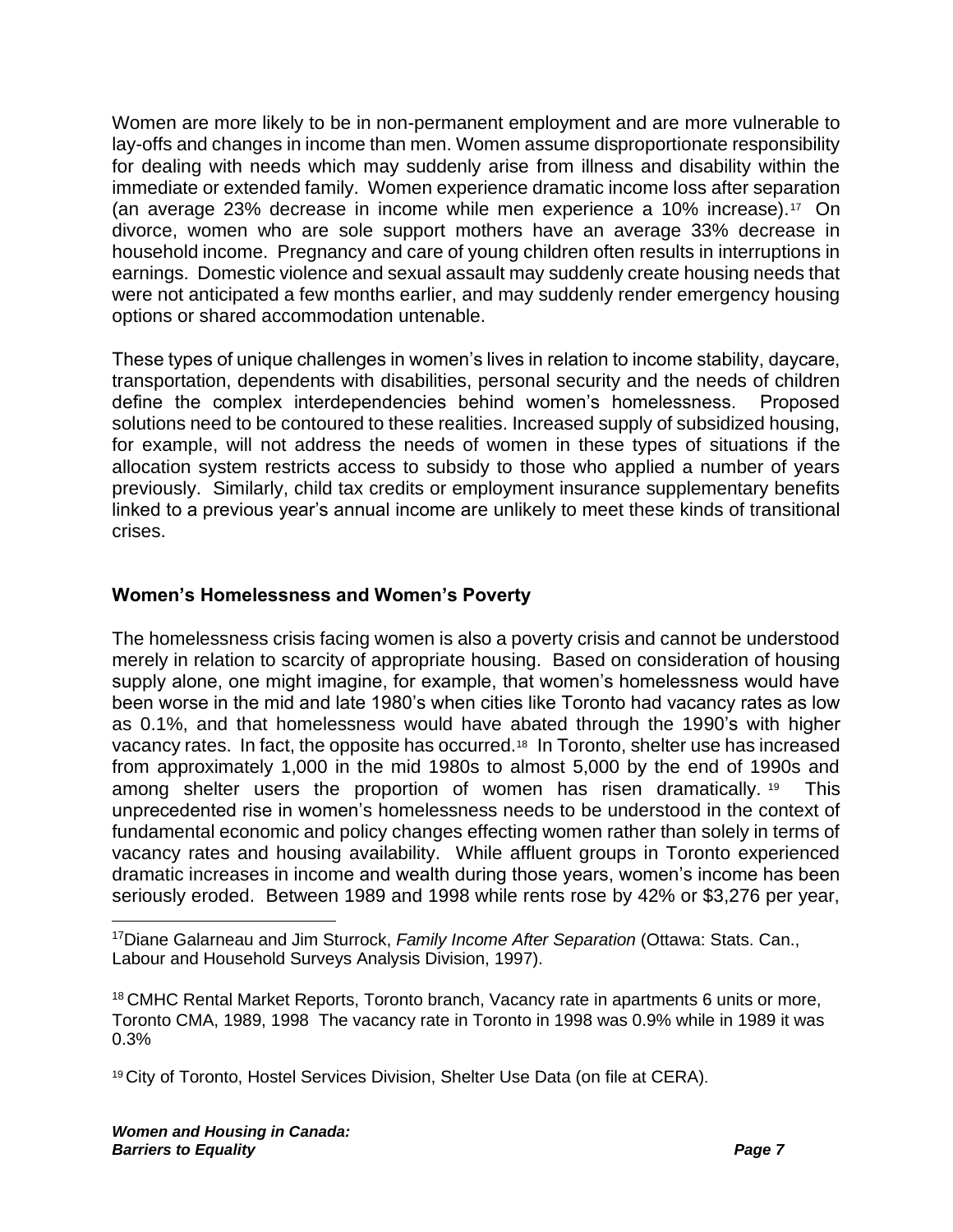Women are more likely to be in non-permanent employment and are more vulnerable to lay-offs and changes in income than men. Women assume disproportionate responsibility for dealing with needs which may suddenly arise from illness and disability within the immediate or extended family. Women experience dramatic income loss after separation (an average 23% decrease in income while men experience a 10% increase).[17] On divorce, women who are sole support mothers have an average 33% decrease in household income. Pregnancy and care of young children often results in interruptions in earnings. Domestic violence and sexual assault may suddenly create housing needs that were not anticipated a few months earlier, and may suddenly render emergency housing options or shared accommodation untenable.

These types of unique challenges in women's lives in relation to income stability, daycare, transportation, dependents with disabilities, personal security and the needs of children define the complex interdependencies behind women's homelessness. Proposed solutions need to be contoured to these realities. Increased supply of subsidized housing, for example, will not address the needs of women in these types of situations if the allocation system restricts access to subsidy to those who applied a number of years previously. Similarly, child tax credits or employment insurance supplementary benefits linked to a previous year's annual income are unlikely to meet these kinds of transitional crises.

## Women's Homelessness and Women's Poverty

The homelessness crisis facing women is also a poverty crisis and cannot be understood merely in relation to scarcity of appropriate housing. Based on consideration of housing supply alone, one might imagine, for example, that women's homelessness would have been worse in the mid and late 1980's when cities like Toronto had vacancy rates as low as 0.1%, and that homelessness would have abated through the 1990's with higher vacancy rates. In fact, the opposite has occurred.[18] In Toronto, shelter use has increased from approximately 1,000 in the mid 1980s to almost 5,000 by the end of 1990s and among shelter users the proportion of women has risen dramatically.[19] This unprecedented rise in women's homelessness needs to be understood in the context of fundamental economic and policy changes effecting women rather than solely in terms of vacancy rates and housing availability. While affluent groups in Toronto experienced dramatic increases in income and wealth during those years, women's income has been seriously eroded. Between 1989 and 1998 while rents rose by 42% or $3,276 per year,

---

[17] Diane Galarneau and Jim Sturrock, *Family Income After Separation* (Ottawa: Stats. Can., Labour and Household Surveys Analysis Division, 1997).

[18] CMHC Rental Market Reports, Toronto branch, Vacancy rate in apartments 6 units or more, Toronto CMA, 1989, 1998 The vacancy rate in Toronto in 1998 was 0.9% while in 1989 it was 0.3%

[19] City of Toronto, Hostel Services Division, Shelter Use Data (on file at CERA).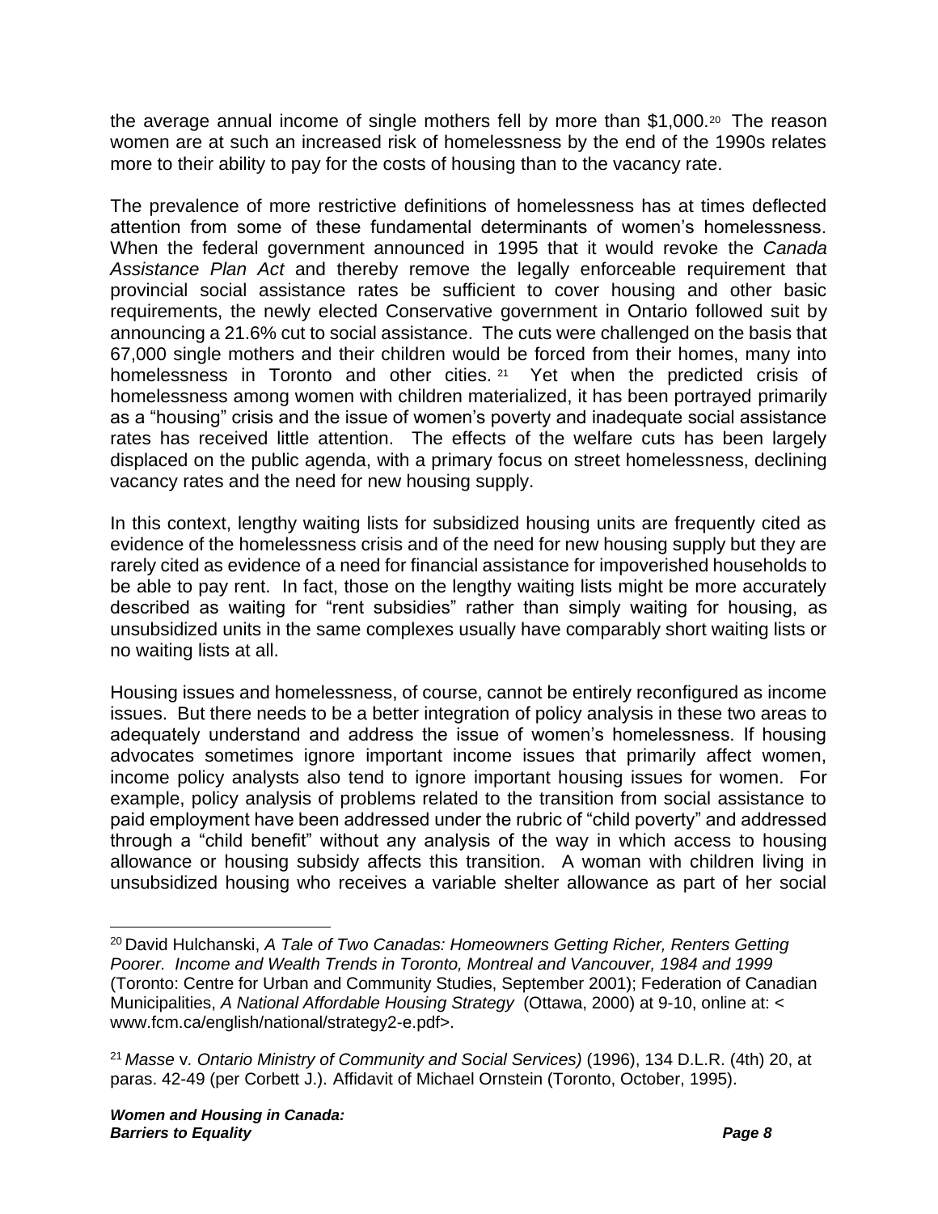the average annual income of single mothers fell by more than $1,000.[20] The reason women are at such an increased risk of homelessness by the end of the 1990s relates more to their ability to pay for the costs of housing than to the vacancy rate.

The prevalence of more restrictive definitions of homelessness has at times deflected attention from some of these fundamental determinants of women's homelessness. When the federal government announced in 1995 that it would revoke the *Canada Assistance Plan Act* and thereby remove the legally enforceable requirement that provincial social assistance rates be sufficient to cover housing and other basic requirements, the newly elected Conservative government in Ontario followed suit by announcing a 21.6% cut to social assistance. The cuts were challenged on the basis that 67,000 single mothers and their children would be forced from their homes, many into homelessness in Toronto and other cities.[21] Yet when the predicted crisis of homelessness among women with children materialized, it has been portrayed primarily as a "housing" crisis and the issue of women's poverty and inadequate social assistance rates has received little attention. The effects of the welfare cuts has been largely displaced on the public agenda, with a primary focus on street homelessness, declining vacancy rates and the need for new housing supply.

In this context, lengthy waiting lists for subsidized housing units are frequently cited as evidence of the homelessness crisis and of the need for new housing supply but they are rarely cited as evidence of a need for financial assistance for impoverished households to be able to pay rent. In fact, those on the lengthy waiting lists might be more accurately described as waiting for "rent subsidies" rather than simply waiting for housing, as unsubsidized units in the same complexes usually have comparably short waiting lists or no waiting lists at all.

Housing issues and homelessness, of course, cannot be entirely reconfigured as income issues. But there needs to be a better integration of policy analysis in these two areas to adequately understand and address the issue of women's homelessness. If housing advocates sometimes ignore important income issues that primarily affect women, income policy analysts also tend to ignore important housing issues for women. For example, policy analysis of problems related to the transition from social assistance to paid employment have been addressed under the rubric of "child poverty" and addressed through a "child benefit" without any analysis of the way in which access to housing allowance or housing subsidy affects this transition. A woman with children living in unsubsidized housing who receives a variable shelter allowance as part of her social

---

[20] David Hulchanski, *A Tale of Two Canadas: Homeowners Getting Richer, Renters Getting Poorer. Income and Wealth Trends in Toronto, Montreal and Vancouver, 1984 and 1999* (Toronto: Centre for Urban and Community Studies, September 2001); Federation of Canadian Municipalities, *A National Affordable Housing Strategy* (Ottawa, 2000) at 9-10, online at: < www.fcm.ca/english/national/strategy2-e.pdf>.

[21] *Masse* v. *Ontario Ministry of Community and Social Services)* (1996), 134 D.L.R. (4th) 20, at paras. 42-49 (per Corbett J.). Affidavit of Michael Ornstein (Toronto, October, 1995).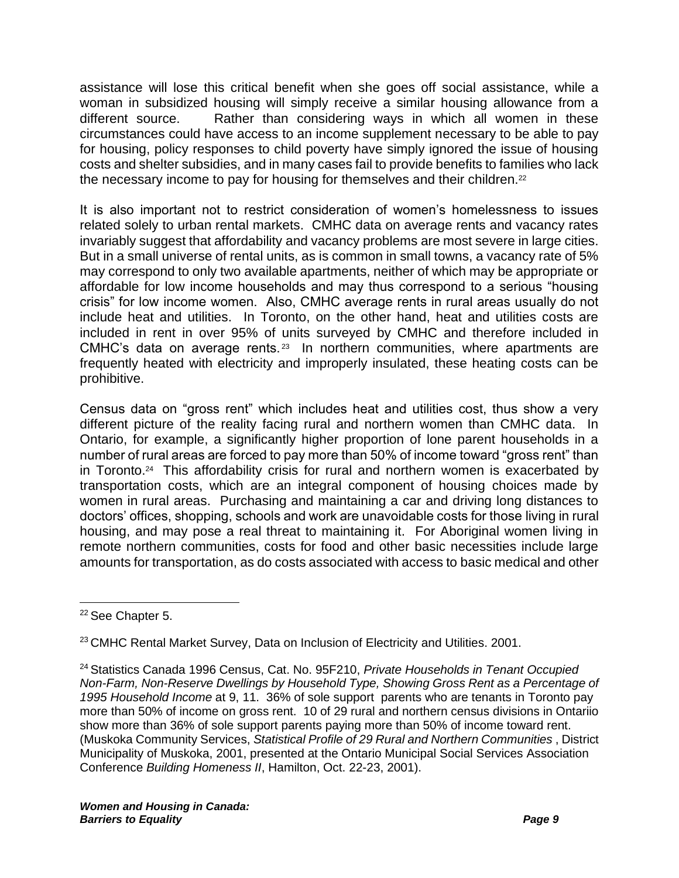assistance will lose this critical benefit when she goes off social assistance, while a woman in subsidized housing will simply receive a similar housing allowance from a different source. Rather than considering ways in which all women in these circumstances could have access to an income supplement necessary to be able to pay for housing, policy responses to child poverty have simply ignored the issue of housing costs and shelter subsidies, and in many cases fail to provide benefits to families who lack the necessary income to pay for housing for themselves and their children.[22]

It is also important not to restrict consideration of women's homelessness to issues related solely to urban rental markets. CMHC data on average rents and vacancy rates invariably suggest that affordability and vacancy problems are most severe in large cities. But in a small universe of rental units, as is common in small towns, a vacancy rate of 5% may correspond to only two available apartments, neither of which may be appropriate or affordable for low income households and may thus correspond to a serious "housing crisis" for low income women. Also, CMHC average rents in rural areas usually do not include heat and utilities. In Toronto, on the other hand, heat and utilities costs are included in rent in over 95% of units surveyed by CMHC and therefore included in CMHC's data on average rents.[23] In northern communities, where apartments are frequently heated with electricity and improperly insulated, these heating costs can be prohibitive.

Census data on "gross rent" which includes heat and utilities cost, thus show a very different picture of the reality facing rural and northern women than CMHC data. In Ontario, for example, a significantly higher proportion of lone parent households in a number of rural areas are forced to pay more than 50% of income toward "gross rent" than in Toronto.[24] This affordability crisis for rural and northern women is exacerbated by transportation costs, which are an integral component of housing choices made by women in rural areas. Purchasing and maintaining a car and driving long distances to doctors' offices, shopping, schools and work are unavoidable costs for those living in rural housing, and may pose a real threat to maintaining it. For Aboriginal women living in remote northern communities, costs for food and other basic necessities include large amounts for transportation, as do costs associated with access to basic medical and other

---

[22] See Chapter 5.

[23] CMHC Rental Market Survey, Data on Inclusion of Electricity and Utilities. 2001.

[24] Statistics Canada 1996 Census, Cat. No. 95F210, *Private Households in Tenant Occupied Non-Farm, Non-Reserve Dwellings by Household Type, Showing Gross Rent as a Percentage of 1995 Household Income* at 9, 11. 36% of sole support parents who are tenants in Toronto pay more than 50% of income on gross rent. 10 of 29 rural and northern census divisions in Ontariio show more than 36% of sole support parents paying more than 50% of income toward rent. (Muskoka Community Services, *Statistical Profile of 29 Rural and Northern Communities* , District Municipality of Muskoka, 2001, presented at the Ontario Municipal Social Services Association Conference *Building Homeness II*, Hamilton, Oct. 22-23, 2001).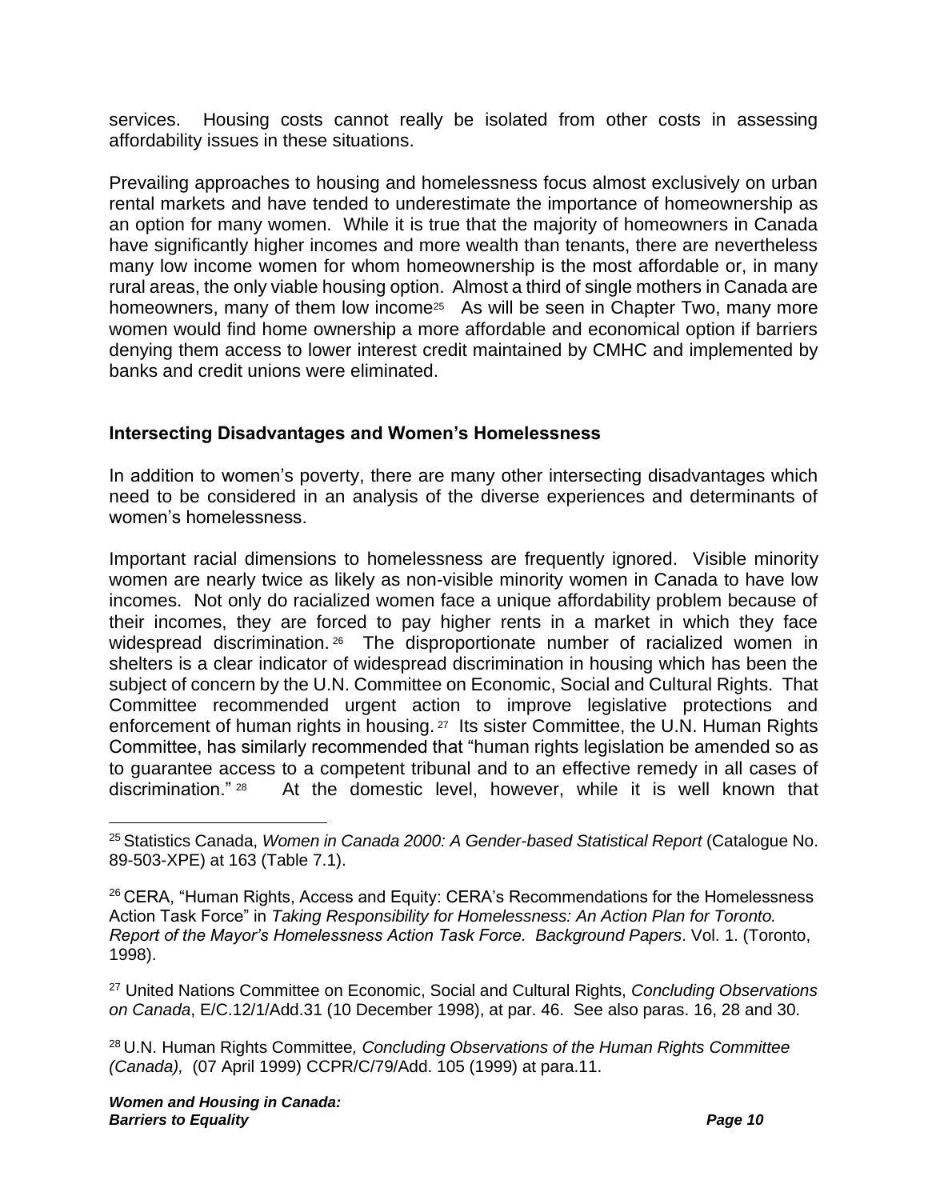services. Housing costs cannot really be isolated from other costs in assessing affordability issues in these situations.

Prevailing approaches to housing and homelessness focus almost exclusively on urban rental markets and have tended to underestimate the importance of homeownership as an option for many women. While it is true that the majority of homeowners in Canada have significantly higher incomes and more wealth than tenants, there are nevertheless many low income women for whom homeownership is the most affordable or, in many rural areas, the only viable housing option. Almost a third of single mothers in Canada are homeowners, many of them low income[25] As will be seen in Chapter Two, many more women would find home ownership a more affordable and economical option if barriers denying them access to lower interest credit maintained by CMHC and implemented by banks and credit unions were eliminated.

### Intersecting Disadvantages and Women's Homelessness

In addition to women's poverty, there are many other intersecting disadvantages which need to be considered in an analysis of the diverse experiences and determinants of women's homelessness.

Important racial dimensions to homelessness are frequently ignored. Visible minority women are nearly twice as likely as non-visible minority women in Canada to have low incomes. Not only do racialized women face a unique affordability problem because of their incomes, they are forced to pay higher rents in a market in which they face widespread discrimination.[26] The disproportionate number of racialized women in shelters is a clear indicator of widespread discrimination in housing which has been the subject of concern by the U.N. Committee on Economic, Social and Cultural Rights. That Committee recommended urgent action to improve legislative protections and enforcement of human rights in housing.[27] Its sister Committee, the U.N. Human Rights Committee, has similarly recommended that "human rights legislation be amended so as to guarantee access to a competent tribunal and to an effective remedy in all cases of discrimination."[28] At the domestic level, however, while it is well known that

---

[25] Statistics Canada, *Women in Canada 2000: A Gender-based Statistical Report* (Catalogue No. 89-503-XPE) at 163 (Table 7.1).

[26] CERA, "Human Rights, Access and Equity: CERA's Recommendations for the Homelessness Action Task Force" in *Taking Responsibility for Homelessness: An Action Plan for Toronto. Report of the Mayor's Homelessness Action Task Force. Background Papers*. Vol. 1. (Toronto, 1998).

[27] United Nations Committee on Economic, Social and Cultural Rights, *Concluding Observations on Canada*, E/C.12/1/Add.31 (10 December 1998), at par. 46. See also paras. 16, 28 and 30.

[28] U.N. Human Rights Committee*, Concluding Observations of the Human Rights Committee (Canada),* (07 April 1999) CCPR/C/79/Add. 105 (1999) at para.11.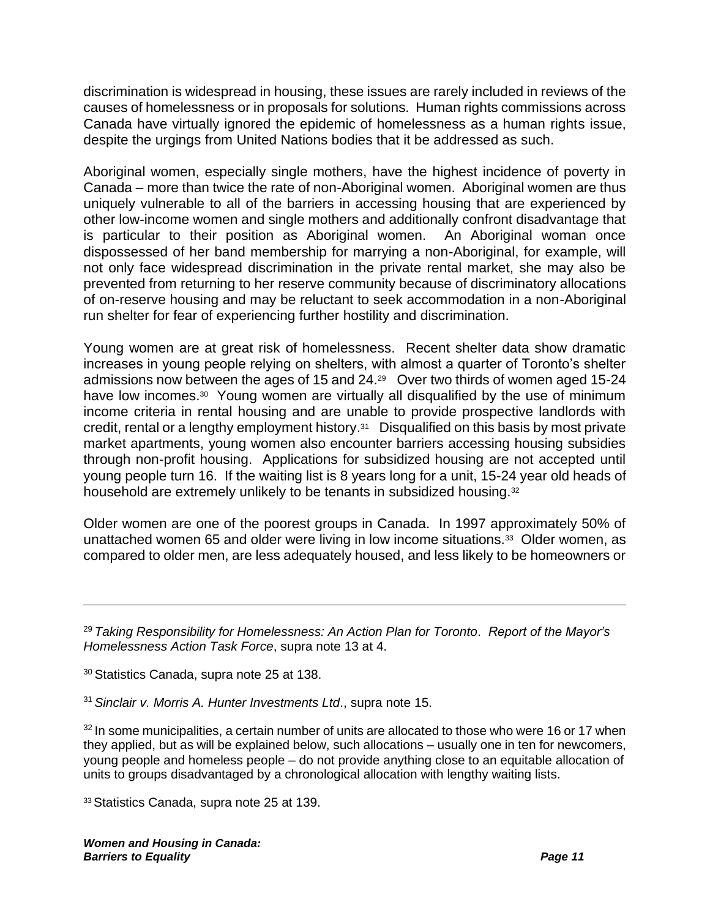discrimination is widespread in housing, these issues are rarely included in reviews of the causes of homelessness or in proposals for solutions. Human rights commissions across Canada have virtually ignored the epidemic of homelessness as a human rights issue, despite the urgings from United Nations bodies that it be addressed as such.

Aboriginal women, especially single mothers, have the highest incidence of poverty in Canada – more than twice the rate of non-Aboriginal women. Aboriginal women are thus uniquely vulnerable to all of the barriers in accessing housing that are experienced by other low-income women and single mothers and additionally confront disadvantage that is particular to their position as Aboriginal women. An Aboriginal woman once dispossessed of her band membership for marrying a non-Aboriginal, for example, will not only face widespread discrimination in the private rental market, she may also be prevented from returning to her reserve community because of discriminatory allocations of on-reserve housing and may be reluctant to seek accommodation in a non-Aboriginal run shelter for fear of experiencing further hostility and discrimination.

Young women are at great risk of homelessness. Recent shelter data show dramatic increases in young people relying on shelters, with almost a quarter of Toronto's shelter admissions now between the ages of 15 and 24.[29] Over two thirds of women aged 15-24 have low incomes.[30] Young women are virtually all disqualified by the use of minimum income criteria in rental housing and are unable to provide prospective landlords with credit, rental or a lengthy employment history.[31] Disqualified on this basis by most private market apartments, young women also encounter barriers accessing housing subsidies through non-profit housing. Applications for subsidized housing are not accepted until young people turn 16. If the waiting list is 8 years long for a unit, 15-24 year old heads of household are extremely unlikely to be tenants in subsidized housing.[32]

Older women are one of the poorest groups in Canada. In 1997 approximately 50% of unattached women 65 and older were living in low income situations.[33] Older women, as compared to older men, are less adequately housed, and less likely to be homeowners or

---

[29] *Taking Responsibility for Homelessness: An Action Plan for Toronto*. *Report of the Mayor's Homelessness Action Task Force*, supra note 13 at 4.

[30] Statistics Canada, supra note 25 at 138.

[31] *Sinclair v. Morris A. Hunter Investments Ltd*., supra note 15.

[32] In some municipalities, a certain number of units are allocated to those who were 16 or 17 when they applied, but as will be explained below, such allocations – usually one in ten for newcomers, young people and homeless people – do not provide anything close to an equitable allocation of units to groups disadvantaged by a chronological allocation with lengthy waiting lists.

[33] Statistics Canada, supra note 25 at 139.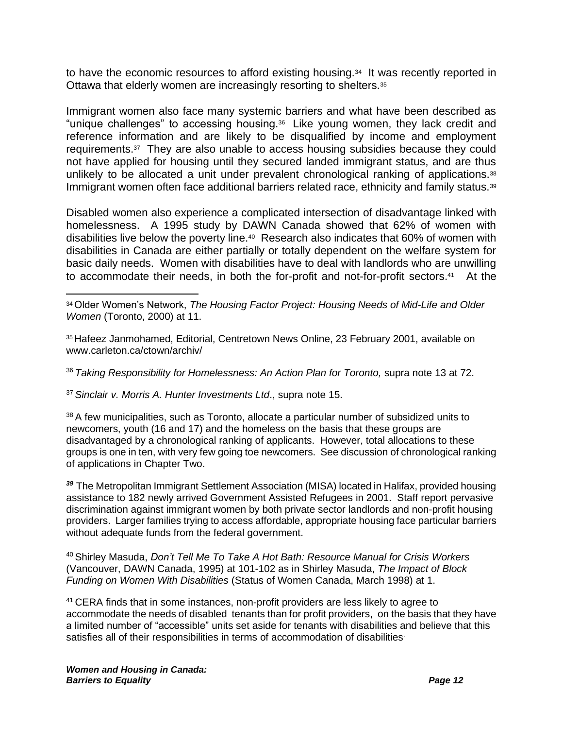to have the economic resources to afford existing housing.[34] It was recently reported in Ottawa that elderly women are increasingly resorting to shelters.[35]

Immigrant women also face many systemic barriers and what have been described as "unique challenges" to accessing housing.[36] Like young women, they lack credit and reference information and are likely to be disqualified by income and employment requirements.[37] They are also unable to access housing subsidies because they could not have applied for housing until they secured landed immigrant status, and are thus unlikely to be allocated a unit under prevalent chronological ranking of applications.[38] Immigrant women often face additional barriers related race, ethnicity and family status.[39]

Disabled women also experience a complicated intersection of disadvantage linked with homelessness. A 1995 study by DAWN Canada showed that 62% of women with disabilities live below the poverty line.[40] Research also indicates that 60% of women with disabilities in Canada are either partially or totally dependent on the welfare system for basic daily needs. Women with disabilities have to deal with landlords who are unwilling to accommodate their needs, in both the for-profit and not-for-profit sectors.[41] At the

---

[34] Older Women's Network, *The Housing Factor Project: Housing Needs of Mid-Life and Older Women* (Toronto, 2000) at 11.

[35] Hafeez Janmohamed, Editorial, Centretown News Online, 23 February 2001, available on www.carleton.ca/ctown/archiv/

[36] *Taking Responsibility for Homelessness: An Action Plan for Toronto,* supra note 13 at 72.

[37] *Sinclair v. Morris A. Hunter Investments Ltd*., supra note 15.

[38] A few municipalities, such as Toronto, allocate a particular number of subsidized units to newcomers, youth (16 and 17) and the homeless on the basis that these groups are disadvantaged by a chronological ranking of applicants. However, total allocations to these groups is one in ten, with very few going toe newcomers. See discussion of chronological ranking of applications in Chapter Two.

[39] The Metropolitan Immigrant Settlement Association (MISA) located in Halifax, provided housing assistance to 182 newly arrived Government Assisted Refugees in 2001. Staff report pervasive discrimination against immigrant women by both private sector landlords and non-profit housing providers. Larger families trying to access affordable, appropriate housing face particular barriers without adequate funds from the federal government.

[40] Shirley Masuda, *Don't Tell Me To Take A Hot Bath: Resource Manual for Crisis Workers* (Vancouver, DAWN Canada, 1995) at 101-102 as in Shirley Masuda, *The Impact of Block Funding on Women With Disabilities* (Status of Women Canada, March 1998) at 1.

[41] CERA finds that in some instances, non-profit providers are less likely to agree to accommodate the needs of disabled tenants than for profit providers, on the basis that they have a limited number of "accessible" units set aside for tenants with disabilities and believe that this satisfies all of their responsibilities in terms of accommodation of disabilities.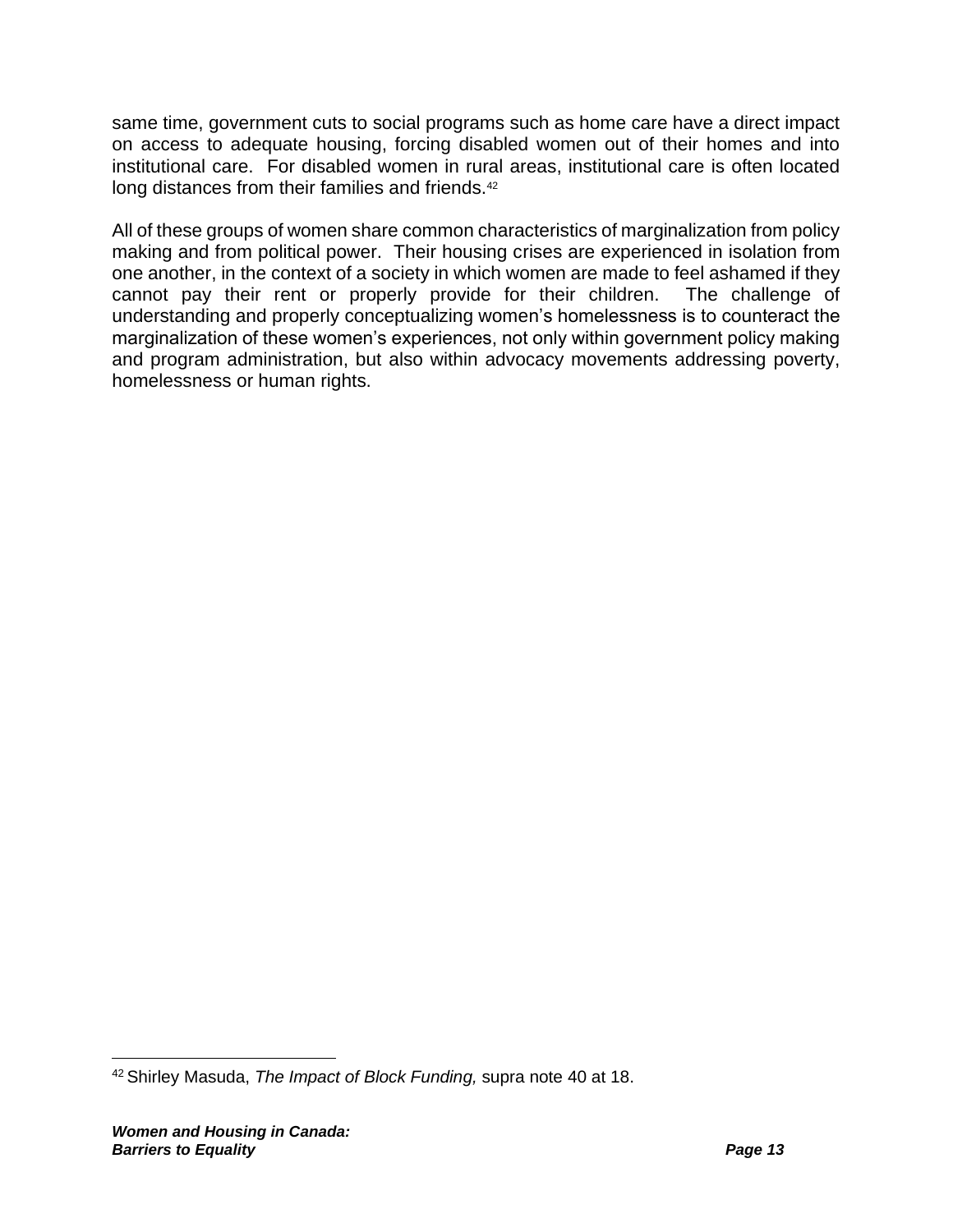same time, government cuts to social programs such as home care have a direct impact on access to adequate housing, forcing disabled women out of their homes and into institutional care. For disabled women in rural areas, institutional care is often located long distances from their families and friends.[42]

All of these groups of women share common characteristics of marginalization from policy making and from political power. Their housing crises are experienced in isolation from one another, in the context of a society in which women are made to feel ashamed if they cannot pay their rent or properly provide for their children. The challenge of understanding and properly conceptualizing women's homelessness is to counteract the marginalization of these women's experiences, not only within government policy making and program administration, but also within advocacy movements addressing poverty, homelessness or human rights.

---

[42] Shirley Masuda, *The Impact of Block Funding,* supra note 40 at 18.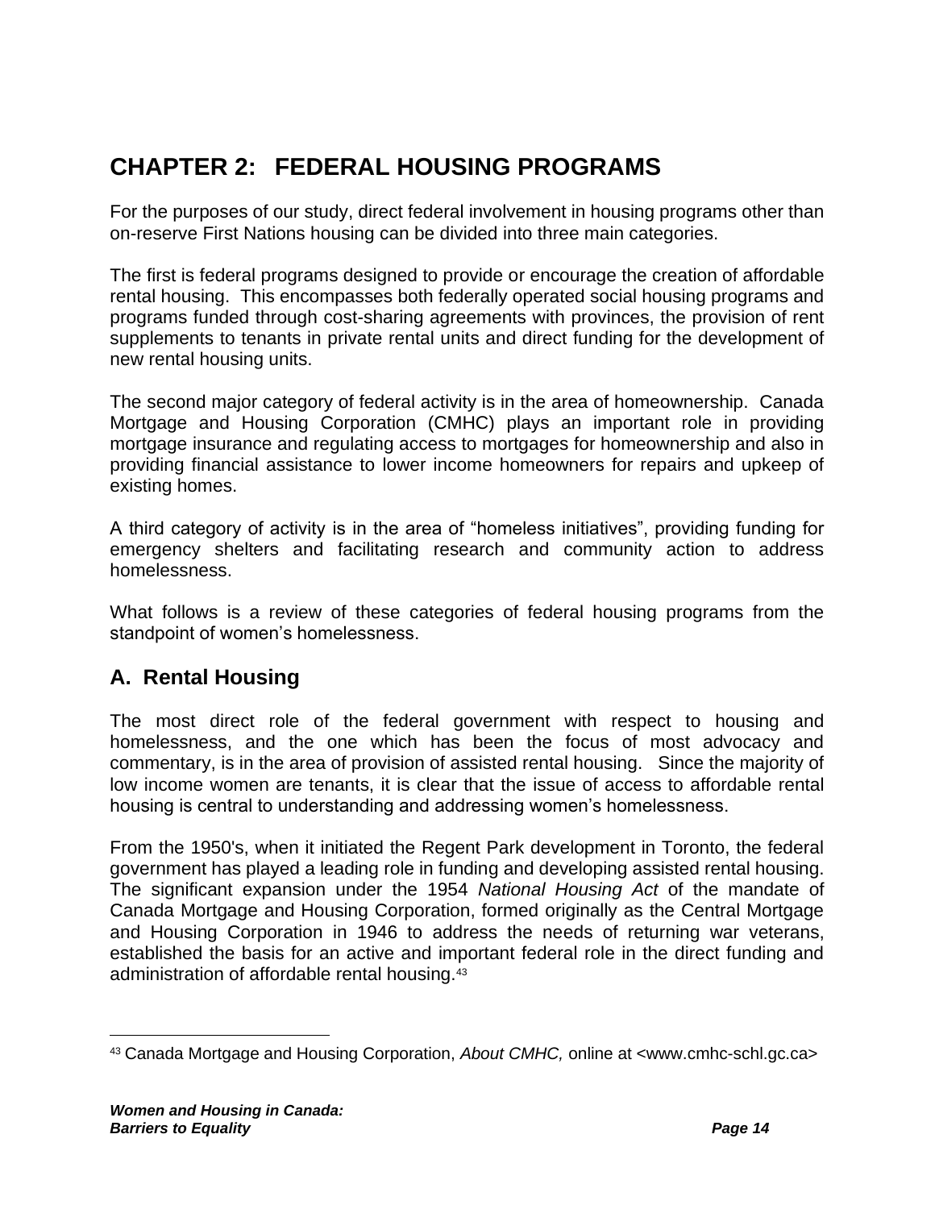# CHAPTER 2: FEDERAL HOUSING PROGRAMS

For the purposes of our study, direct federal involvement in housing programs other than on-reserve First Nations housing can be divided into three main categories.

The first is federal programs designed to provide or encourage the creation of affordable rental housing. This encompasses both federally operated social housing programs and programs funded through cost-sharing agreements with provinces, the provision of rent supplements to tenants in private rental units and direct funding for the development of new rental housing units.

The second major category of federal activity is in the area of homeownership. Canada Mortgage and Housing Corporation (CMHC) plays an important role in providing mortgage insurance and regulating access to mortgages for homeownership and also in providing financial assistance to lower income homeowners for repairs and upkeep of existing homes.

A third category of activity is in the area of "homeless initiatives", providing funding for emergency shelters and facilitating research and community action to address homelessness.

What follows is a review of these categories of federal housing programs from the standpoint of women's homelessness.

## A. Rental Housing

The most direct role of the federal government with respect to housing and homelessness, and the one which has been the focus of most advocacy and commentary, is in the area of provision of assisted rental housing. Since the majority of low income women are tenants, it is clear that the issue of access to affordable rental housing is central to understanding and addressing women's homelessness.

From the 1950's, when it initiated the Regent Park development in Toronto, the federal government has played a leading role in funding and developing assisted rental housing. The significant expansion under the 1954 *National Housing Act* of the mandate of Canada Mortgage and Housing Corporation, formed originally as the Central Mortgage and Housing Corporation in 1946 to address the needs of returning war veterans, established the basis for an active and important federal role in the direct funding and administration of affordable rental housing.[43]

---

[43] Canada Mortgage and Housing Corporation, *About CMHC,* online at <www.cmhc-schl.gc.ca>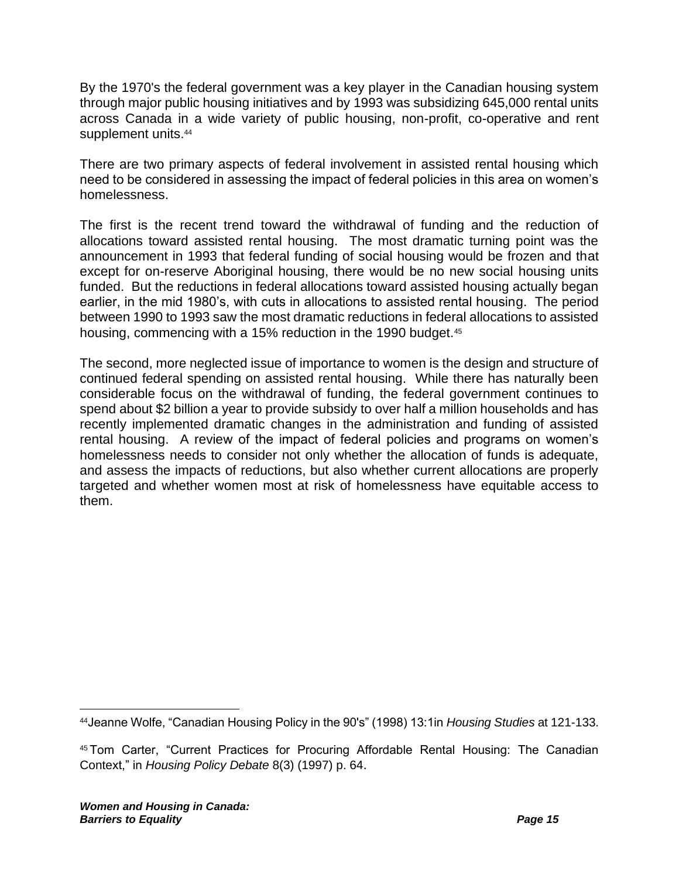By the 1970's the federal government was a key player in the Canadian housing system through major public housing initiatives and by 1993 was subsidizing 645,000 rental units across Canada in a wide variety of public housing, non-profit, co-operative and rent supplement units.[44]

There are two primary aspects of federal involvement in assisted rental housing which need to be considered in assessing the impact of federal policies in this area on women's homelessness.

The first is the recent trend toward the withdrawal of funding and the reduction of allocations toward assisted rental housing. The most dramatic turning point was the announcement in 1993 that federal funding of social housing would be frozen and that except for on-reserve Aboriginal housing, there would be no new social housing units funded. But the reductions in federal allocations toward assisted housing actually began earlier, in the mid 1980's, with cuts in allocations to assisted rental housing. The period between 1990 to 1993 saw the most dramatic reductions in federal allocations to assisted housing, commencing with a 15% reduction in the 1990 budget.[45]

The second, more neglected issue of importance to women is the design and structure of continued federal spending on assisted rental housing. While there has naturally been considerable focus on the withdrawal of funding, the federal government continues to spend about $2 billion a year to provide subsidy to over half a million households and has recently implemented dramatic changes in the administration and funding of assisted rental housing. A review of the impact of federal policies and programs on women's homelessness needs to consider not only whether the allocation of funds is adequate, and assess the impacts of reductions, but also whether current allocations are properly targeted and whether women most at risk of homelessness have equitable access to them.

---

[44] Jeanne Wolfe, "Canadian Housing Policy in the 90's" (1998) 13:1in *Housing Studies* at 121-133.

[45] Tom Carter, "Current Practices for Procuring Affordable Rental Housing: The Canadian Context," in *Housing Policy Debate* 8(3) (1997) p. 64.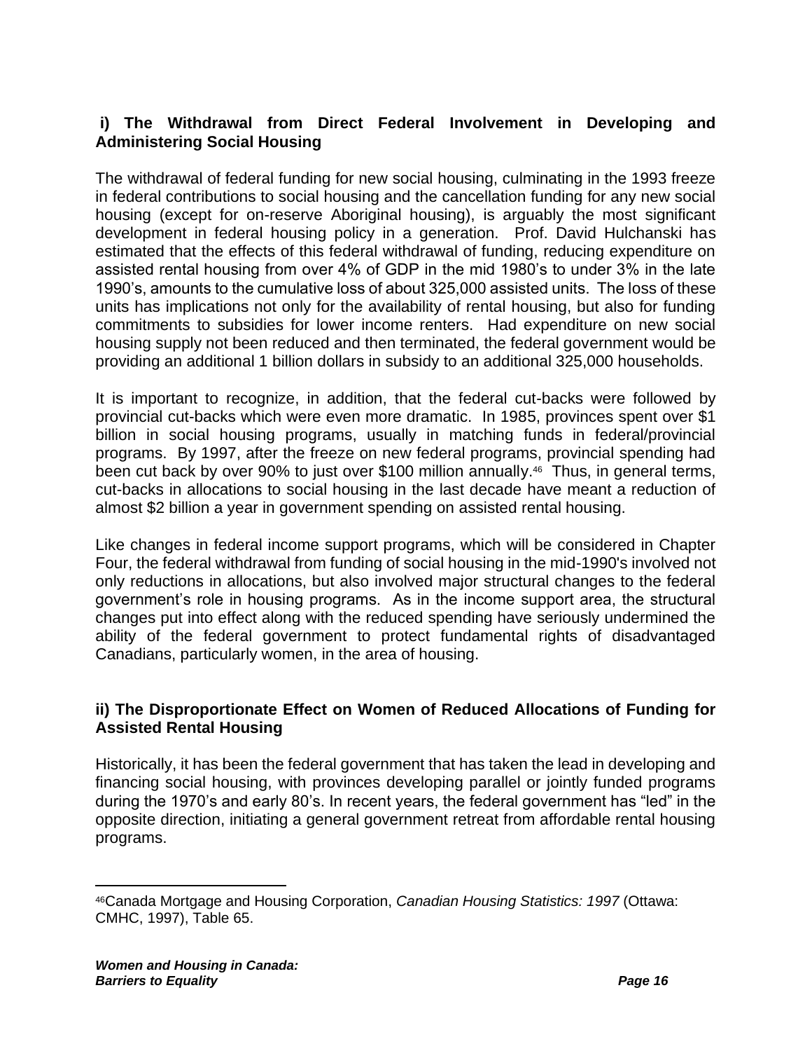### i) The Withdrawal from Direct Federal Involvement in Developing and Administering Social Housing

The withdrawal of federal funding for new social housing, culminating in the 1993 freeze in federal contributions to social housing and the cancellation funding for any new social housing (except for on-reserve Aboriginal housing), is arguably the most significant development in federal housing policy in a generation. Prof. David Hulchanski has estimated that the effects of this federal withdrawal of funding, reducing expenditure on assisted rental housing from over 4% of GDP in the mid 1980's to under 3% in the late 1990's, amounts to the cumulative loss of about 325,000 assisted units. The loss of these units has implications not only for the availability of rental housing, but also for funding commitments to subsidies for lower income renters. Had expenditure on new social housing supply not been reduced and then terminated, the federal government would be providing an additional 1 billion dollars in subsidy to an additional 325,000 households.

It is important to recognize, in addition, that the federal cut-backs were followed by provincial cut-backs which were even more dramatic. In 1985, provinces spent over $1 billion in social housing programs, usually in matching funds in federal/provincial programs. By 1997, after the freeze on new federal programs, provincial spending had been cut back by over 90% to just over $100 million annually.[46] Thus, in general terms, cut-backs in allocations to social housing in the last decade have meant a reduction of almost $2 billion a year in government spending on assisted rental housing.

Like changes in federal income support programs, which will be considered in Chapter Four, the federal withdrawal from funding of social housing in the mid-1990's involved not only reductions in allocations, but also involved major structural changes to the federal government's role in housing programs. As in the income support area, the structural changes put into effect along with the reduced spending have seriously undermined the ability of the federal government to protect fundamental rights of disadvantaged Canadians, particularly women, in the area of housing.

### ii) The Disproportionate Effect on Women of Reduced Allocations of Funding for Assisted Rental Housing

Historically, it has been the federal government that has taken the lead in developing and financing social housing, with provinces developing parallel or jointly funded programs during the 1970's and early 80's. In recent years, the federal government has "led" in the opposite direction, initiating a general government retreat from affordable rental housing programs.

---

[46] Canada Mortgage and Housing Corporation, *Canadian Housing Statistics: 1997* (Ottawa: CMHC, 1997), Table 65.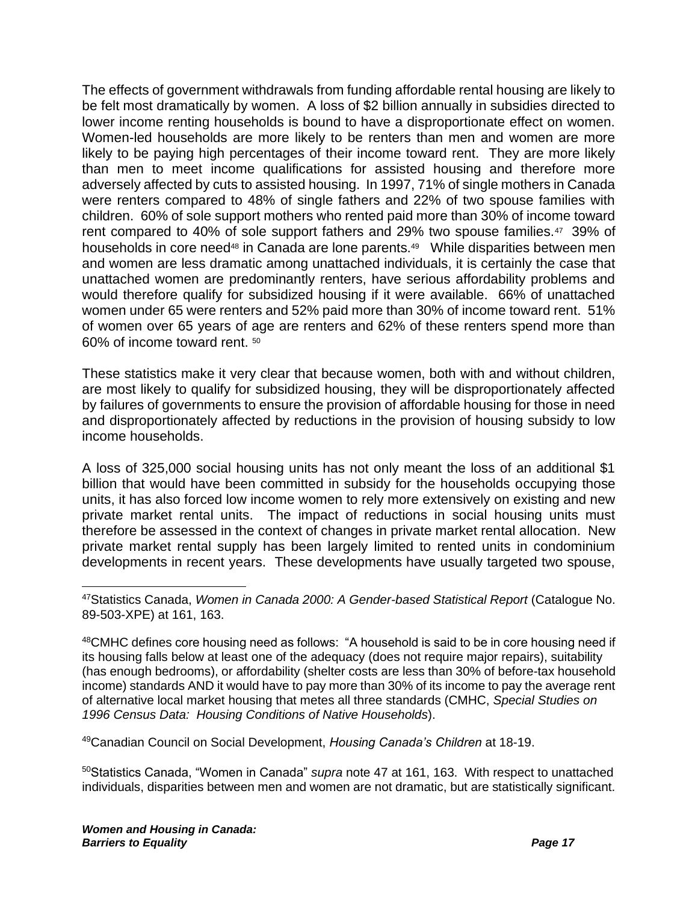The effects of government withdrawals from funding affordable rental housing are likely to be felt most dramatically by women. A loss of $2 billion annually in subsidies directed to lower income renting households is bound to have a disproportionate effect on women. Women-led households are more likely to be renters than men and women are more likely to be paying high percentages of their income toward rent. They are more likely than men to meet income qualifications for assisted housing and therefore more adversely affected by cuts to assisted housing. In 1997, 71% of single mothers in Canada were renters compared to 48% of single fathers and 22% of two spouse families with children. 60% of sole support mothers who rented paid more than 30% of income toward rent compared to 40% of sole support fathers and 29% two spouse families.[47] 39% of households in core need[48] in Canada are lone parents.[49] While disparities between men and women are less dramatic among unattached individuals, it is certainly the case that unattached women are predominantly renters, have serious affordability problems and would therefore qualify for subsidized housing if it were available. 66% of unattached women under 65 were renters and 52% paid more than 30% of income toward rent. 51% of women over 65 years of age are renters and 62% of these renters spend more than 60% of income toward rent.[50]

These statistics make it very clear that because women, both with and without children, are most likely to qualify for subsidized housing, they will be disproportionately affected by failures of governments to ensure the provision of affordable housing for those in need and disproportionately affected by reductions in the provision of housing subsidy to low income households.

A loss of 325,000 social housing units has not only meant the loss of an additional $1 billion that would have been committed in subsidy for the households occupying those units, it has also forced low income women to rely more extensively on existing and new private market rental units. The impact of reductions in social housing units must therefore be assessed in the context of changes in private market rental allocation. New private market rental supply has been largely limited to rented units in condominium developments in recent years. These developments have usually targeted two spouse,

---

[47] Statistics Canada, *Women in Canada 2000: A Gender-based Statistical Report* (Catalogue No. 89-503-XPE) at 161, 163.

[48] CMHC defines core housing need as follows: "A household is said to be in core housing need if its housing falls below at least one of the adequacy (does not require major repairs), suitability (has enough bedrooms), or affordability (shelter costs are less than 30% of before-tax household income) standards AND it would have to pay more than 30% of its income to pay the average rent of alternative local market housing that metes all three standards (CMHC, *Special Studies on 1996 Census Data: Housing Conditions of Native Households*).

[49] Canadian Council on Social Development, *Housing Canada's Children* at 18-19.

[50] Statistics Canada, "Women in Canada" *supra* note 47 at 161, 163. With respect to unattached individuals, disparities between men and women are not dramatic, but are statistically significant.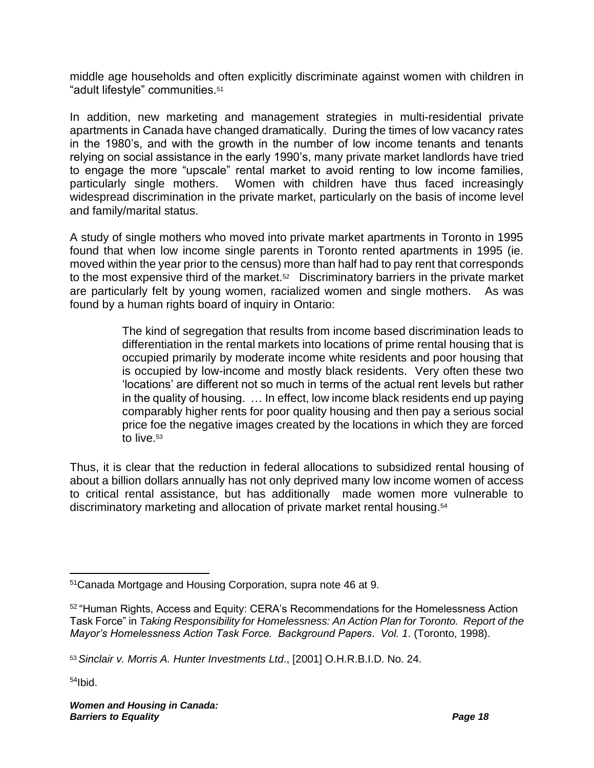middle age households and often explicitly discriminate against women with children in "adult lifestyle" communities.[51]

In addition, new marketing and management strategies in multi-residential private apartments in Canada have changed dramatically. During the times of low vacancy rates in the 1980's, and with the growth in the number of low income tenants and tenants relying on social assistance in the early 1990's, many private market landlords have tried to engage the more "upscale" rental market to avoid renting to low income families, particularly single mothers. Women with children have thus faced increasingly widespread discrimination in the private market, particularly on the basis of income level and family/marital status.

A study of single mothers who moved into private market apartments in Toronto in 1995 found that when low income single parents in Toronto rented apartments in 1995 (ie. moved within the year prior to the census) more than half had to pay rent that corresponds to the most expensive third of the market.[52] Discriminatory barriers in the private market are particularly felt by young women, racialized women and single mothers. As was found by a human rights board of inquiry in Ontario:

> The kind of segregation that results from income based discrimination leads to differentiation in the rental markets into locations of prime rental housing that is occupied primarily by moderate income white residents and poor housing that is occupied by low-income and mostly black residents. Very often these two 'locations' are different not so much in terms of the actual rent levels but rather in the quality of housing. … In effect, low income black residents end up paying comparably higher rents for poor quality housing and then pay a serious social price foe the negative images created by the locations in which they are forced to live.[53]

Thus, it is clear that the reduction in federal allocations to subsidized rental housing of about a billion dollars annually has not only deprived many low income women of access to critical rental assistance, but has additionally made women more vulnerable to discriminatory marketing and allocation of private market rental housing.[54]

---

[51] Canada Mortgage and Housing Corporation, supra note 46 at 9.

[52] "Human Rights, Access and Equity: CERA's Recommendations for the Homelessness Action Task Force" in *Taking Responsibility for Homelessness: An Action Plan for Toronto. Report of the Mayor's Homelessness Action Task Force. Background Papers*. *Vol. 1*. (Toronto, 1998).

[53] *Sinclair v. Morris A. Hunter Investments Ltd*., [2001] O.H.R.B.I.D. No. 24.

[54] Ibid.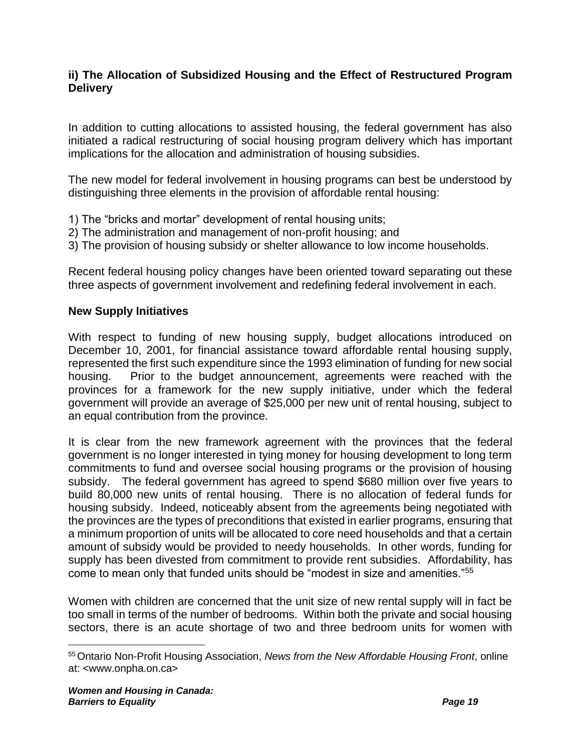### ii) The Allocation of Subsidized Housing and the Effect of Restructured Program Delivery

In addition to cutting allocations to assisted housing, the federal government has also initiated a radical restructuring of social housing program delivery which has important implications for the allocation and administration of housing subsidies.

The new model for federal involvement in housing programs can best be understood by distinguishing three elements in the provision of affordable rental housing:

1) The "bricks and mortar" development of rental housing units;
2) The administration and management of non-profit housing; and
3) The provision of housing subsidy or shelter allowance to low income households.

Recent federal housing policy changes have been oriented toward separating out these three aspects of government involvement and redefining federal involvement in each.

**New Supply Initiatives**

With respect to funding of new housing supply, budget allocations introduced on December 10, 2001, for financial assistance toward affordable rental housing supply, represented the first such expenditure since the 1993 elimination of funding for new social housing. Prior to the budget announcement, agreements were reached with the provinces for a framework for the new supply initiative, under which the federal government will provide an average of $25,000 per new unit of rental housing, subject to an equal contribution from the province.

It is clear from the new framework agreement with the provinces that the federal government is no longer interested in tying money for housing development to long term commitments to fund and oversee social housing programs or the provision of housing subsidy. The federal government has agreed to spend $680 million over five years to build 80,000 new units of rental housing. There is no allocation of federal funds for housing subsidy. Indeed, noticeably absent from the agreements being negotiated with the provinces are the types of preconditions that existed in earlier programs, ensuring that a minimum proportion of units will be allocated to core need households and that a certain amount of subsidy would be provided to needy households. In other words, funding for supply has been divested from commitment to provide rent subsidies. Affordability, has come to mean only that funded units should be "modest in size and amenities."[55]

Women with children are concerned that the unit size of new rental supply will in fact be too small in terms of the number of bedrooms. Within both the private and social housing sectors, there is an acute shortage of two and three bedroom units for women with

---

[55] Ontario Non-Profit Housing Association, *News from the New Affordable Housing Front*, online at: <www.onpha.on.ca>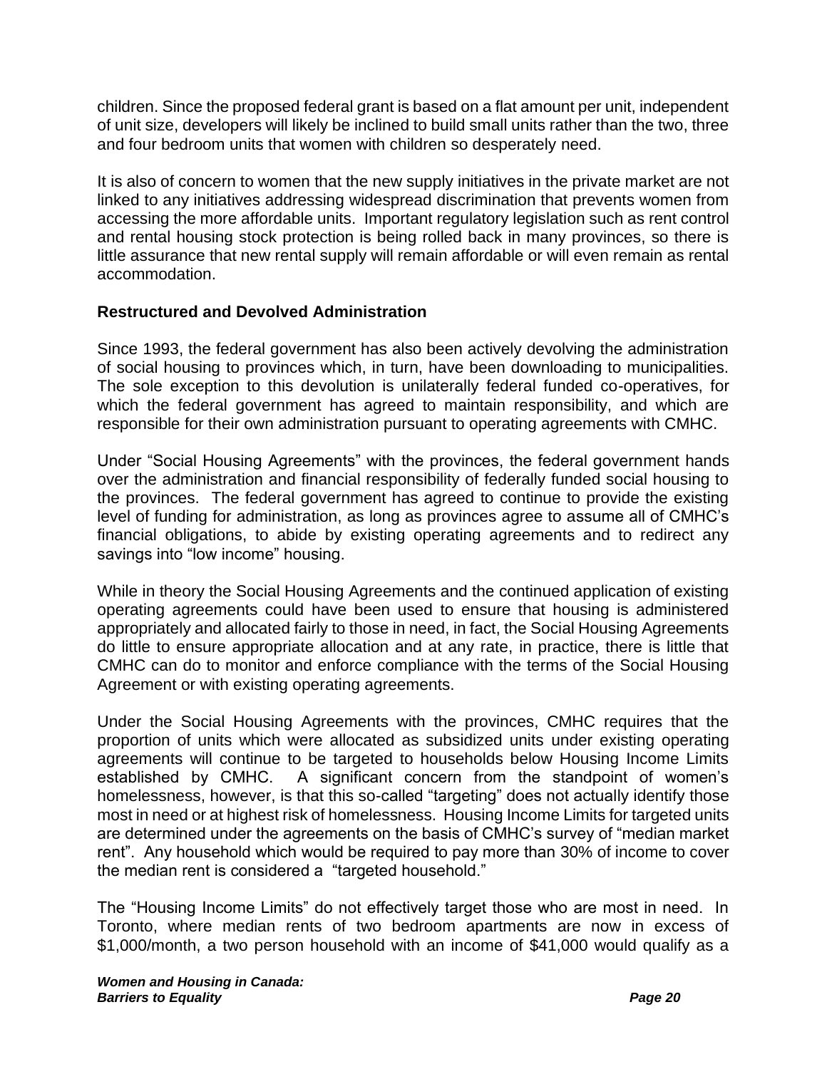children. Since the proposed federal grant is based on a flat amount per unit, independent of unit size, developers will likely be inclined to build small units rather than the two, three and four bedroom units that women with children so desperately need.

It is also of concern to women that the new supply initiatives in the private market are not linked to any initiatives addressing widespread discrimination that prevents women from accessing the more affordable units. Important regulatory legislation such as rent control and rental housing stock protection is being rolled back in many provinces, so there is little assurance that new rental supply will remain affordable or will even remain as rental accommodation.

**Restructured and Devolved Administration**

Since 1993, the federal government has also been actively devolving the administration of social housing to provinces which, in turn, have been downloading to municipalities. The sole exception to this devolution is unilaterally federal funded co-operatives, for which the federal government has agreed to maintain responsibility, and which are responsible for their own administration pursuant to operating agreements with CMHC.

Under "Social Housing Agreements" with the provinces, the federal government hands over the administration and financial responsibility of federally funded social housing to the provinces. The federal government has agreed to continue to provide the existing level of funding for administration, as long as provinces agree to assume all of CMHC's financial obligations, to abide by existing operating agreements and to redirect any savings into "low income" housing.

While in theory the Social Housing Agreements and the continued application of existing operating agreements could have been used to ensure that housing is administered appropriately and allocated fairly to those in need, in fact, the Social Housing Agreements do little to ensure appropriate allocation and at any rate, in practice, there is little that CMHC can do to monitor and enforce compliance with the terms of the Social Housing Agreement or with existing operating agreements.

Under the Social Housing Agreements with the provinces, CMHC requires that the proportion of units which were allocated as subsidized units under existing operating agreements will continue to be targeted to households below Housing Income Limits established by CMHC. A significant concern from the standpoint of women's homelessness, however, is that this so-called "targeting" does not actually identify those most in need or at highest risk of homelessness. Housing Income Limits for targeted units are determined under the agreements on the basis of CMHC's survey of "median market rent". Any household which would be required to pay more than 30% of income to cover the median rent is considered a "targeted household."

The "Housing Income Limits" do not effectively target those who are most in need. In Toronto, where median rents of two bedroom apartments are now in excess of $1,000/month, a two person household with an income of $41,000 would qualify as a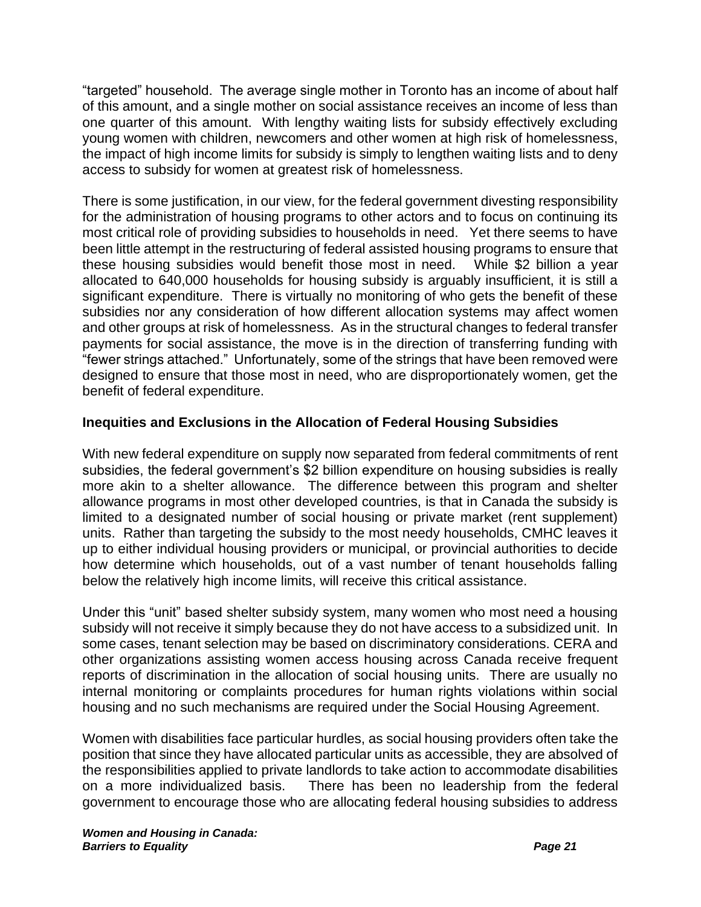"targeted" household. The average single mother in Toronto has an income of about half of this amount, and a single mother on social assistance receives an income of less than one quarter of this amount. With lengthy waiting lists for subsidy effectively excluding young women with children, newcomers and other women at high risk of homelessness, the impact of high income limits for subsidy is simply to lengthen waiting lists and to deny access to subsidy for women at greatest risk of homelessness.

There is some justification, in our view, for the federal government divesting responsibility for the administration of housing programs to other actors and to focus on continuing its most critical role of providing subsidies to households in need. Yet there seems to have been little attempt in the restructuring of federal assisted housing programs to ensure that these housing subsidies would benefit those most in need. While $2 billion a year allocated to 640,000 households for housing subsidy is arguably insufficient, it is still a significant expenditure. There is virtually no monitoring of who gets the benefit of these subsidies nor any consideration of how different allocation systems may affect women and other groups at risk of homelessness. As in the structural changes to federal transfer payments for social assistance, the move is in the direction of transferring funding with "fewer strings attached." Unfortunately, some of the strings that have been removed were designed to ensure that those most in need, who are disproportionately women, get the benefit of federal expenditure.

### Inequities and Exclusions in the Allocation of Federal Housing Subsidies

With new federal expenditure on supply now separated from federal commitments of rent subsidies, the federal government's $2 billion expenditure on housing subsidies is really more akin to a shelter allowance. The difference between this program and shelter allowance programs in most other developed countries, is that in Canada the subsidy is limited to a designated number of social housing or private market (rent supplement) units. Rather than targeting the subsidy to the most needy households, CMHC leaves it up to either individual housing providers or municipal, or provincial authorities to decide how determine which households, out of a vast number of tenant households falling below the relatively high income limits, will receive this critical assistance.

Under this "unit" based shelter subsidy system, many women who most need a housing subsidy will not receive it simply because they do not have access to a subsidized unit. In some cases, tenant selection may be based on discriminatory considerations. CERA and other organizations assisting women access housing across Canada receive frequent reports of discrimination in the allocation of social housing units. There are usually no internal monitoring or complaints procedures for human rights violations within social housing and no such mechanisms are required under the Social Housing Agreement.

Women with disabilities face particular hurdles, as social housing providers often take the position that since they have allocated particular units as accessible, they are absolved of the responsibilities applied to private landlords to take action to accommodate disabilities on a more individualized basis. There has been no leadership from the federal government to encourage those who are allocating federal housing subsidies to address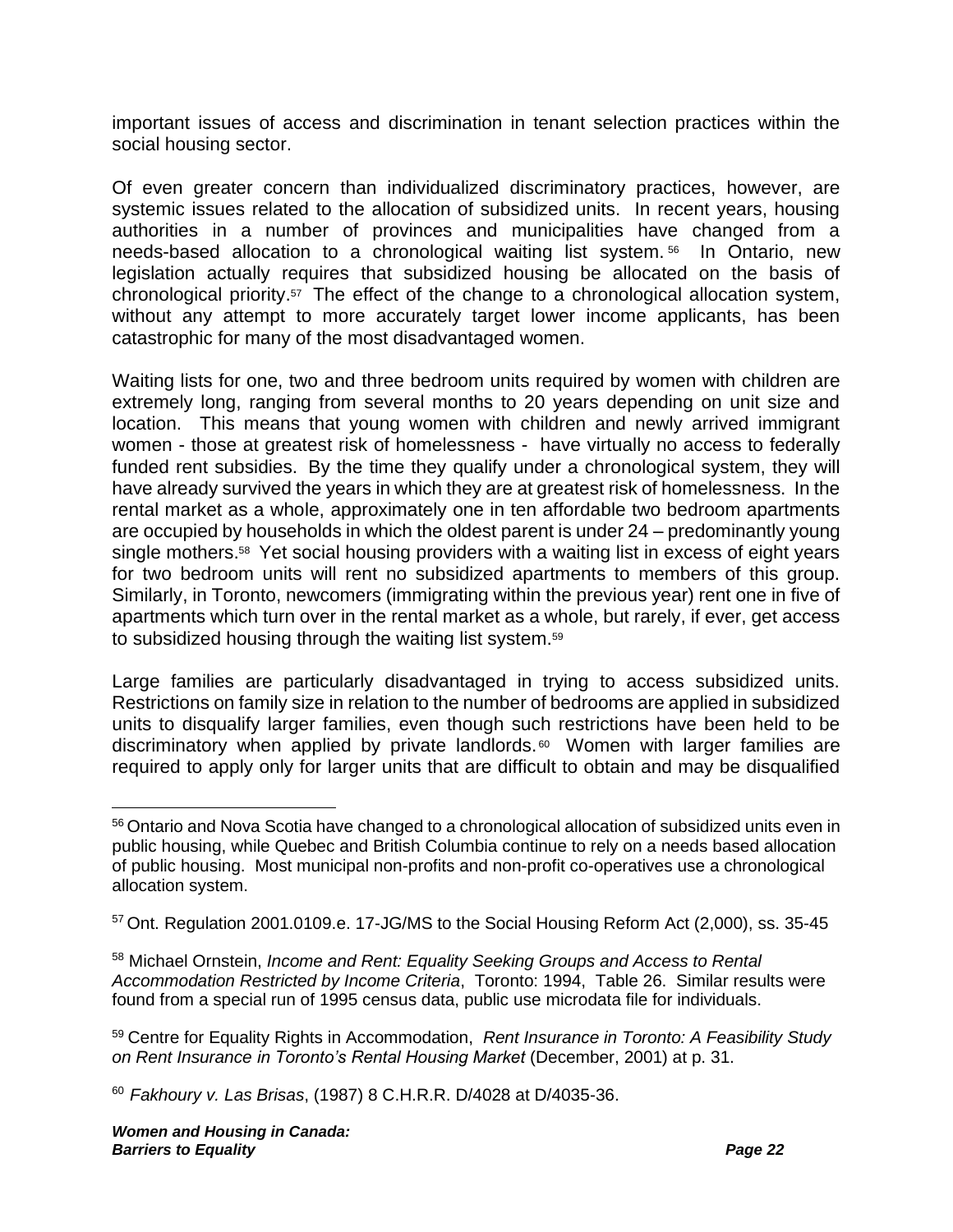important issues of access and discrimination in tenant selection practices within the social housing sector.

Of even greater concern than individualized discriminatory practices, however, are systemic issues related to the allocation of subsidized units. In recent years, housing authorities in a number of provinces and municipalities have changed from a needs-based allocation to a chronological waiting list system.[56] In Ontario, new legislation actually requires that subsidized housing be allocated on the basis of chronological priority.[57] The effect of the change to a chronological allocation system, without any attempt to more accurately target lower income applicants, has been catastrophic for many of the most disadvantaged women.

Waiting lists for one, two and three bedroom units required by women with children are extremely long, ranging from several months to 20 years depending on unit size and location. This means that young women with children and newly arrived immigrant women - those at greatest risk of homelessness - have virtually no access to federally funded rent subsidies. By the time they qualify under a chronological system, they will have already survived the years in which they are at greatest risk of homelessness. In the rental market as a whole, approximately one in ten affordable two bedroom apartments are occupied by households in which the oldest parent is under 24 – predominantly young single mothers.[58] Yet social housing providers with a waiting list in excess of eight years for two bedroom units will rent no subsidized apartments to members of this group. Similarly, in Toronto, newcomers (immigrating within the previous year) rent one in five of apartments which turn over in the rental market as a whole, but rarely, if ever, get access to subsidized housing through the waiting list system.[59]

Large families are particularly disadvantaged in trying to access subsidized units. Restrictions on family size in relation to the number of bedrooms are applied in subsidized units to disqualify larger families, even though such restrictions have been held to be discriminatory when applied by private landlords.[60] Women with larger families are required to apply only for larger units that are difficult to obtain and may be disqualified

---

[56] Ontario and Nova Scotia have changed to a chronological allocation of subsidized units even in public housing, while Quebec and British Columbia continue to rely on a needs based allocation of public housing. Most municipal non-profits and non-profit co-operatives use a chronological allocation system.

[57] Ont. Regulation 2001.0109.e. 17-JG/MS to the Social Housing Reform Act (2,000), ss. 35-45

[58] Michael Ornstein, *Income and Rent: Equality Seeking Groups and Access to Rental Accommodation Restricted by Income Criteria*, Toronto: 1994, Table 26. Similar results were found from a special run of 1995 census data, public use microdata file for individuals.

[59] Centre for Equality Rights in Accommodation, *Rent Insurance in Toronto: A Feasibility Study on Rent Insurance in Toronto's Rental Housing Market* (December, 2001) at p. 31.

[60] *Fakhoury v. Las Brisas*, (1987) 8 C.H.R.R. D/4028 at D/4035-36.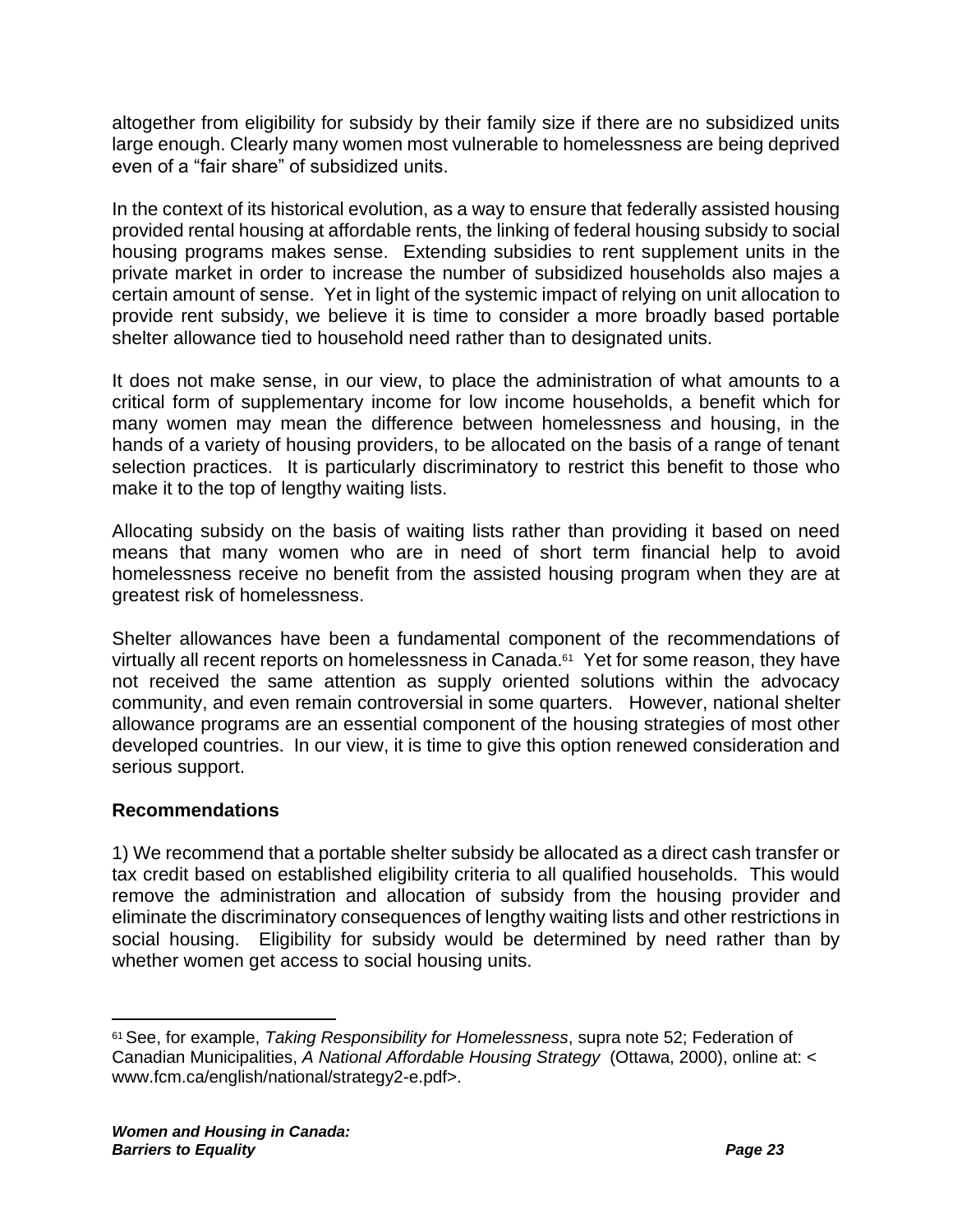altogether from eligibility for subsidy by their family size if there are no subsidized units large enough. Clearly many women most vulnerable to homelessness are being deprived even of a "fair share" of subsidized units.

In the context of its historical evolution, as a way to ensure that federally assisted housing provided rental housing at affordable rents, the linking of federal housing subsidy to social housing programs makes sense. Extending subsidies to rent supplement units in the private market in order to increase the number of subsidized households also majes a certain amount of sense. Yet in light of the systemic impact of relying on unit allocation to provide rent subsidy, we believe it is time to consider a more broadly based portable shelter allowance tied to household need rather than to designated units.

It does not make sense, in our view, to place the administration of what amounts to a critical form of supplementary income for low income households, a benefit which for many women may mean the difference between homelessness and housing, in the hands of a variety of housing providers, to be allocated on the basis of a range of tenant selection practices. It is particularly discriminatory to restrict this benefit to those who make it to the top of lengthy waiting lists.

Allocating subsidy on the basis of waiting lists rather than providing it based on need means that many women who are in need of short term financial help to avoid homelessness receive no benefit from the assisted housing program when they are at greatest risk of homelessness.

Shelter allowances have been a fundamental component of the recommendations of virtually all recent reports on homelessness in Canada.[61] Yet for some reason, they have not received the same attention as supply oriented solutions within the advocacy community, and even remain controversial in some quarters. However, national shelter allowance programs are an essential component of the housing strategies of most other developed countries. In our view, it is time to give this option renewed consideration and serious support.

### Recommendations

1) We recommend that a portable shelter subsidy be allocated as a direct cash transfer or tax credit based on established eligibility criteria to all qualified households. This would remove the administration and allocation of subsidy from the housing provider and eliminate the discriminatory consequences of lengthy waiting lists and other restrictions in social housing. Eligibility for subsidy would be determined by need rather than by whether women get access to social housing units.

---

[61] See, for example, *Taking Responsibility for Homelessness*, supra note 52; Federation of Canadian Municipalities, *A National Affordable Housing Strategy* (Ottawa, 2000), online at: < www.fcm.ca/english/national/strategy2-e.pdf>.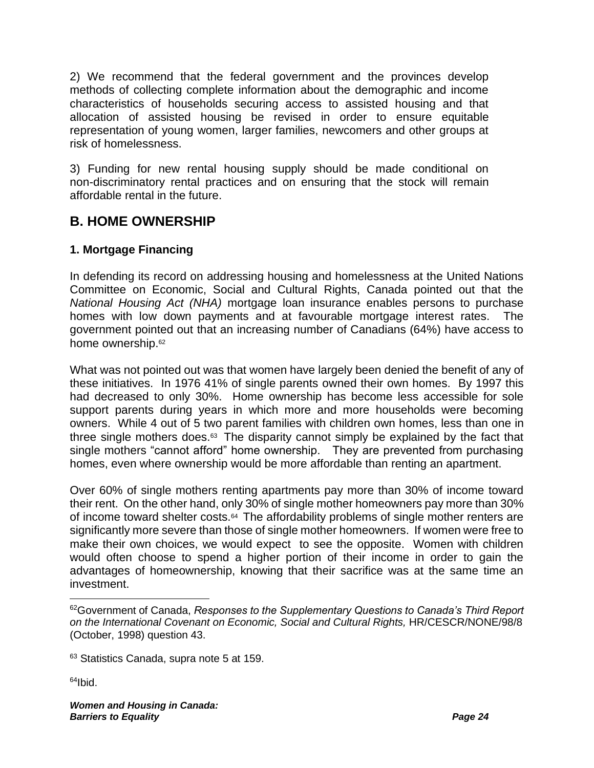2) We recommend that the federal government and the provinces develop methods of collecting complete information about the demographic and income characteristics of households securing access to assisted housing and that allocation of assisted housing be revised in order to ensure equitable representation of young women, larger families, newcomers and other groups at risk of homelessness.

3) Funding for new rental housing supply should be made conditional on non-discriminatory rental practices and on ensuring that the stock will remain affordable rental in the future.

## B. HOME OWNERSHIP

### 1. Mortgage Financing

In defending its record on addressing housing and homelessness at the United Nations Committee on Economic, Social and Cultural Rights, Canada pointed out that the *National Housing Act (NHA)* mortgage loan insurance enables persons to purchase homes with low down payments and at favourable mortgage interest rates. The government pointed out that an increasing number of Canadians (64%) have access to home ownership.[62]

What was not pointed out was that women have largely been denied the benefit of any of these initiatives. In 1976 41% of single parents owned their own homes. By 1997 this had decreased to only 30%. Home ownership has become less accessible for sole support parents during years in which more and more households were becoming owners. While 4 out of 5 two parent families with children own homes, less than one in three single mothers does.[63] The disparity cannot simply be explained by the fact that single mothers "cannot afford" home ownership. They are prevented from purchasing homes, even where ownership would be more affordable than renting an apartment.

Over 60% of single mothers renting apartments pay more than 30% of income toward their rent. On the other hand, only 30% of single mother homeowners pay more than 30% of income toward shelter costs.[64] The affordability problems of single mother renters are significantly more severe than those of single mother homeowners. If women were free to make their own choices, we would expect to see the opposite. Women with children would often choose to spend a higher portion of their income in order to gain the advantages of homeownership, knowing that their sacrifice was at the same time an investment.

---

[62] Government of Canada, *Responses to the Supplementary Questions to Canada's Third Report on the International Covenant on Economic, Social and Cultural Rights,* HR/CESCR/NONE/98/8 (October, 1998) question 43.

[63] Statistics Canada, supra note 5 at 159.

[64] Ibid.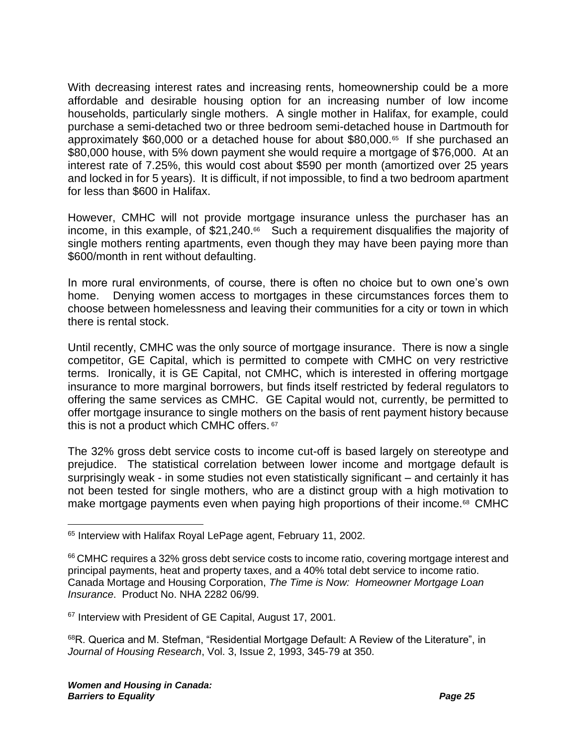With decreasing interest rates and increasing rents, homeownership could be a more affordable and desirable housing option for an increasing number of low income households, particularly single mothers. A single mother in Halifax, for example, could purchase a semi-detached two or three bedroom semi-detached house in Dartmouth for approximately $60,000 or a detached house for about $80,000.[65] If she purchased an $80,000 house, with 5% down payment she would require a mortgage of $76,000. At an interest rate of 7.25%, this would cost about $590 per month (amortized over 25 years and locked in for 5 years). It is difficult, if not impossible, to find a two bedroom apartment for less than $600 in Halifax.

However, CMHC will not provide mortgage insurance unless the purchaser has an income, in this example, of $21,240.[66] Such a requirement disqualifies the majority of single mothers renting apartments, even though they may have been paying more than $600/month in rent without defaulting.

In more rural environments, of course, there is often no choice but to own one's own home. Denying women access to mortgages in these circumstances forces them to choose between homelessness and leaving their communities for a city or town in which there is rental stock.

Until recently, CMHC was the only source of mortgage insurance. There is now a single competitor, GE Capital, which is permitted to compete with CMHC on very restrictive terms. Ironically, it is GE Capital, not CMHC, which is interested in offering mortgage insurance to more marginal borrowers, but finds itself restricted by federal regulators to offering the same services as CMHC. GE Capital would not, currently, be permitted to offer mortgage insurance to single mothers on the basis of rent payment history because this is not a product which CMHC offers.[67]

The 32% gross debt service costs to income cut-off is based largely on stereotype and prejudice. The statistical correlation between lower income and mortgage default is surprisingly weak - in some studies not even statistically significant – and certainly it has not been tested for single mothers, who are a distinct group with a high motivation to make mortgage payments even when paying high proportions of their income.[68] CMHC

---

[65] Interview with Halifax Royal LePage agent, February 11, 2002.

[66] CMHC requires a 32% gross debt service costs to income ratio, covering mortgage interest and principal payments, heat and property taxes, and a 40% total debt service to income ratio. Canada Mortage and Housing Corporation, *The Time is Now: Homeowner Mortgage Loan Insurance*. Product No. NHA 2282 06/99.

[67] Interview with President of GE Capital, August 17, 2001.

[68] R. Querica and M. Stefman, "Residential Mortgage Default: A Review of the Literature", in *Journal of Housing Research*, Vol. 3, Issue 2, 1993, 345-79 at 350.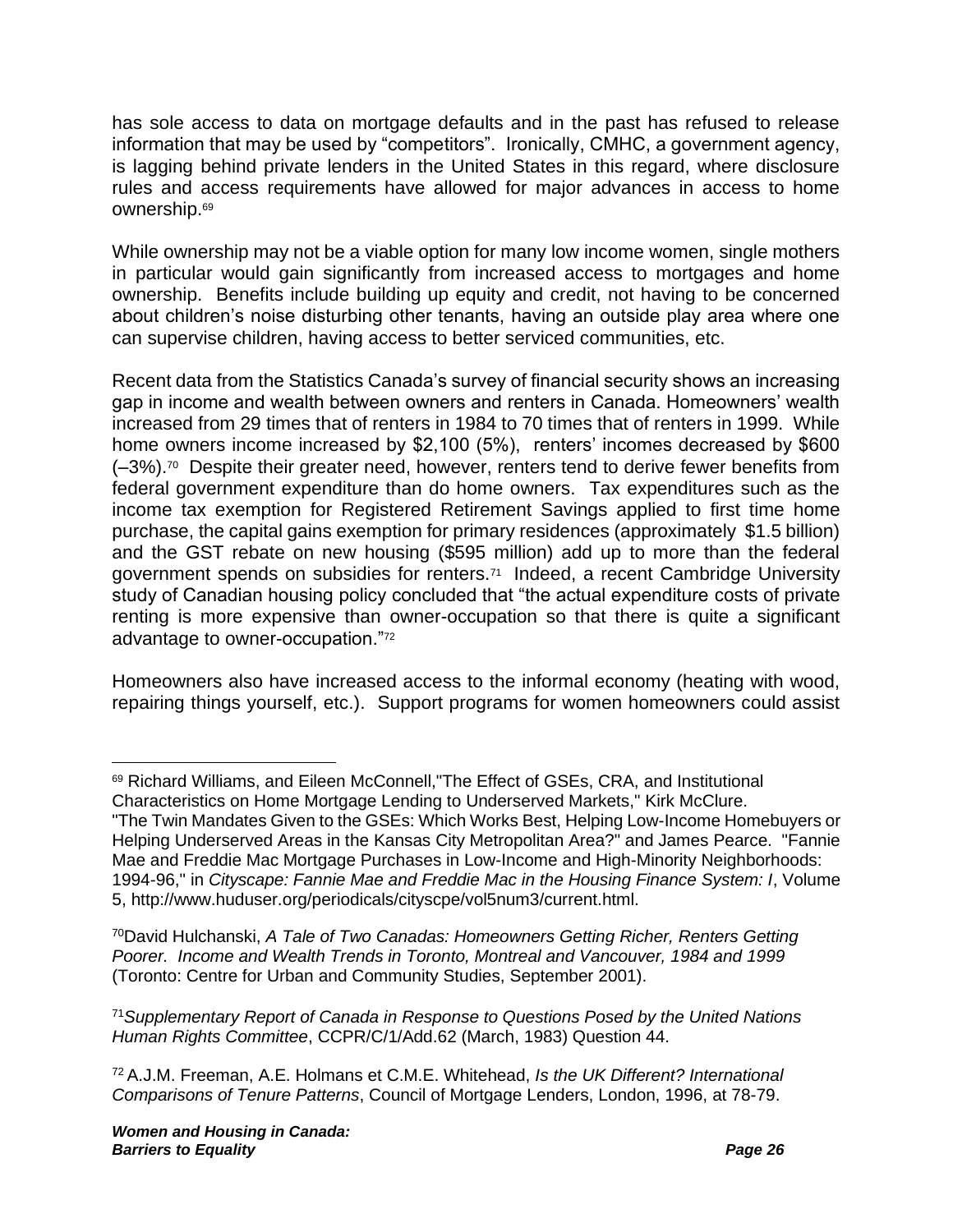has sole access to data on mortgage defaults and in the past has refused to release information that may be used by "competitors". Ironically, CMHC, a government agency, is lagging behind private lenders in the United States in this regard, where disclosure rules and access requirements have allowed for major advances in access to home ownership.[69]

While ownership may not be a viable option for many low income women, single mothers in particular would gain significantly from increased access to mortgages and home ownership. Benefits include building up equity and credit, not having to be concerned about children's noise disturbing other tenants, having an outside play area where one can supervise children, having access to better serviced communities, etc.

Recent data from the Statistics Canada's survey of financial security shows an increasing gap in income and wealth between owners and renters in Canada. Homeowners' wealth increased from 29 times that of renters in 1984 to 70 times that of renters in 1999. While home owners income increased by $2,100 (5%), renters' incomes decreased by $600 (–3%).[70] Despite their greater need, however, renters tend to derive fewer benefits from federal government expenditure than do home owners. Tax expenditures such as the income tax exemption for Registered Retirement Savings applied to first time home purchase, the capital gains exemption for primary residences (approximately $1.5 billion) and the GST rebate on new housing ($595 million) add up to more than the federal government spends on subsidies for renters.[71] Indeed, a recent Cambridge University study of Canadian housing policy concluded that "the actual expenditure costs of private renting is more expensive than owner-occupation so that there is quite a significant advantage to owner-occupation."[72]

Homeowners also have increased access to the informal economy (heating with wood, repairing things yourself, etc.). Support programs for women homeowners could assist

---

[69] Richard Williams, and Eileen McConnell,"The Effect of GSEs, CRA, and Institutional Characteristics on Home Mortgage Lending to Underserved Markets," Kirk McClure. "The Twin Mandates Given to the GSEs: Which Works Best, Helping Low-Income Homebuyers or Helping Underserved Areas in the Kansas City Metropolitan Area?" and James Pearce. "Fannie Mae and Freddie Mac Mortgage Purchases in Low-Income and High-Minority Neighborhoods: 1994-96," in *Cityscape: Fannie Mae and Freddie Mac in the Housing Finance System: I*, Volume 5, http://www.huduser.org/periodicals/cityscpe/vol5num3/current.html.

[70] David Hulchanski, *A Tale of Two Canadas: Homeowners Getting Richer, Renters Getting Poorer. Income and Wealth Trends in Toronto, Montreal and Vancouver, 1984 and 1999* (Toronto: Centre for Urban and Community Studies, September 2001).

[71] *Supplementary Report of Canada in Response to Questions Posed by the United Nations Human Rights Committee*, CCPR/C/1/Add.62 (March, 1983) Question 44.

[72] A.J.M. Freeman, A.E. Holmans et C.M.E. Whitehead, *Is the UK Different? International Comparisons of Tenure Patterns*, Council of Mortgage Lenders, London, 1996, at 78-79.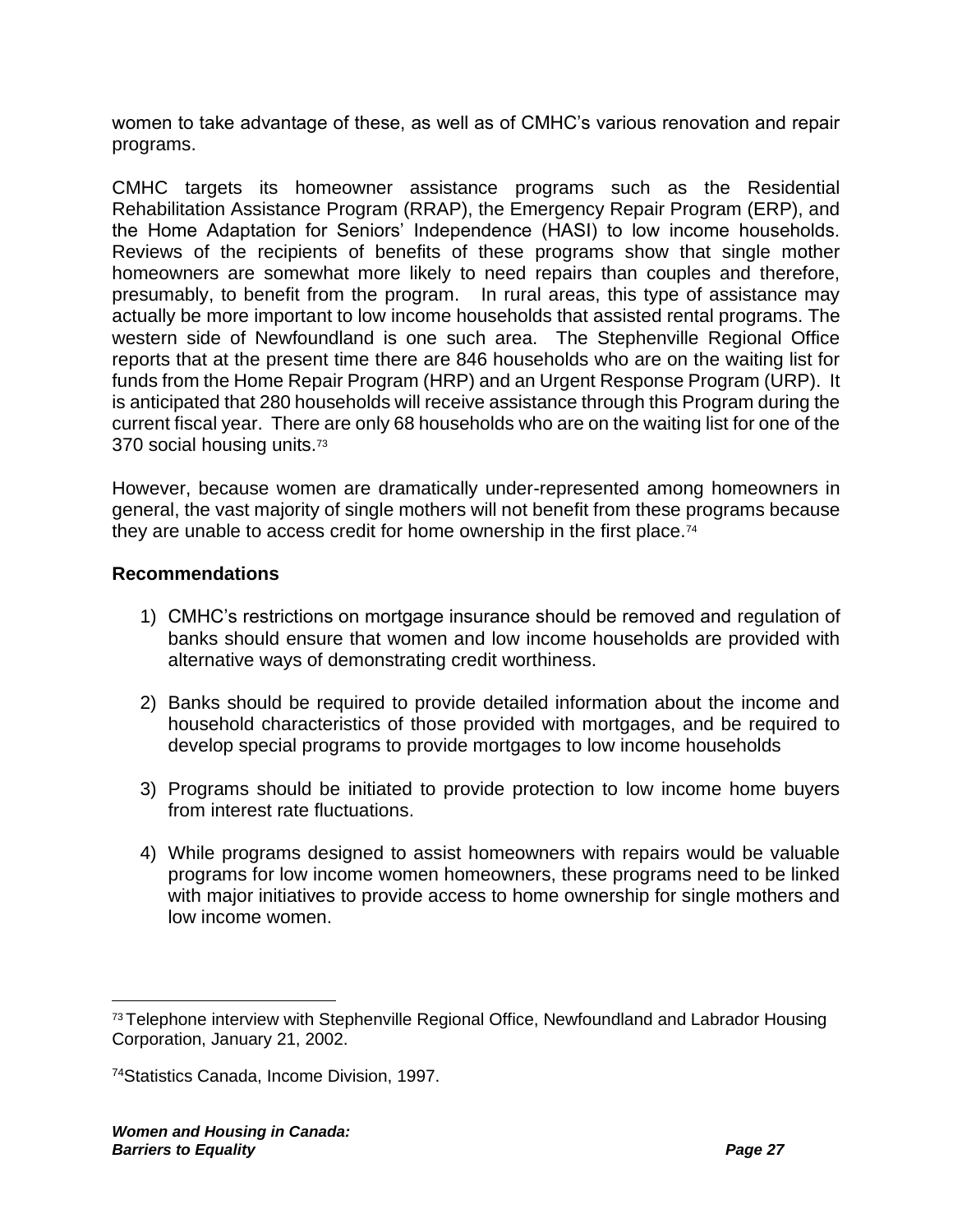women to take advantage of these, as well as of CMHC's various renovation and repair programs.

CMHC targets its homeowner assistance programs such as the Residential Rehabilitation Assistance Program (RRAP), the Emergency Repair Program (ERP), and the Home Adaptation for Seniors' Independence (HASI) to low income households. Reviews of the recipients of benefits of these programs show that single mother homeowners are somewhat more likely to need repairs than couples and therefore, presumably, to benefit from the program. In rural areas, this type of assistance may actually be more important to low income households that assisted rental programs. The western side of Newfoundland is one such area. The Stephenville Regional Office reports that at the present time there are 846 households who are on the waiting list for funds from the Home Repair Program (HRP) and an Urgent Response Program (URP). It is anticipated that 280 households will receive assistance through this Program during the current fiscal year. There are only 68 households who are on the waiting list for one of the 370 social housing units.[73]

However, because women are dramatically under-represented among homeowners in general, the vast majority of single mothers will not benefit from these programs because they are unable to access credit for home ownership in the first place.[74]

**Recommendations**

1) CMHC's restrictions on mortgage insurance should be removed and regulation of banks should ensure that women and low income households are provided with alternative ways of demonstrating credit worthiness.

2) Banks should be required to provide detailed information about the income and household characteristics of those provided with mortgages, and be required to develop special programs to provide mortgages to low income households

3) Programs should be initiated to provide protection to low income home buyers from interest rate fluctuations.

4) While programs designed to assist homeowners with repairs would be valuable programs for low income women homeowners, these programs need to be linked with major initiatives to provide access to home ownership for single mothers and low income women.

---

[73] Telephone interview with Stephenville Regional Office, Newfoundland and Labrador Housing Corporation, January 21, 2002.

[74] Statistics Canada, Income Division, 1997.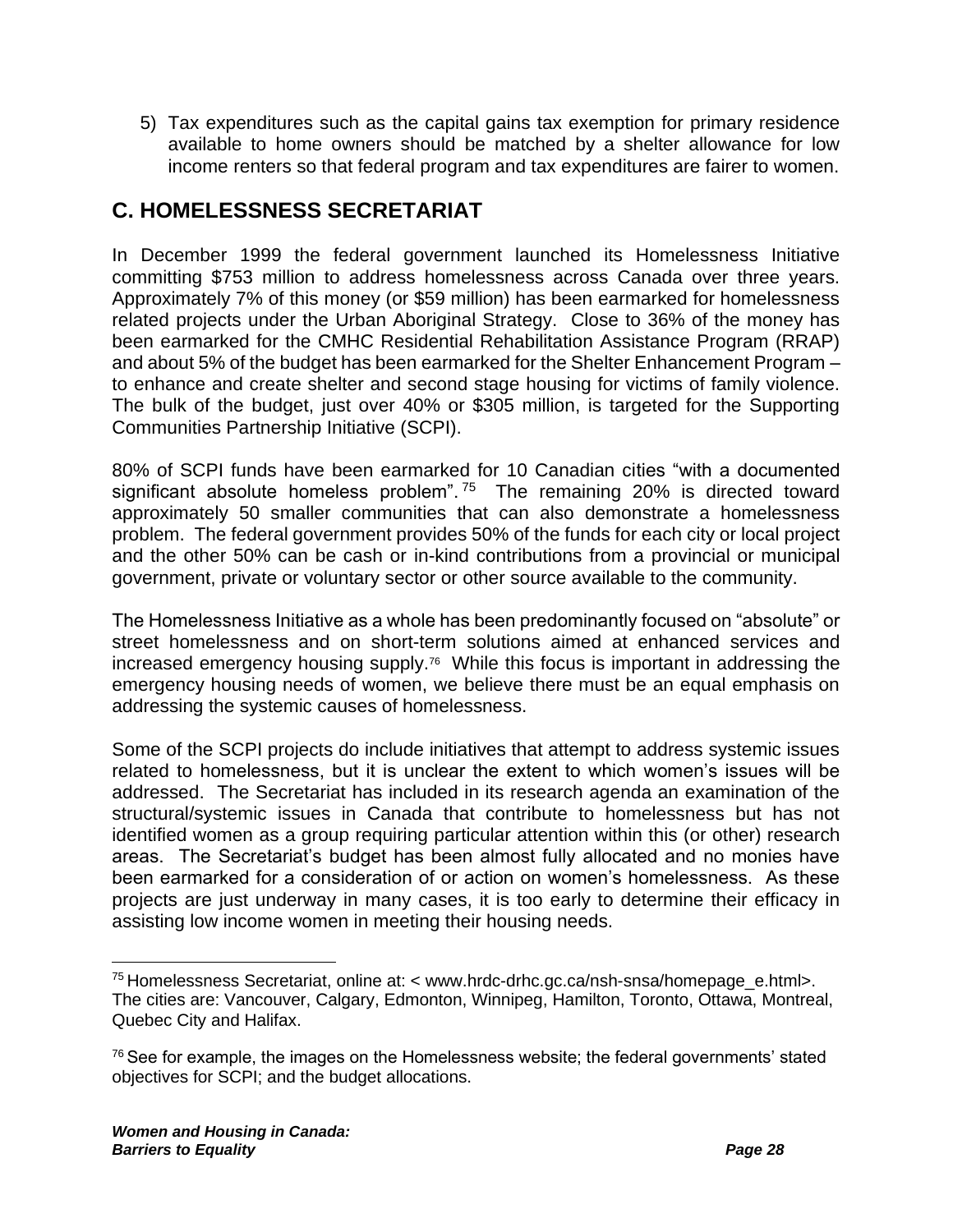5) Tax expenditures such as the capital gains tax exemption for primary residence available to home owners should be matched by a shelter allowance for low income renters so that federal program and tax expenditures are fairer to women.

## C. HOMELESSNESS SECRETARIAT

In December 1999 the federal government launched its Homelessness Initiative committing $753 million to address homelessness across Canada over three years. Approximately 7% of this money (or $59 million) has been earmarked for homelessness related projects under the Urban Aboriginal Strategy. Close to 36% of the money has been earmarked for the CMHC Residential Rehabilitation Assistance Program (RRAP) and about 5% of the budget has been earmarked for the Shelter Enhancement Program – to enhance and create shelter and second stage housing for victims of family violence. The bulk of the budget, just over 40% or $305 million, is targeted for the Supporting Communities Partnership Initiative (SCPI).

80% of SCPI funds have been earmarked for 10 Canadian cities "with a documented significant absolute homeless problem".[75] The remaining 20% is directed toward approximately 50 smaller communities that can also demonstrate a homelessness problem. The federal government provides 50% of the funds for each city or local project and the other 50% can be cash or in-kind contributions from a provincial or municipal government, private or voluntary sector or other source available to the community.

The Homelessness Initiative as a whole has been predominantly focused on "absolute" or street homelessness and on short-term solutions aimed at enhanced services and increased emergency housing supply.[76] While this focus is important in addressing the emergency housing needs of women, we believe there must be an equal emphasis on addressing the systemic causes of homelessness.

Some of the SCPI projects do include initiatives that attempt to address systemic issues related to homelessness, but it is unclear the extent to which women's issues will be addressed. The Secretariat has included in its research agenda an examination of the structural/systemic issues in Canada that contribute to homelessness but has not identified women as a group requiring particular attention within this (or other) research areas. The Secretariat's budget has been almost fully allocated and no monies have been earmarked for a consideration of or action on women's homelessness. As these projects are just underway in many cases, it is too early to determine their efficacy in assisting low income women in meeting their housing needs.

---

[75] Homelessness Secretariat, online at: < www.hrdc-drhc.gc.ca/nsh-snsa/homepage_e.html>. The cities are: Vancouver, Calgary, Edmonton, Winnipeg, Hamilton, Toronto, Ottawa, Montreal, Quebec City and Halifax.

[76] See for example, the images on the Homelessness website; the federal governments' stated objectives for SCPI; and the budget allocations.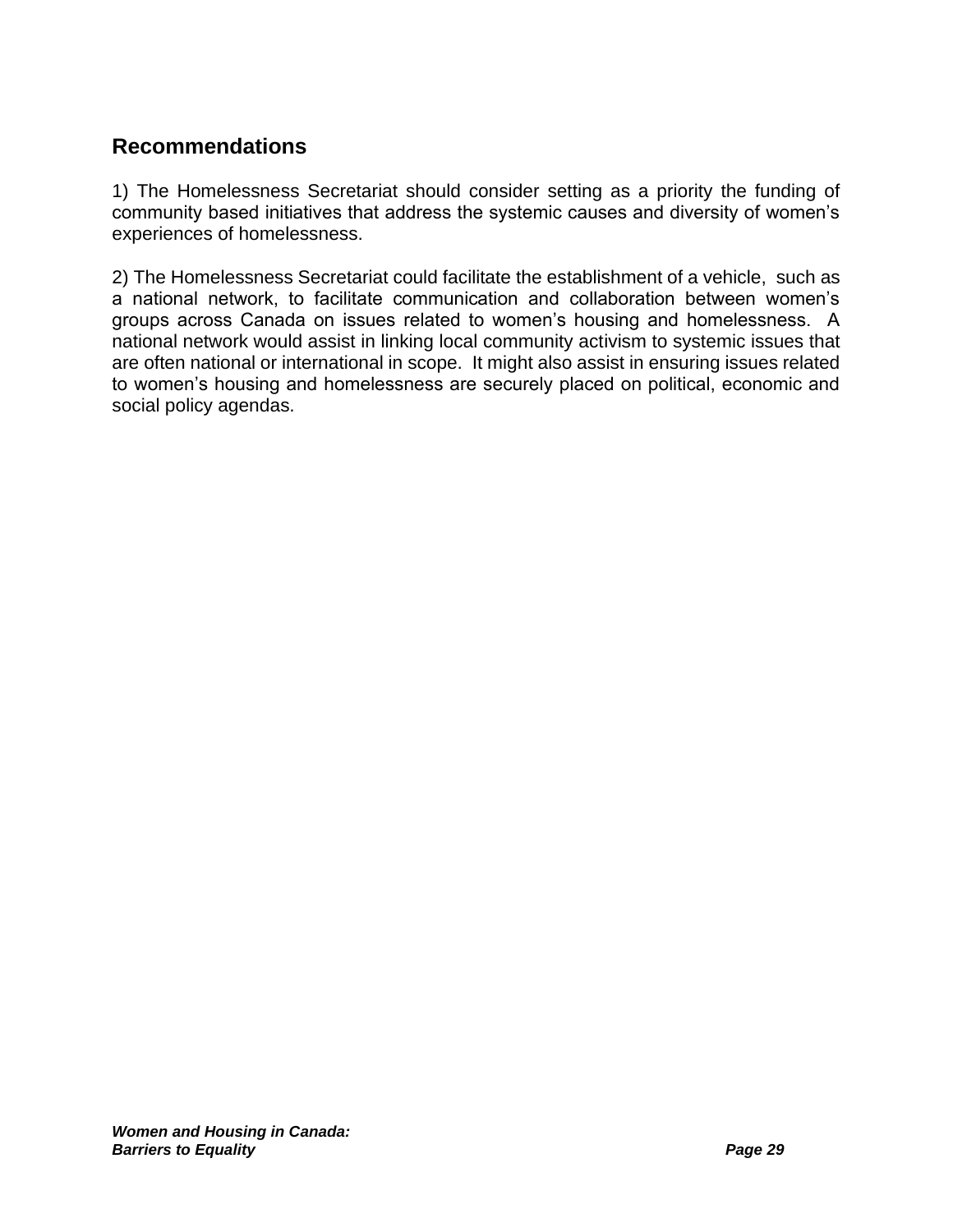## Recommendations

1) The Homelessness Secretariat should consider setting as a priority the funding of community based initiatives that address the systemic causes and diversity of women's experiences of homelessness.

2) The Homelessness Secretariat could facilitate the establishment of a vehicle, such as a national network, to facilitate communication and collaboration between women's groups across Canada on issues related to women's housing and homelessness. A national network would assist in linking local community activism to systemic issues that are often national or international in scope. It might also assist in ensuring issues related to women's housing and homelessness are securely placed on political, economic and social policy agendas.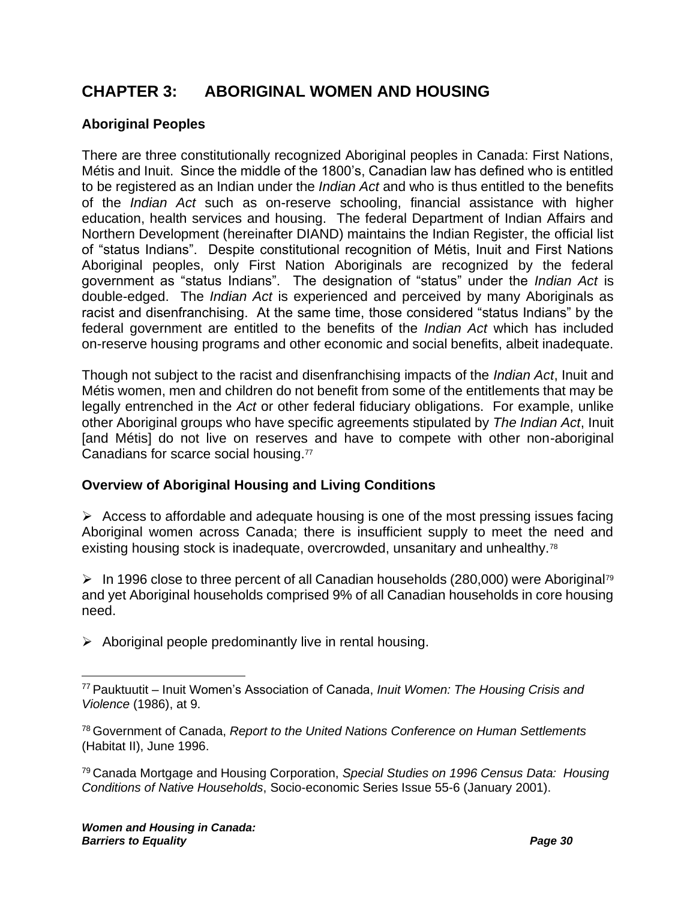# CHAPTER 3: ABORIGINAL WOMEN AND HOUSING

## Aboriginal Peoples

There are three constitutionally recognized Aboriginal peoples in Canada: First Nations, Métis and Inuit. Since the middle of the 1800's, Canadian law has defined who is entitled to be registered as an Indian under the *Indian Act* and who is thus entitled to the benefits of the *Indian Act* such as on-reserve schooling, financial assistance with higher education, health services and housing. The federal Department of Indian Affairs and Northern Development (hereinafter DIAND) maintains the Indian Register, the official list of "status Indians". Despite constitutional recognition of Métis, Inuit and First Nations Aboriginal peoples, only First Nation Aboriginals are recognized by the federal government as "status Indians". The designation of "status" under the *Indian Act* is double-edged. The *Indian Act* is experienced and perceived by many Aboriginals as racist and disenfranchising. At the same time, those considered "status Indians" by the federal government are entitled to the benefits of the *Indian Act* which has included on-reserve housing programs and other economic and social benefits, albeit inadequate.

Though not subject to the racist and disenfranchising impacts of the *Indian Act*, Inuit and Métis women, men and children do not benefit from some of the entitlements that may be legally entrenched in the *Act* or other federal fiduciary obligations. For example, unlike other Aboriginal groups who have specific agreements stipulated by *The Indian Act*, Inuit [and Métis] do not live on reserves and have to compete with other non-aboriginal Canadians for scarce social housing.[77]

## Overview of Aboriginal Housing and Living Conditions

- Access to affordable and adequate housing is one of the most pressing issues facing Aboriginal women across Canada; there is insufficient supply to meet the need and existing housing stock is inadequate, overcrowded, unsanitary and unhealthy.[78]

- In 1996 close to three percent of all Canadian households (280,000) were Aboriginal[79] and yet Aboriginal households comprised 9% of all Canadian households in core housing need.

- Aboriginal people predominantly live in rental housing.

---

[77] Pauktuutit – Inuit Women's Association of Canada, *Inuit Women: The Housing Crisis and Violence* (1986), at 9.

[78] Government of Canada, *Report to the United Nations Conference on Human Settlements* (Habitat II), June 1996.

[79] Canada Mortgage and Housing Corporation, *Special Studies on 1996 Census Data: Housing Conditions of Native Households*, Socio-economic Series Issue 55-6 (January 2001).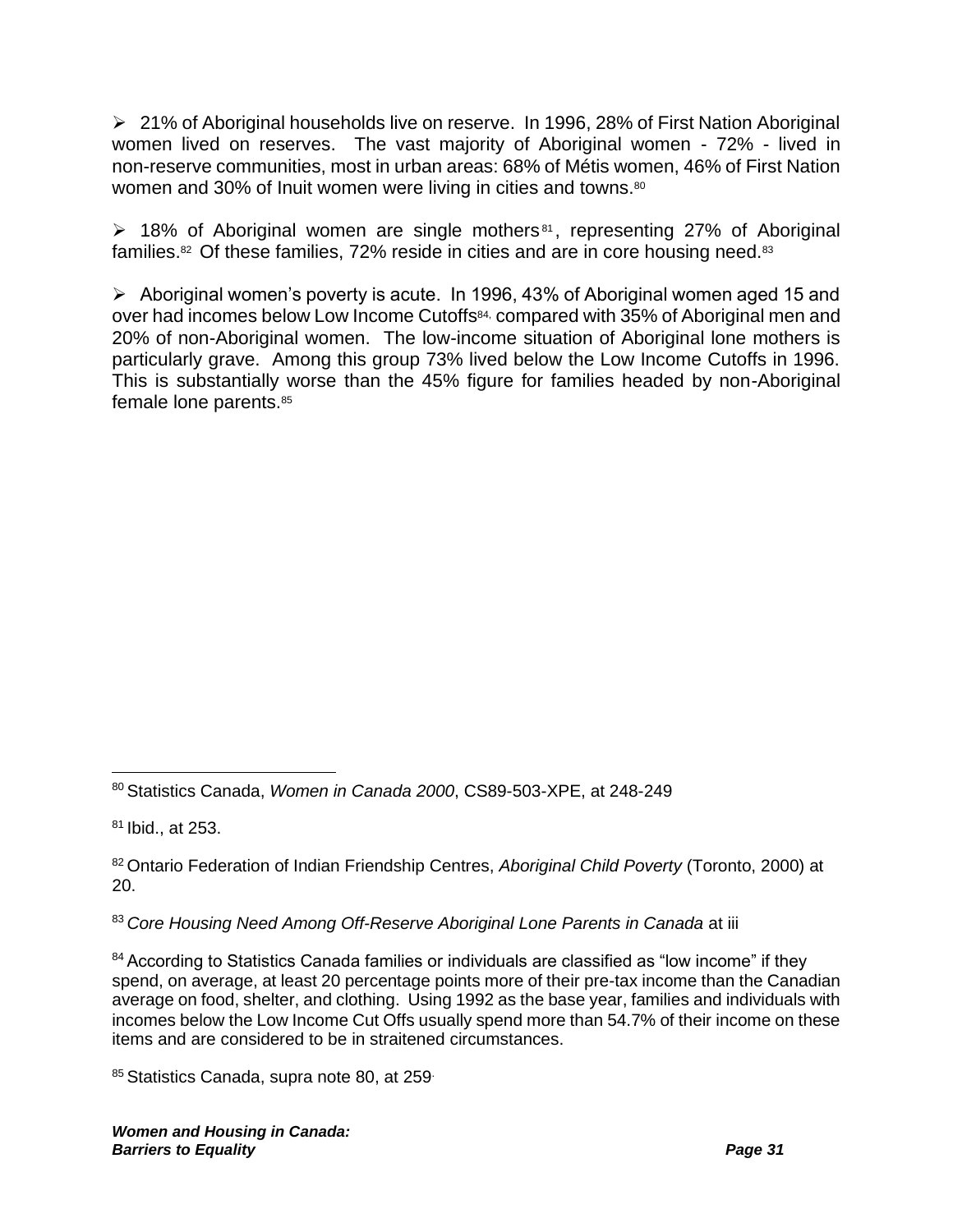- 21% of Aboriginal households live on reserve. In 1996, 28% of First Nation Aboriginal women lived on reserves. The vast majority of Aboriginal women - 72% - lived in non-reserve communities, most in urban areas: 68% of Métis women, 46% of First Nation women and 30% of Inuit women were living in cities and towns.[80]

- 18% of Aboriginal women are single mothers[81], representing 27% of Aboriginal families.[82] Of these families, 72% reside in cities and are in core housing need.[83]

- Aboriginal women's poverty is acute. In 1996, 43% of Aboriginal women aged 15 and over had incomes below Low Income Cutoffs[84], compared with 35% of Aboriginal men and 20% of non-Aboriginal women. The low-income situation of Aboriginal lone mothers is particularly grave. Among this group 73% lived below the Low Income Cutoffs in 1996. This is substantially worse than the 45% figure for families headed by non-Aboriginal female lone parents.[85]

---

[80] Statistics Canada, *Women in Canada 2000*, CS89-503-XPE, at 248-249

[81] Ibid., at 253.

[82] Ontario Federation of Indian Friendship Centres, *Aboriginal Child Poverty* (Toronto, 2000) at 20.

[83] *Core Housing Need Among Off-Reserve Aboriginal Lone Parents in Canada* at iii

[84] According to Statistics Canada families or individuals are classified as "low income" if they spend, on average, at least 20 percentage points more of their pre-tax income than the Canadian average on food, shelter, and clothing. Using 1992 as the base year, families and individuals with incomes below the Low Income Cut Offs usually spend more than 54.7% of their income on these items and are considered to be in straitened circumstances.

[85] Statistics Canada, supra note 80, at 259.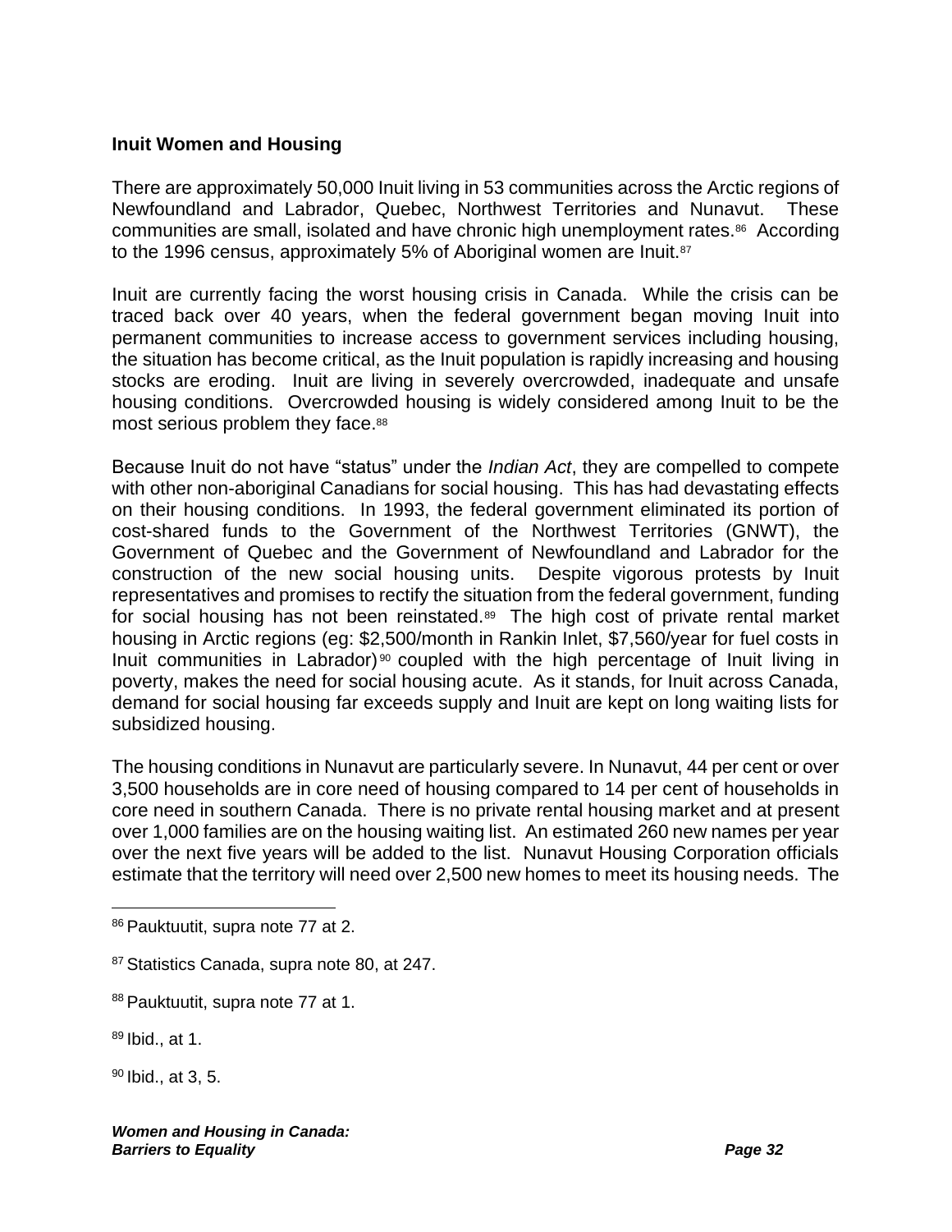## Inuit Women and Housing

There are approximately 50,000 Inuit living in 53 communities across the Arctic regions of Newfoundland and Labrador, Quebec, Northwest Territories and Nunavut. These communities are small, isolated and have chronic high unemployment rates.[86] According to the 1996 census, approximately 5% of Aboriginal women are Inuit.[87]

Inuit are currently facing the worst housing crisis in Canada. While the crisis can be traced back over 40 years, when the federal government began moving Inuit into permanent communities to increase access to government services including housing, the situation has become critical, as the Inuit population is rapidly increasing and housing stocks are eroding. Inuit are living in severely overcrowded, inadequate and unsafe housing conditions. Overcrowded housing is widely considered among Inuit to be the most serious problem they face.[88]

Because Inuit do not have "status" under the *Indian Act*, they are compelled to compete with other non-aboriginal Canadians for social housing. This has had devastating effects on their housing conditions. In 1993, the federal government eliminated its portion of cost-shared funds to the Government of the Northwest Territories (GNWT), the Government of Quebec and the Government of Newfoundland and Labrador for the construction of the new social housing units. Despite vigorous protests by Inuit representatives and promises to rectify the situation from the federal government, funding for social housing has not been reinstated.[89] The high cost of private rental market housing in Arctic regions (eg: $2,500/month in Rankin Inlet, $7,560/year for fuel costs in Inuit communities in Labrador)[90] coupled with the high percentage of Inuit living in poverty, makes the need for social housing acute. As it stands, for Inuit across Canada, demand for social housing far exceeds supply and Inuit are kept on long waiting lists for subsidized housing.

The housing conditions in Nunavut are particularly severe. In Nunavut, 44 per cent or over 3,500 households are in core need of housing compared to 14 per cent of households in core need in southern Canada. There is no private rental housing market and at present over 1,000 families are on the housing waiting list. An estimated 260 new names per year over the next five years will be added to the list. Nunavut Housing Corporation officials estimate that the territory will need over 2,500 new homes to meet its housing needs. The

---

[86] Pauktuutit, supra note 77 at 2.

[87] Statistics Canada, supra note 80, at 247.

[88] Pauktuutit, supra note 77 at 1.

[89] Ibid., at 1.

[90] Ibid., at 3, 5.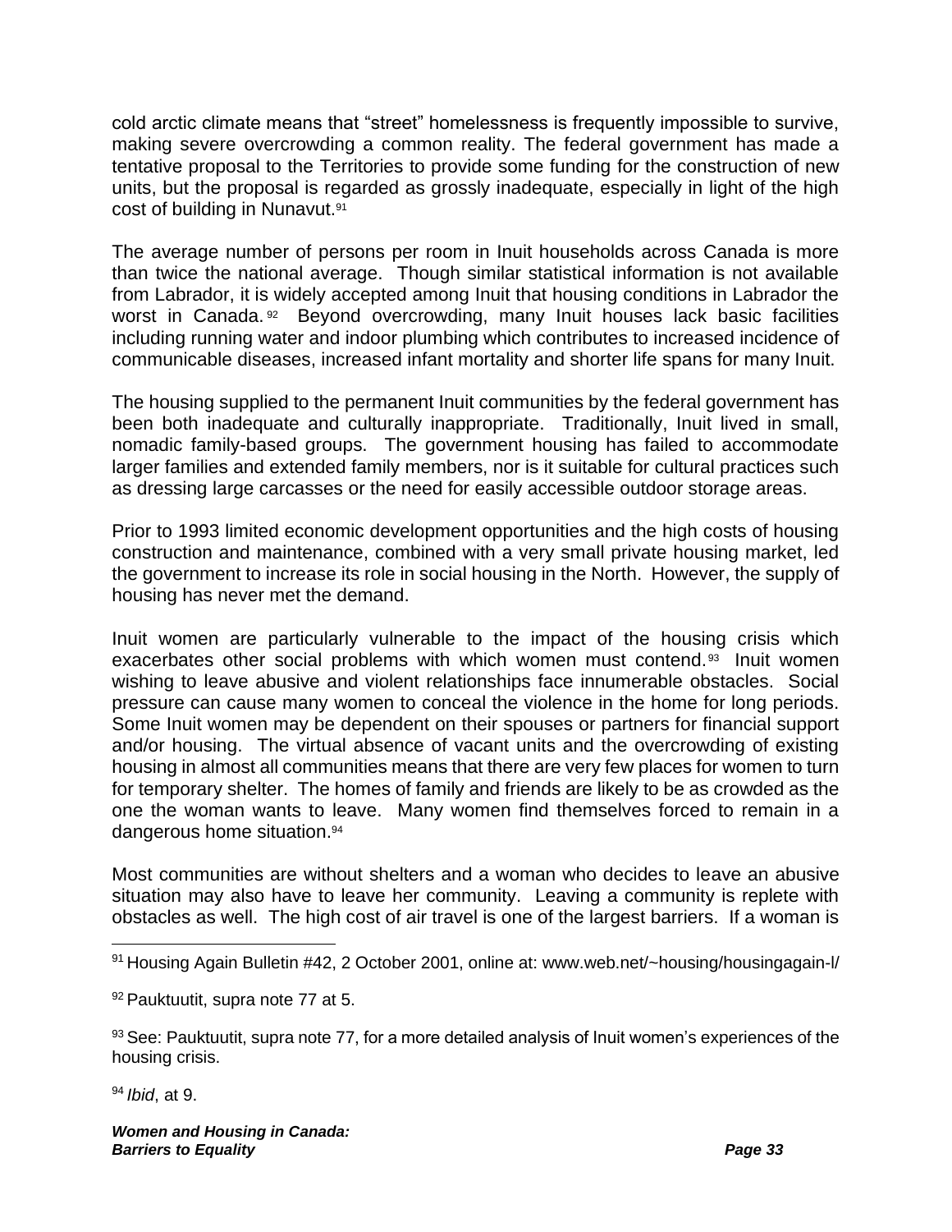cold arctic climate means that "street" homelessness is frequently impossible to survive, making severe overcrowding a common reality. The federal government has made a tentative proposal to the Territories to provide some funding for the construction of new units, but the proposal is regarded as grossly inadequate, especially in light of the high cost of building in Nunavut.[91]

The average number of persons per room in Inuit households across Canada is more than twice the national average. Though similar statistical information is not available from Labrador, it is widely accepted among Inuit that housing conditions in Labrador the worst in Canada.[92] Beyond overcrowding, many Inuit houses lack basic facilities including running water and indoor plumbing which contributes to increased incidence of communicable diseases, increased infant mortality and shorter life spans for many Inuit.

The housing supplied to the permanent Inuit communities by the federal government has been both inadequate and culturally inappropriate. Traditionally, Inuit lived in small, nomadic family-based groups. The government housing has failed to accommodate larger families and extended family members, nor is it suitable for cultural practices such as dressing large carcasses or the need for easily accessible outdoor storage areas.

Prior to 1993 limited economic development opportunities and the high costs of housing construction and maintenance, combined with a very small private housing market, led the government to increase its role in social housing in the North. However, the supply of housing has never met the demand.

Inuit women are particularly vulnerable to the impact of the housing crisis which exacerbates other social problems with which women must contend.[93] Inuit women wishing to leave abusive and violent relationships face innumerable obstacles. Social pressure can cause many women to conceal the violence in the home for long periods. Some Inuit women may be dependent on their spouses or partners for financial support and/or housing. The virtual absence of vacant units and the overcrowding of existing housing in almost all communities means that there are very few places for women to turn for temporary shelter. The homes of family and friends are likely to be as crowded as the one the woman wants to leave. Many women find themselves forced to remain in a dangerous home situation.[94]

Most communities are without shelters and a woman who decides to leave an abusive situation may also have to leave her community. Leaving a community is replete with obstacles as well. The high cost of air travel is one of the largest barriers. If a woman is

---

[91] Housing Again Bulletin #42, 2 October 2001, online at: www.web.net/~housing/housingagain-l/

[92] Pauktuutit, supra note 77 at 5.

[93] See: Pauktuutit, supra note 77, for a more detailed analysis of Inuit women's experiences of the housing crisis.

[94] *Ibid*, at 9.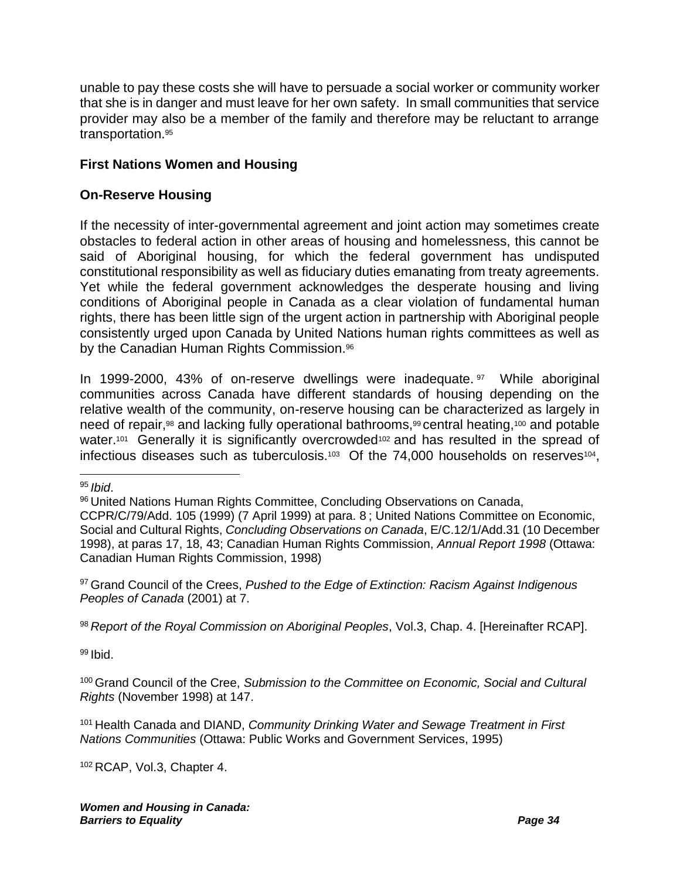unable to pay these costs she will have to persuade a social worker or community worker that she is in danger and must leave for her own safety. In small communities that service provider may also be a member of the family and therefore may be reluctant to arrange transportation.[95]

## First Nations Women and Housing

### On-Reserve Housing

If the necessity of inter-governmental agreement and joint action may sometimes create obstacles to federal action in other areas of housing and homelessness, this cannot be said of Aboriginal housing, for which the federal government has undisputed constitutional responsibility as well as fiduciary duties emanating from treaty agreements. Yet while the federal government acknowledges the desperate housing and living conditions of Aboriginal people in Canada as a clear violation of fundamental human rights, there has been little sign of the urgent action in partnership with Aboriginal people consistently urged upon Canada by United Nations human rights committees as well as by the Canadian Human Rights Commission.[96]

In 1999-2000, 43% of on-reserve dwellings were inadequate.[97] While aboriginal communities across Canada have different standards of housing depending on the relative wealth of the community, on-reserve housing can be characterized as largely in need of repair,[98] and lacking fully operational bathrooms,[99] central heating,[100] and potable water.[101] Generally it is significantly overcrowded[102] and has resulted in the spread of infectious diseases such as tuberculosis.[103] Of the 74,000 households on reserves[104],

---

[95] *Ibid*.

[96] United Nations Human Rights Committee, Concluding Observations on Canada, CCPR/C/79/Add. 105 (1999) (7 April 1999) at para. 8 ; United Nations Committee on Economic, Social and Cultural Rights, *Concluding Observations on Canada*, E/C.12/1/Add.31 (10 December 1998), at paras 17, 18, 43; Canadian Human Rights Commission, *Annual Report 1998* (Ottawa: Canadian Human Rights Commission, 1998)

[97] Grand Council of the Crees, *Pushed to the Edge of Extinction: Racism Against Indigenous Peoples of Canada* (2001) at 7.

[98] *Report of the Royal Commission on Aboriginal Peoples*, Vol.3, Chap. 4. [Hereinafter RCAP].

[99] Ibid.

[100] Grand Council of the Cree, *Submission to the Committee on Economic, Social and Cultural Rights* (November 1998) at 147.

[101] Health Canada and DIAND, *Community Drinking Water and Sewage Treatment in First Nations Communities* (Ottawa: Public Works and Government Services, 1995)

[102] RCAP, Vol.3, Chapter 4.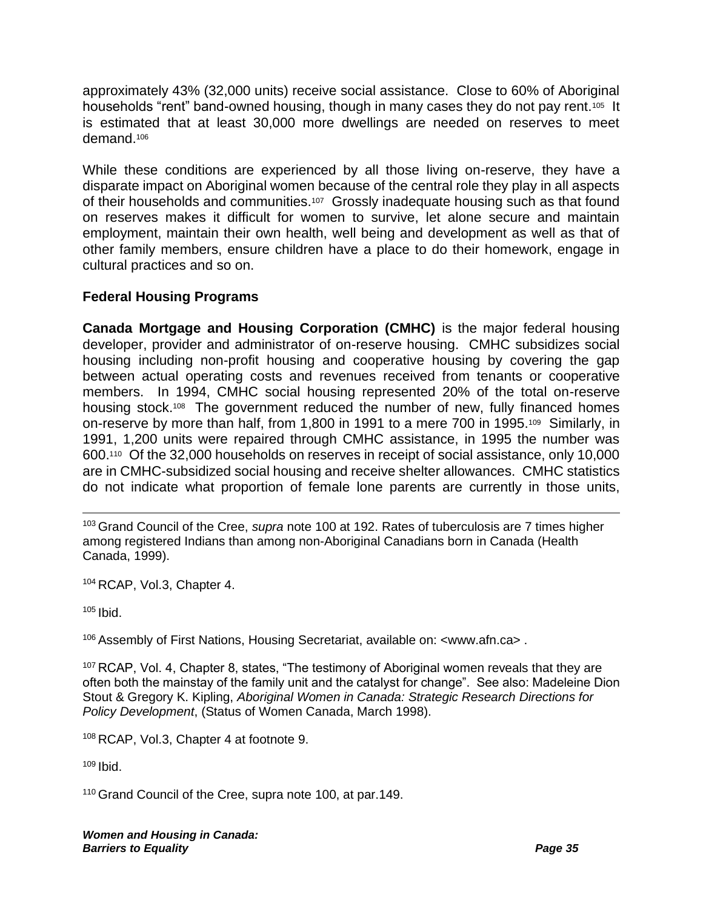approximately 43% (32,000 units) receive social assistance. Close to 60% of Aboriginal households "rent" band-owned housing, though in many cases they do not pay rent.[105] It is estimated that at least 30,000 more dwellings are needed on reserves to meet demand.[106]

While these conditions are experienced by all those living on-reserve, they have a disparate impact on Aboriginal women because of the central role they play in all aspects of their households and communities.[107] Grossly inadequate housing such as that found on reserves makes it difficult for women to survive, let alone secure and maintain employment, maintain their own health, well being and development as well as that of other family members, ensure children have a place to do their homework, engage in cultural practices and so on.

### Federal Housing Programs

**Canada Mortgage and Housing Corporation (CMHC)** is the major federal housing developer, provider and administrator of on-reserve housing. CMHC subsidizes social housing including non-profit housing and cooperative housing by covering the gap between actual operating costs and revenues received from tenants or cooperative members. In 1994, CMHC social housing represented 20% of the total on-reserve housing stock.[108] The government reduced the number of new, fully financed homes on-reserve by more than half, from 1,800 in 1991 to a mere 700 in 1995.[109] Similarly, in 1991, 1,200 units were repaired through CMHC assistance, in 1995 the number was 600.[110] Of the 32,000 households on reserves in receipt of social assistance, only 10,000 are in CMHC-subsidized social housing and receive shelter allowances. CMHC statistics do not indicate what proportion of female lone parents are currently in those units,

---

[103] Grand Council of the Cree, *supra* note 100 at 192. Rates of tuberculosis are 7 times higher among registered Indians than among non-Aboriginal Canadians born in Canada (Health Canada, 1999).

[104] RCAP, Vol.3, Chapter 4.

[105] Ibid.

[106] Assembly of First Nations, Housing Secretariat, available on: <www.afn.ca> .

[107] RCAP, Vol. 4, Chapter 8, states, "The testimony of Aboriginal women reveals that they are often both the mainstay of the family unit and the catalyst for change". See also: Madeleine Dion Stout & Gregory K. Kipling, *Aboriginal Women in Canada: Strategic Research Directions for Policy Development*, (Status of Women Canada, March 1998).

[108] RCAP, Vol.3, Chapter 4 at footnote 9.

[109] Ibid.

[110] Grand Council of the Cree, supra note 100, at par.149.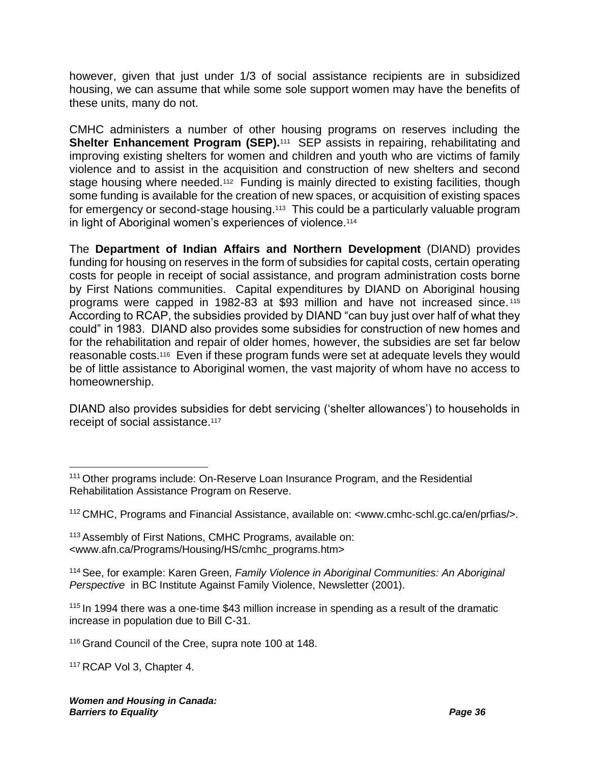however, given that just under 1/3 of social assistance recipients are in subsidized housing, we can assume that while some sole support women may have the benefits of these units, many do not.

CMHC administers a number of other housing programs on reserves including the **Shelter Enhancement Program (SEP).**[111] SEP assists in repairing, rehabilitating and improving existing shelters for women and children and youth who are victims of family violence and to assist in the acquisition and construction of new shelters and second stage housing where needed.[112] Funding is mainly directed to existing facilities, though some funding is available for the creation of new spaces, or acquisition of existing spaces for emergency or second-stage housing.[113] This could be a particularly valuable program in light of Aboriginal women's experiences of violence.[114]

The **Department of Indian Affairs and Northern Development** (DIAND) provides funding for housing on reserves in the form of subsidies for capital costs, certain operating costs for people in receipt of social assistance, and program administration costs borne by First Nations communities. Capital expenditures by DIAND on Aboriginal housing programs were capped in 1982-83 at $93 million and have not increased since.[115] According to RCAP, the subsidies provided by DIAND "can buy just over half of what they could" in 1983. DIAND also provides some subsidies for construction of new homes and for the rehabilitation and repair of older homes, however, the subsidies are set far below reasonable costs.[116] Even if these program funds were set at adequate levels they would be of little assistance to Aboriginal women, the vast majority of whom have no access to homeownership.

DIAND also provides subsidies for debt servicing ('shelter allowances') to households in receipt of social assistance.[117]

---

[111] Other programs include: On-Reserve Loan Insurance Program, and the Residential Rehabilitation Assistance Program on Reserve.

[112] CMHC, Programs and Financial Assistance, available on: <www.cmhc-schl.gc.ca/en/prfias/>.

[113] Assembly of First Nations, CMHC Programs, available on: <www.afn.ca/Programs/Housing/HS/cmhc_programs.htm>

[114] See, for example: Karen Green, *Family Violence in Aboriginal Communities: An Aboriginal Perspective* in BC Institute Against Family Violence, Newsletter (2001).

[115] In 1994 there was a one-time $43 million increase in spending as a result of the dramatic increase in population due to Bill C-31.

[116] Grand Council of the Cree, supra note 100 at 148.

[117] RCAP Vol 3, Chapter 4.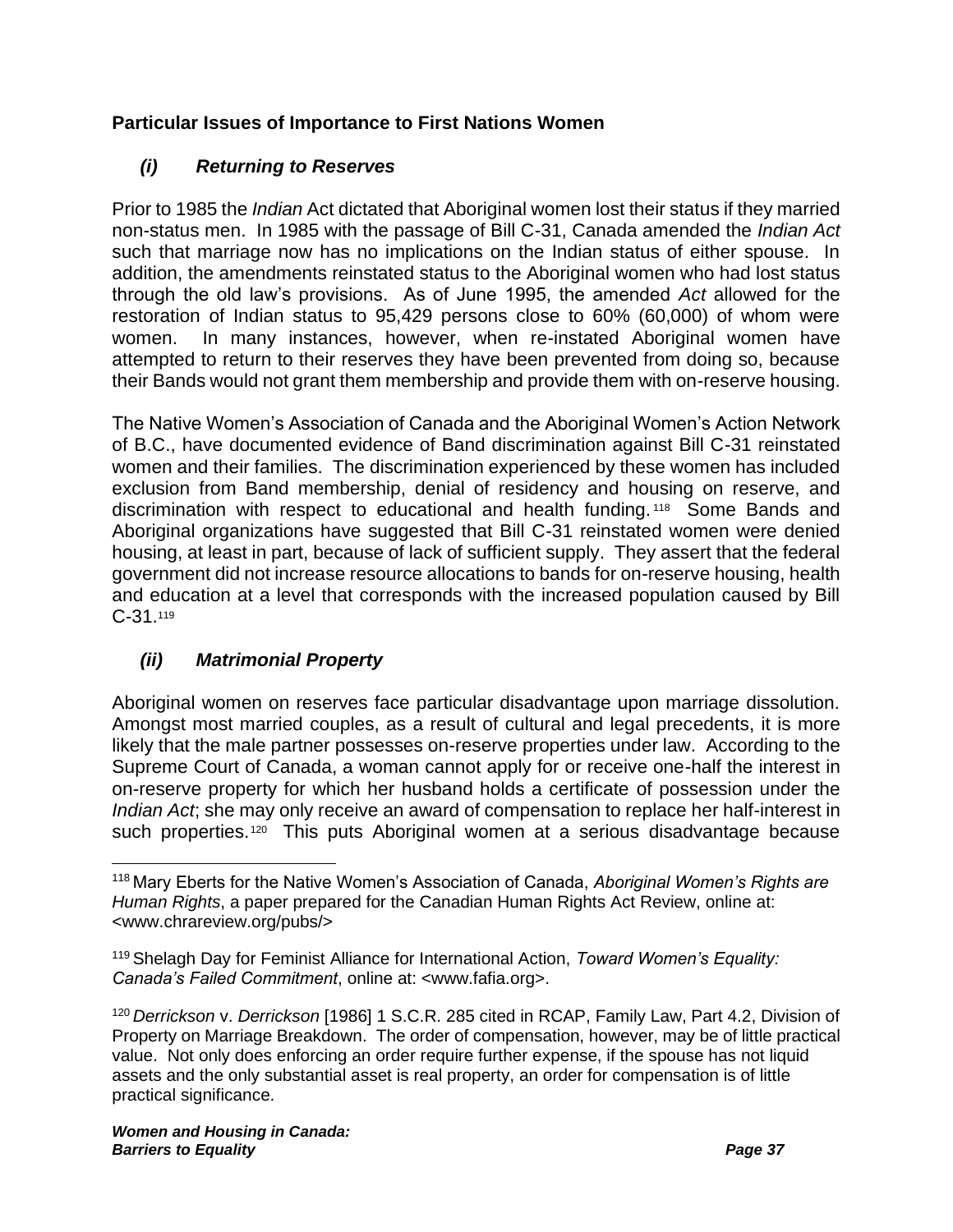## Particular Issues of Importance to First Nations Women

### *(i) Returning to Reserves*

Prior to 1985 the *Indian* Act dictated that Aboriginal women lost their status if they married non-status men. In 1985 with the passage of Bill C-31, Canada amended the *Indian Act* such that marriage now has no implications on the Indian status of either spouse. In addition, the amendments reinstated status to the Aboriginal women who had lost status through the old law's provisions. As of June 1995, the amended *Act* allowed for the restoration of Indian status to 95,429 persons close to 60% (60,000) of whom were women. In many instances, however, when re-instated Aboriginal women have attempted to return to their reserves they have been prevented from doing so, because their Bands would not grant them membership and provide them with on-reserve housing.

The Native Women's Association of Canada and the Aboriginal Women's Action Network of B.C., have documented evidence of Band discrimination against Bill C-31 reinstated women and their families. The discrimination experienced by these women has included exclusion from Band membership, denial of residency and housing on reserve, and discrimination with respect to educational and health funding.[118] Some Bands and Aboriginal organizations have suggested that Bill C-31 reinstated women were denied housing, at least in part, because of lack of sufficient supply. They assert that the federal government did not increase resource allocations to bands for on-reserve housing, health and education at a level that corresponds with the increased population caused by Bill C-31.[119]

### *(ii) Matrimonial Property*

Aboriginal women on reserves face particular disadvantage upon marriage dissolution. Amongst most married couples, as a result of cultural and legal precedents, it is more likely that the male partner possesses on-reserve properties under law. According to the Supreme Court of Canada, a woman cannot apply for or receive one-half the interest in on-reserve property for which her husband holds a certificate of possession under the *Indian Act*; she may only receive an award of compensation to replace her half-interest in such properties.[120] This puts Aboriginal women at a serious disadvantage because

---

[118] Mary Eberts for the Native Women's Association of Canada, *Aboriginal Women's Rights are Human Rights*, a paper prepared for the Canadian Human Rights Act Review, online at: <www.chrareview.org/pubs/>

[119] Shelagh Day for Feminist Alliance for International Action, *Toward Women's Equality: Canada's Failed Commitment*, online at: <www.fafia.org>.

[120] *Derrickson* v. *Derrickson* [1986] 1 S.C.R. 285 cited in RCAP, Family Law, Part 4.2, Division of Property on Marriage Breakdown. The order of compensation, however, may be of little practical value. Not only does enforcing an order require further expense, if the spouse has not liquid assets and the only substantial asset is real property, an order for compensation is of little practical significance.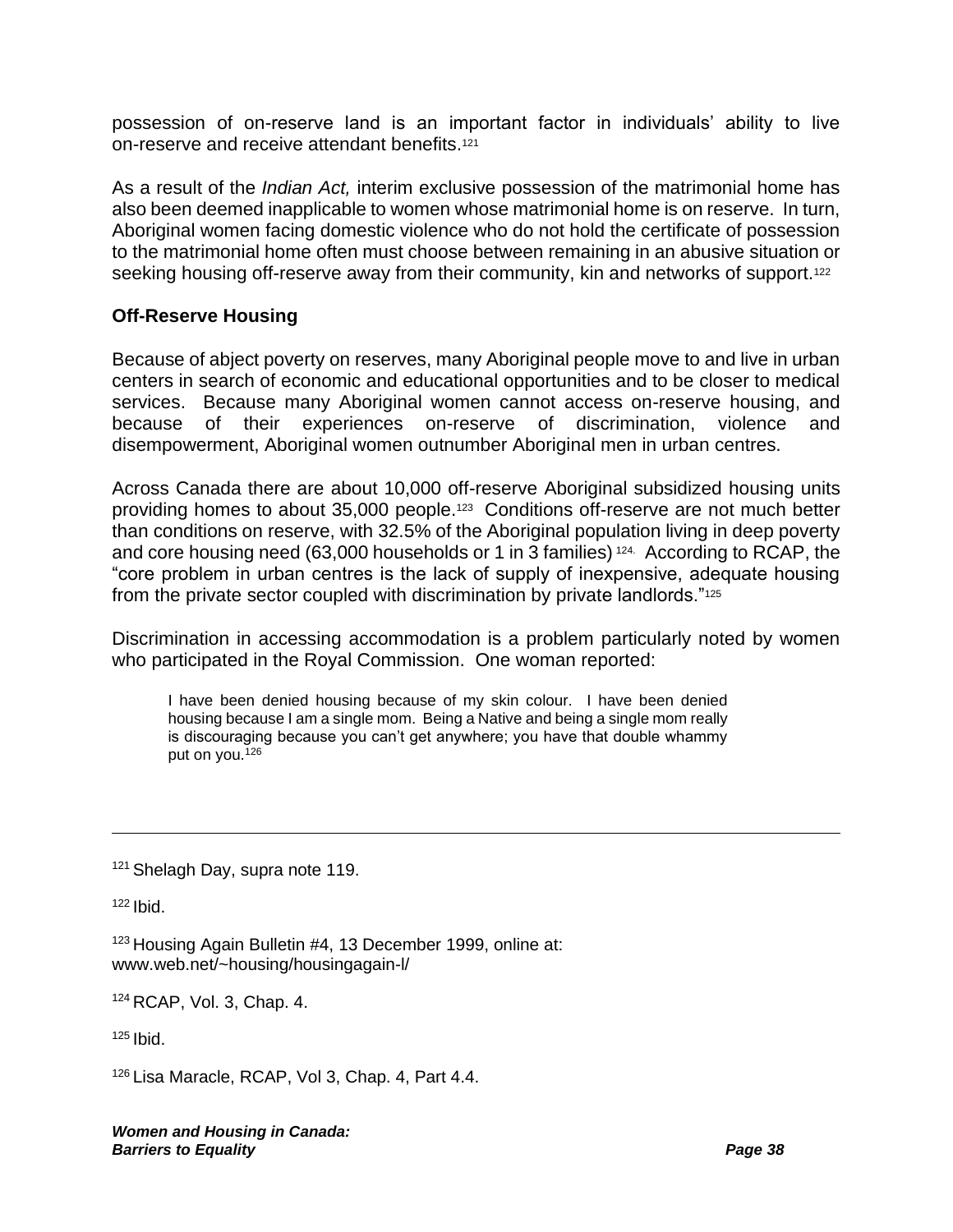possession of on-reserve land is an important factor in individuals' ability to live on-reserve and receive attendant benefits.[121]

As a result of the *Indian Act,* interim exclusive possession of the matrimonial home has also been deemed inapplicable to women whose matrimonial home is on reserve. In turn, Aboriginal women facing domestic violence who do not hold the certificate of possession to the matrimonial home often must choose between remaining in an abusive situation or seeking housing off-reserve away from their community, kin and networks of support.[122]

### Off-Reserve Housing

Because of abject poverty on reserves, many Aboriginal people move to and live in urban centers in search of economic and educational opportunities and to be closer to medical services. Because many Aboriginal women cannot access on-reserve housing, and because of their experiences on-reserve of discrimination, violence and disempowerment, Aboriginal women outnumber Aboriginal men in urban centres.

Across Canada there are about 10,000 off-reserve Aboriginal subsidized housing units providing homes to about 35,000 people.[123] Conditions off-reserve are not much better than conditions on reserve, with 32.5% of the Aboriginal population living in deep poverty and core housing need (63,000 households or 1 in 3 families) [124]. According to RCAP, the "core problem in urban centres is the lack of supply of inexpensive, adequate housing from the private sector coupled with discrimination by private landlords."[125]

Discrimination in accessing accommodation is a problem particularly noted by women who participated in the Royal Commission. One woman reported:

> I have been denied housing because of my skin colour. I have been denied housing because I am a single mom. Being a Native and being a single mom really is discouraging because you can't get anywhere; you have that double whammy put on you.[126]

---

[121] Shelagh Day, supra note 119.

[122] Ibid.

[123] Housing Again Bulletin #4, 13 December 1999, online at: www.web.net/~housing/housingagain-l/

[124] RCAP, Vol. 3, Chap. 4.

[125] Ibid.

[126] Lisa Maracle, RCAP, Vol 3, Chap. 4, Part 4.4.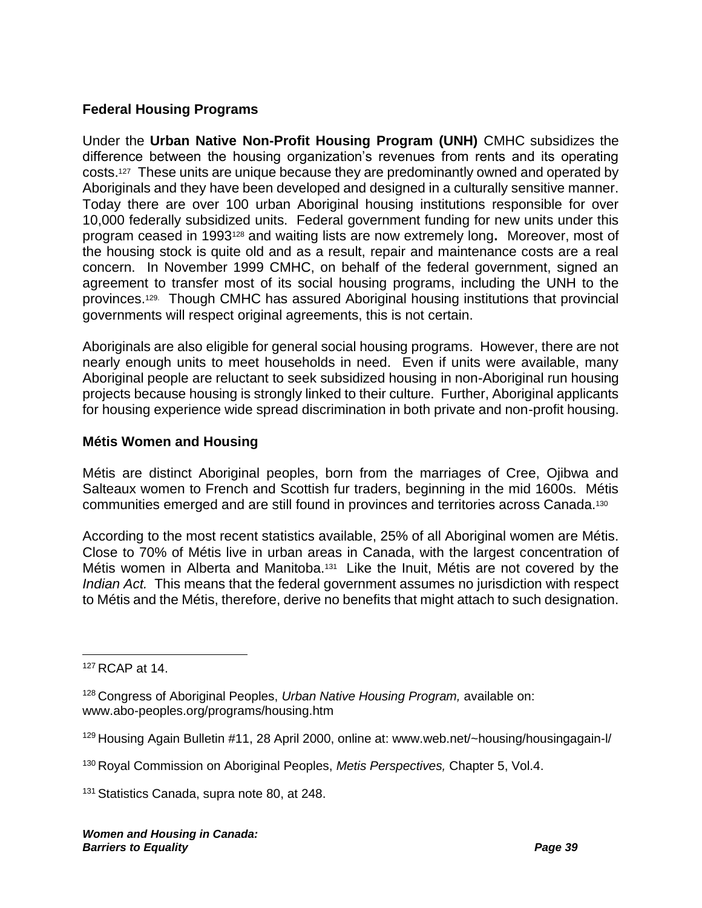## Federal Housing Programs

Under the **Urban Native Non-Profit Housing Program (UNH)** CMHC subsidizes the difference between the housing organization's revenues from rents and its operating costs.[127] These units are unique because they are predominantly owned and operated by Aboriginals and they have been developed and designed in a culturally sensitive manner. Today there are over 100 urban Aboriginal housing institutions responsible for over 10,000 federally subsidized units. Federal government funding for new units under this program ceased in 1993[128] and waiting lists are now extremely long**.** Moreover, most of the housing stock is quite old and as a result, repair and maintenance costs are a real concern. In November 1999 CMHC, on behalf of the federal government, signed an agreement to transfer most of its social housing programs, including the UNH to the provinces.[129] Though CMHC has assured Aboriginal housing institutions that provincial governments will respect original agreements, this is not certain.

Aboriginals are also eligible for general social housing programs. However, there are not nearly enough units to meet households in need. Even if units were available, many Aboriginal people are reluctant to seek subsidized housing in non-Aboriginal run housing projects because housing is strongly linked to their culture. Further, Aboriginal applicants for housing experience wide spread discrimination in both private and non-profit housing.

## Métis Women and Housing

Métis are distinct Aboriginal peoples, born from the marriages of Cree, Ojibwa and Salteaux women to French and Scottish fur traders, beginning in the mid 1600s. Métis communities emerged and are still found in provinces and territories across Canada.[130]

According to the most recent statistics available, 25% of all Aboriginal women are Métis. Close to 70% of Métis live in urban areas in Canada, with the largest concentration of Métis women in Alberta and Manitoba.[131] Like the Inuit, Métis are not covered by the *Indian Act.* This means that the federal government assumes no jurisdiction with respect to Métis and the Métis, therefore, derive no benefits that might attach to such designation.

---

[127] RCAP at 14.

[128] Congress of Aboriginal Peoples, *Urban Native Housing Program,* available on: www.abo-peoples.org/programs/housing.htm

[129] Housing Again Bulletin #11, 28 April 2000, online at: www.web.net/~housing/housingagain-l/

[130] Royal Commission on Aboriginal Peoples, *Metis Perspectives,* Chapter 5, Vol.4.

[131] Statistics Canada, supra note 80, at 248.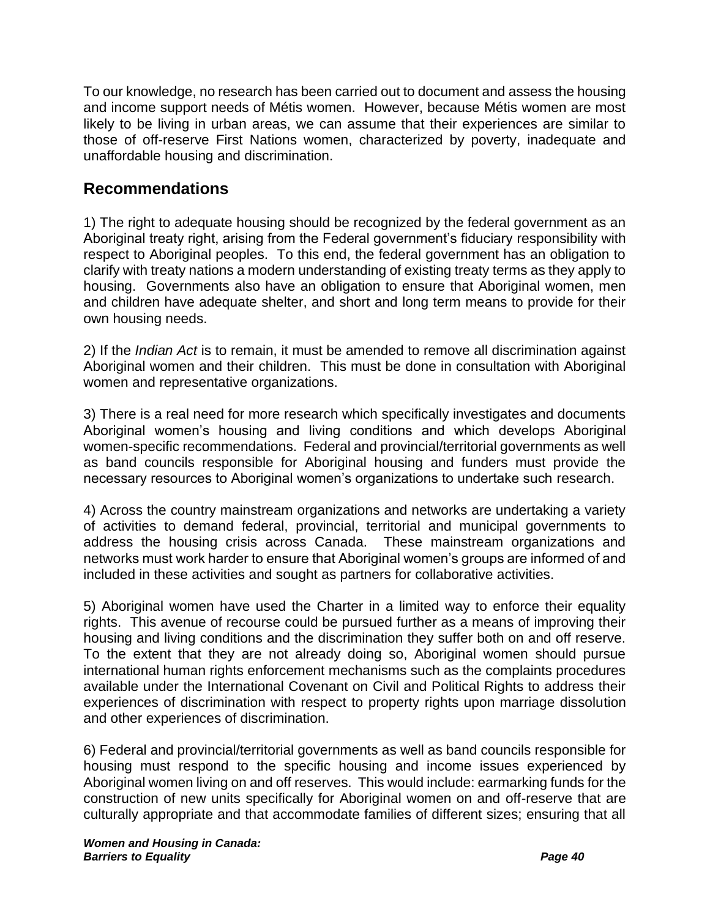To our knowledge, no research has been carried out to document and assess the housing and income support needs of Métis women. However, because Métis women are most likely to be living in urban areas, we can assume that their experiences are similar to those of off-reserve First Nations women, characterized by poverty, inadequate and unaffordable housing and discrimination.

## Recommendations

1) The right to adequate housing should be recognized by the federal government as an Aboriginal treaty right, arising from the Federal government's fiduciary responsibility with respect to Aboriginal peoples. To this end, the federal government has an obligation to clarify with treaty nations a modern understanding of existing treaty terms as they apply to housing. Governments also have an obligation to ensure that Aboriginal women, men and children have adequate shelter, and short and long term means to provide for their own housing needs.

2) If the *Indian Act* is to remain, it must be amended to remove all discrimination against Aboriginal women and their children. This must be done in consultation with Aboriginal women and representative organizations.

3) There is a real need for more research which specifically investigates and documents Aboriginal women's housing and living conditions and which develops Aboriginal women-specific recommendations. Federal and provincial/territorial governments as well as band councils responsible for Aboriginal housing and funders must provide the necessary resources to Aboriginal women's organizations to undertake such research.

4) Across the country mainstream organizations and networks are undertaking a variety of activities to demand federal, provincial, territorial and municipal governments to address the housing crisis across Canada. These mainstream organizations and networks must work harder to ensure that Aboriginal women's groups are informed of and included in these activities and sought as partners for collaborative activities.

5) Aboriginal women have used the Charter in a limited way to enforce their equality rights. This avenue of recourse could be pursued further as a means of improving their housing and living conditions and the discrimination they suffer both on and off reserve. To the extent that they are not already doing so, Aboriginal women should pursue international human rights enforcement mechanisms such as the complaints procedures available under the International Covenant on Civil and Political Rights to address their experiences of discrimination with respect to property rights upon marriage dissolution and other experiences of discrimination.

6) Federal and provincial/territorial governments as well as band councils responsible for housing must respond to the specific housing and income issues experienced by Aboriginal women living on and off reserves. This would include: earmarking funds for the construction of new units specifically for Aboriginal women on and off-reserve that are culturally appropriate and that accommodate families of different sizes; ensuring that all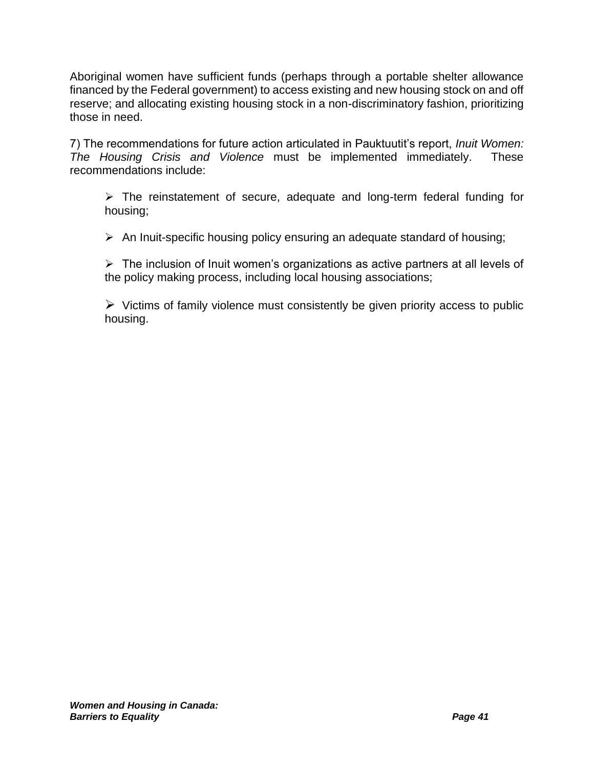Aboriginal women have sufficient funds (perhaps through a portable shelter allowance financed by the Federal government) to access existing and new housing stock on and off reserve; and allocating existing housing stock in a non-discriminatory fashion, prioritizing those in need.

7) The recommendations for future action articulated in Pauktuutit's report, *Inuit Women: The Housing Crisis and Violence* must be implemented immediately. These recommendations include:

- The reinstatement of secure, adequate and long-term federal funding for housing;
- An Inuit-specific housing policy ensuring an adequate standard of housing;
- The inclusion of Inuit women's organizations as active partners at all levels of the policy making process, including local housing associations;
- Victims of family violence must consistently be given priority access to public housing.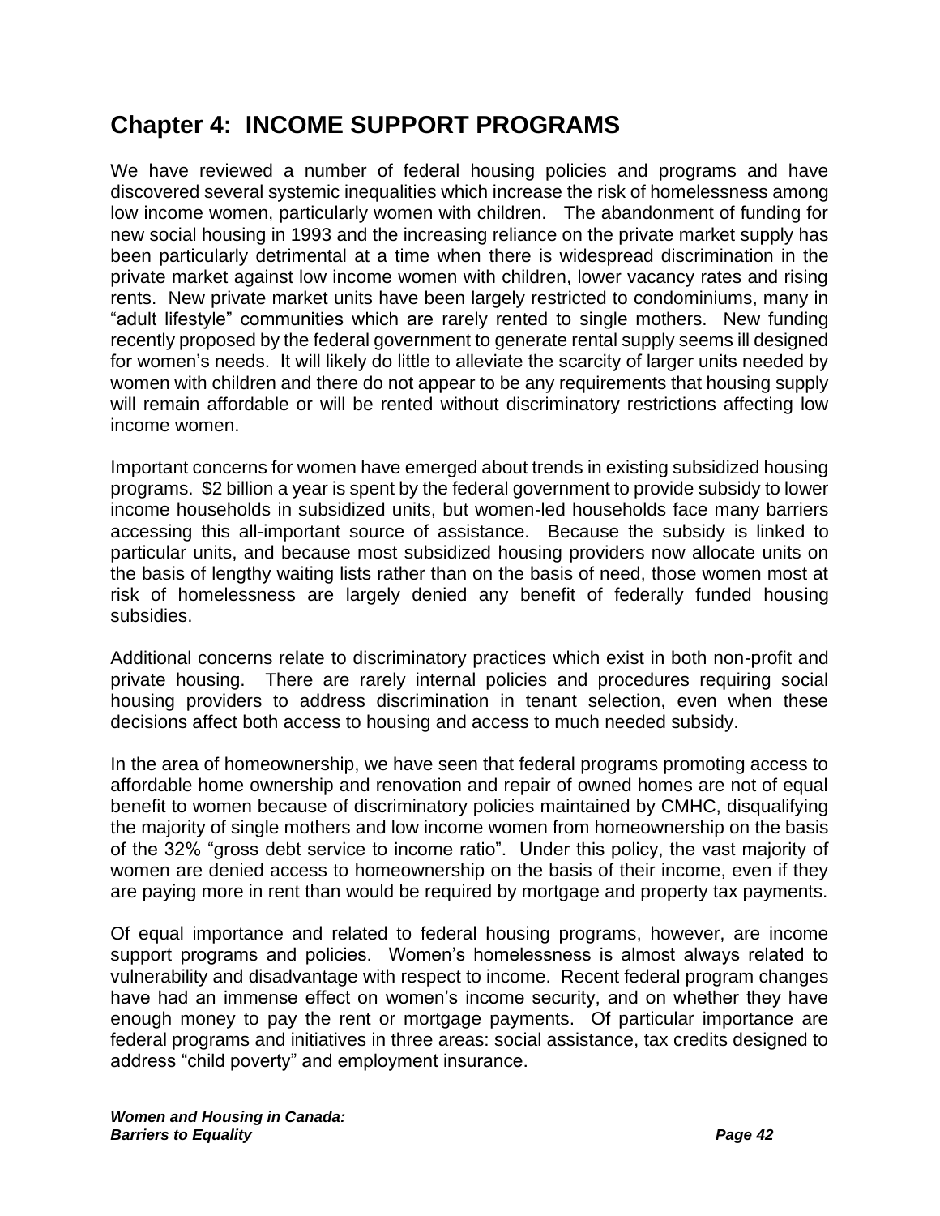## Chapter 4: INCOME SUPPORT PROGRAMS

We have reviewed a number of federal housing policies and programs and have discovered several systemic inequalities which increase the risk of homelessness among low income women, particularly women with children. The abandonment of funding for new social housing in 1993 and the increasing reliance on the private market supply has been particularly detrimental at a time when there is widespread discrimination in the private market against low income women with children, lower vacancy rates and rising rents. New private market units have been largely restricted to condominiums, many in "adult lifestyle" communities which are rarely rented to single mothers. New funding recently proposed by the federal government to generate rental supply seems ill designed for women's needs. It will likely do little to alleviate the scarcity of larger units needed by women with children and there do not appear to be any requirements that housing supply will remain affordable or will be rented without discriminatory restrictions affecting low income women.

Important concerns for women have emerged about trends in existing subsidized housing programs. $2 billion a year is spent by the federal government to provide subsidy to lower income households in subsidized units, but women-led households face many barriers accessing this all-important source of assistance. Because the subsidy is linked to particular units, and because most subsidized housing providers now allocate units on the basis of lengthy waiting lists rather than on the basis of need, those women most at risk of homelessness are largely denied any benefit of federally funded housing subsidies.

Additional concerns relate to discriminatory practices which exist in both non-profit and private housing. There are rarely internal policies and procedures requiring social housing providers to address discrimination in tenant selection, even when these decisions affect both access to housing and access to much needed subsidy.

In the area of homeownership, we have seen that federal programs promoting access to affordable home ownership and renovation and repair of owned homes are not of equal benefit to women because of discriminatory policies maintained by CMHC, disqualifying the majority of single mothers and low income women from homeownership on the basis of the 32% "gross debt service to income ratio". Under this policy, the vast majority of women are denied access to homeownership on the basis of their income, even if they are paying more in rent than would be required by mortgage and property tax payments.

Of equal importance and related to federal housing programs, however, are income support programs and policies. Women's homelessness is almost always related to vulnerability and disadvantage with respect to income. Recent federal program changes have had an immense effect on women's income security, and on whether they have enough money to pay the rent or mortgage payments. Of particular importance are federal programs and initiatives in three areas: social assistance, tax credits designed to address "child poverty" and employment insurance.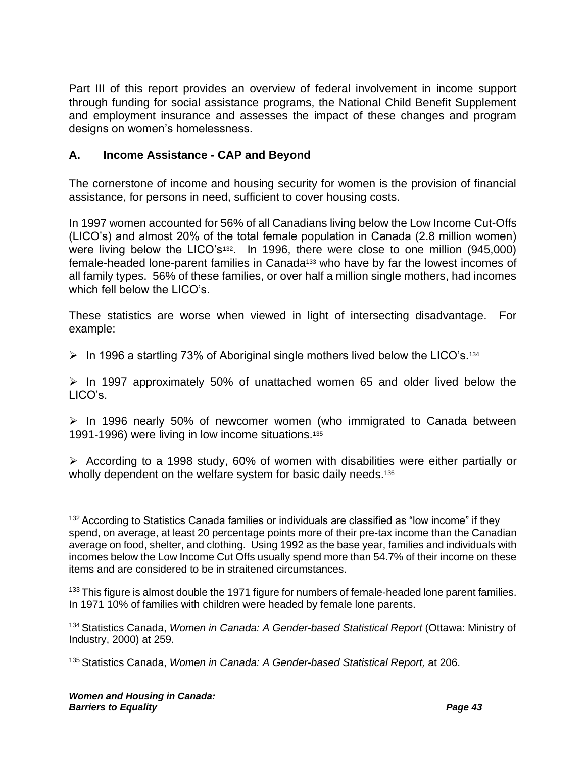Part III of this report provides an overview of federal involvement in income support through funding for social assistance programs, the National Child Benefit Supplement and employment insurance and assesses the impact of these changes and program designs on women's homelessness.

## A. Income Assistance - CAP and Beyond

The cornerstone of income and housing security for women is the provision of financial assistance, for persons in need, sufficient to cover housing costs.

In 1997 women accounted for 56% of all Canadians living below the Low Income Cut-Offs (LICO's) and almost 20% of the total female population in Canada (2.8 million women) were living below the LICO's[132]. In 1996, there were close to one million (945,000) female-headed lone-parent families in Canada[133] who have by far the lowest incomes of all family types. 56% of these families, or over half a million single mothers, had incomes which fell below the LICO's.

These statistics are worse when viewed in light of intersecting disadvantage. For example:

- In 1996 a startling 73% of Aboriginal single mothers lived below the LICO's.[134]
- In 1997 approximately 50% of unattached women 65 and older lived below the LICO's.
- In 1996 nearly 50% of newcomer women (who immigrated to Canada between 1991-1996) were living in low income situations.[135]
- According to a 1998 study, 60% of women with disabilities were either partially or wholly dependent on the welfare system for basic daily needs.[136]

---

[132] According to Statistics Canada families or individuals are classified as "low income" if they spend, on average, at least 20 percentage points more of their pre-tax income than the Canadian average on food, shelter, and clothing. Using 1992 as the base year, families and individuals with incomes below the Low Income Cut Offs usually spend more than 54.7% of their income on these items and are considered to be in straitened circumstances.

[133] This figure is almost double the 1971 figure for numbers of female-headed lone parent families. In 1971 10% of families with children were headed by female lone parents.

[134] Statistics Canada, *Women in Canada: A Gender-based Statistical Report* (Ottawa: Ministry of Industry, 2000) at 259.

[135] Statistics Canada, *Women in Canada: A Gender-based Statistical Report,* at 206.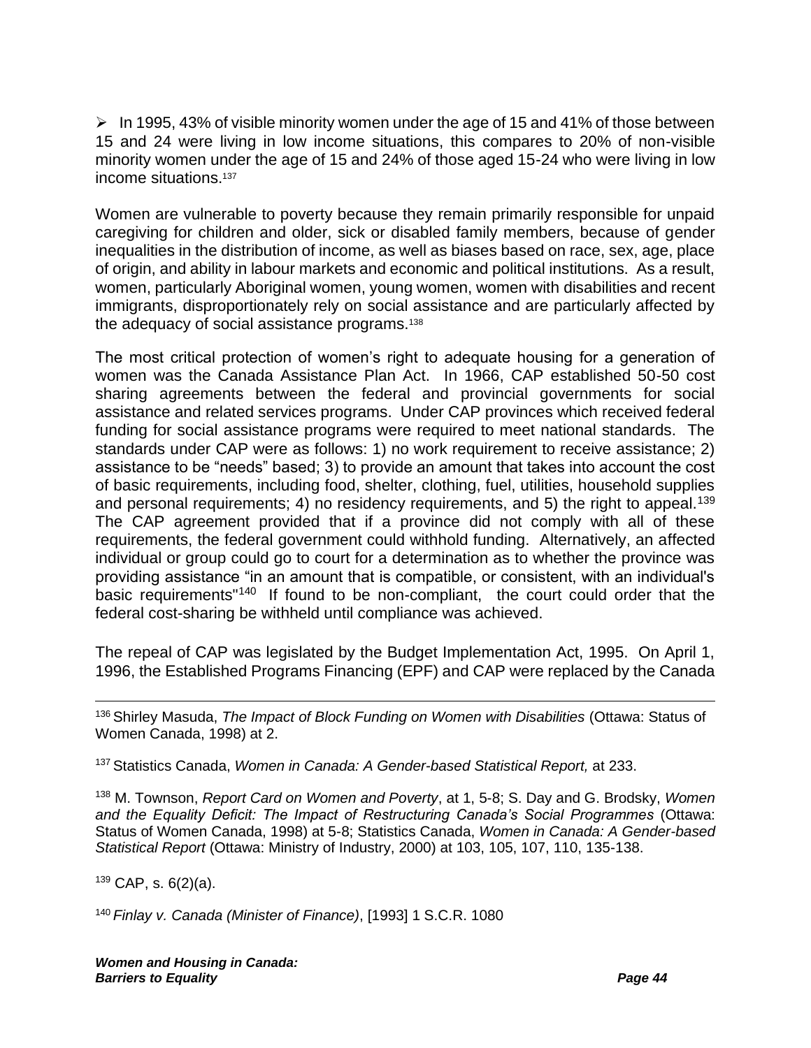- In 1995, 43% of visible minority women under the age of 15 and 41% of those between 15 and 24 were living in low income situations, this compares to 20% of non-visible minority women under the age of 15 and 24% of those aged 15-24 who were living in low income situations.[137]

Women are vulnerable to poverty because they remain primarily responsible for unpaid caregiving for children and older, sick or disabled family members, because of gender inequalities in the distribution of income, as well as biases based on race, sex, age, place of origin, and ability in labour markets and economic and political institutions. As a result, women, particularly Aboriginal women, young women, women with disabilities and recent immigrants, disproportionately rely on social assistance and are particularly affected by the adequacy of social assistance programs.[138]

The most critical protection of women's right to adequate housing for a generation of women was the Canada Assistance Plan Act. In 1966, CAP established 50-50 cost sharing agreements between the federal and provincial governments for social assistance and related services programs. Under CAP provinces which received federal funding for social assistance programs were required to meet national standards. The standards under CAP were as follows: 1) no work requirement to receive assistance; 2) assistance to be "needs" based; 3) to provide an amount that takes into account the cost of basic requirements, including food, shelter, clothing, fuel, utilities, household supplies and personal requirements; 4) no residency requirements, and 5) the right to appeal.[139] The CAP agreement provided that if a province did not comply with all of these requirements, the federal government could withhold funding. Alternatively, an affected individual or group could go to court for a determination as to whether the province was providing assistance "in an amount that is compatible, or consistent, with an individual's basic requirements"[140] If found to be non-compliant, the court could order that the federal cost-sharing be withheld until compliance was achieved.

The repeal of CAP was legislated by the Budget Implementation Act, 1995. On April 1, 1996, the Established Programs Financing (EPF) and CAP were replaced by the Canada

---

[136] Shirley Masuda, *The Impact of Block Funding on Women with Disabilities* (Ottawa: Status of Women Canada, 1998) at 2.

[137] Statistics Canada, *Women in Canada: A Gender-based Statistical Report,* at 233.

[138] M. Townson, *Report Card on Women and Poverty*, at 1, 5-8; S. Day and G. Brodsky, *Women and the Equality Deficit: The Impact of Restructuring Canada's Social Programmes* (Ottawa: Status of Women Canada, 1998) at 5-8; Statistics Canada, *Women in Canada: A Gender-based Statistical Report* (Ottawa: Ministry of Industry, 2000) at 103, 105, 107, 110, 135-138.

[139] CAP, s. 6(2)(a).

[140] *Finlay v. Canada (Minister of Finance)*, [1993] 1 S.C.R. 1080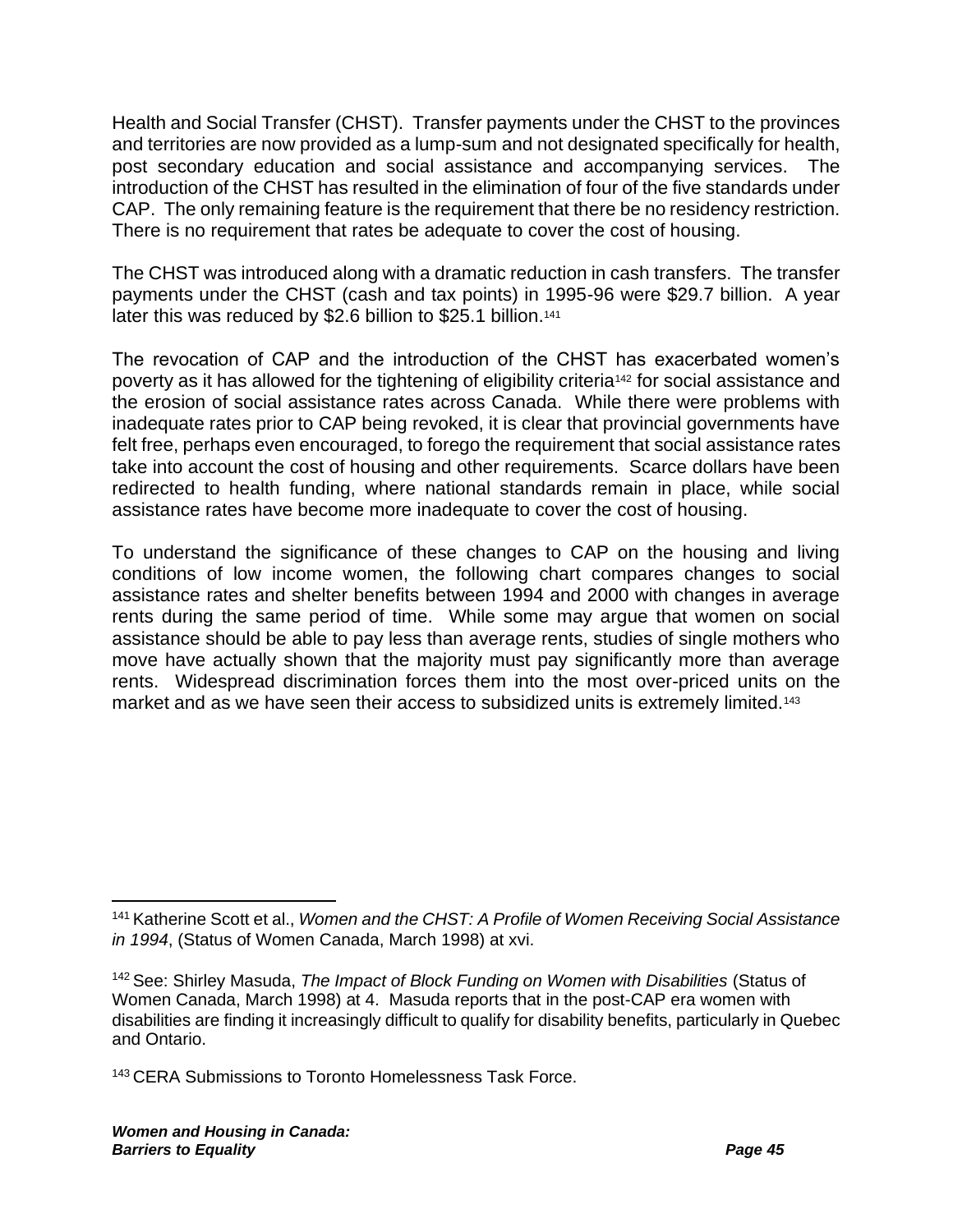Health and Social Transfer (CHST). Transfer payments under the CHST to the provinces and territories are now provided as a lump-sum and not designated specifically for health, post secondary education and social assistance and accompanying services. The introduction of the CHST has resulted in the elimination of four of the five standards under CAP. The only remaining feature is the requirement that there be no residency restriction. There is no requirement that rates be adequate to cover the cost of housing.

The CHST was introduced along with a dramatic reduction in cash transfers. The transfer payments under the CHST (cash and tax points) in 1995-96 were $29.7 billion. A year later this was reduced by $2.6 billion to $25.1 billion.[141]

The revocation of CAP and the introduction of the CHST has exacerbated women's poverty as it has allowed for the tightening of eligibility criteria[142] for social assistance and the erosion of social assistance rates across Canada. While there were problems with inadequate rates prior to CAP being revoked, it is clear that provincial governments have felt free, perhaps even encouraged, to forego the requirement that social assistance rates take into account the cost of housing and other requirements. Scarce dollars have been redirected to health funding, where national standards remain in place, while social assistance rates have become more inadequate to cover the cost of housing.

To understand the significance of these changes to CAP on the housing and living conditions of low income women, the following chart compares changes to social assistance rates and shelter benefits between 1994 and 2000 with changes in average rents during the same period of time. While some may argue that women on social assistance should be able to pay less than average rents, studies of single mothers who move have actually shown that the majority must pay significantly more than average rents. Widespread discrimination forces them into the most over-priced units on the market and as we have seen their access to subsidized units is extremely limited.[143]

---

[141] Katherine Scott et al., *Women and the CHST: A Profile of Women Receiving Social Assistance in 1994*, (Status of Women Canada, March 1998) at xvi.

[142] See: Shirley Masuda, *The Impact of Block Funding on Women with Disabilities* (Status of Women Canada, March 1998) at 4. Masuda reports that in the post-CAP era women with disabilities are finding it increasingly difficult to qualify for disability benefits, particularly in Quebec and Ontario.

[143] CERA Submissions to Toronto Homelessness Task Force.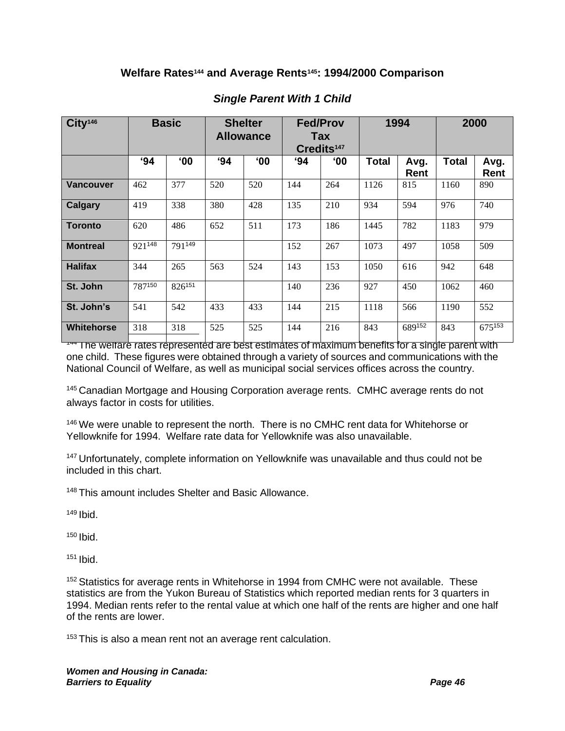### Welfare Rates[144] and Average Rents[145]: 1994/2000 Comparison

#### *Single Parent With 1 Child*

| City[146] | Basic | | Shelter Allowance | | Fed/Prov Tax Credits[147] | | 1994 | | 2000 | |
|---|---|---|---|---|---|---|---|---|---|---|
| | '94 | '00 | '94 | '00 | '94 | '00 | Total | Avg. Rent | Total | Avg. Rent |
| **Vancouver** | 462 | 377 | 520 | 520 | 144 | 264 | 1126 | 815 | 1160 | 890 |
| **Calgary** | 419 | 338 | 380 | 428 | 135 | 210 | 934 | 594 | 976 | 740 |
| **Toronto** | 620 | 486 | 652 | 511 | 173 | 186 | 1445 | 782 | 1183 | 979 |
| **Montreal** | 921[148] | 791[149] | | | 152 | 267 | 1073 | 497 | 1058 | 509 |
| **Halifax** | 344 | 265 | 563 | 524 | 143 | 153 | 1050 | 616 | 942 | 648 |
| **St. John** | 787[150] | 826[151] | | | 140 | 236 | 927 | 450 | 1062 | 460 |
| **St. John's** | 541 | 542 | 433 | 433 | 144 | 215 | 1118 | 566 | 1190 | 552 |
| **Whitehorse** | 318 | 318 | 525 | 525 | 144 | 216 | 843 | 689[152] | 843 | 675[153] |

[144] The welfare rates represented are best estimates of maximum benefits for a single parent with one child. These figures were obtained through a variety of sources and communications with the National Council of Welfare, as well as municipal social services offices across the country.

[145] Canadian Mortgage and Housing Corporation average rents. CMHC average rents do not always factor in costs for utilities.

[146] We were unable to represent the north. There is no CMHC rent data for Whitehorse or Yellowknife for 1994. Welfare rate data for Yellowknife was also unavailable.

[147] Unfortunately, complete information on Yellowknife was unavailable and thus could not be included in this chart.

[148] This amount includes Shelter and Basic Allowance.

[149] Ibid.

[150] Ibid.

[151] Ibid.

[152] Statistics for average rents in Whitehorse in 1994 from CMHC were not available. These statistics are from the Yukon Bureau of Statistics which reported median rents for 3 quarters in 1994. Median rents refer to the rental value at which one half of the rents are higher and one half of the rents are lower.

[153] This is also a mean rent not an average rent calculation.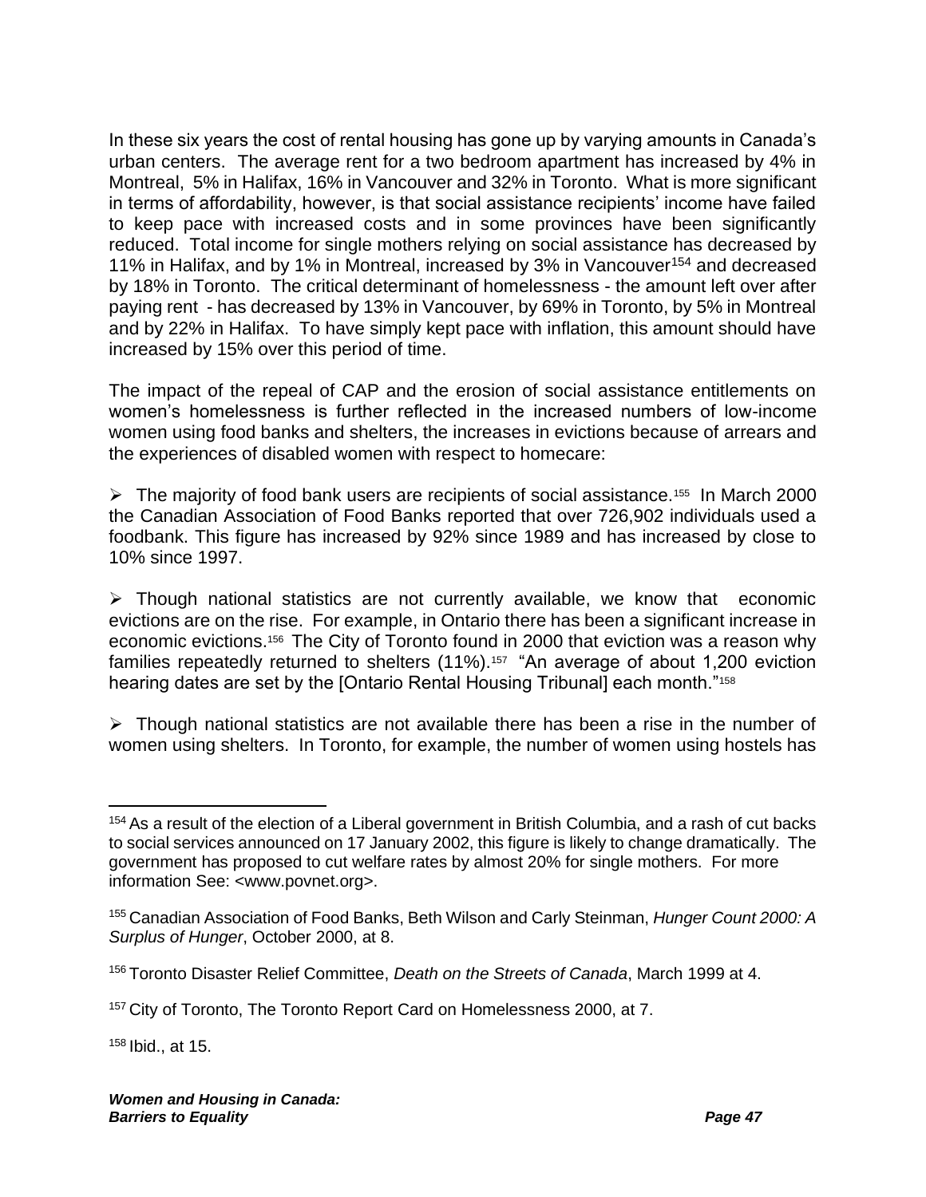In these six years the cost of rental housing has gone up by varying amounts in Canada's urban centers. The average rent for a two bedroom apartment has increased by 4% in Montreal, 5% in Halifax, 16% in Vancouver and 32% in Toronto. What is more significant in terms of affordability, however, is that social assistance recipients' income have failed to keep pace with increased costs and in some provinces have been significantly reduced. Total income for single mothers relying on social assistance has decreased by 11% in Halifax, and by 1% in Montreal, increased by 3% in Vancouver[154] and decreased by 18% in Toronto. The critical determinant of homelessness - the amount left over after paying rent - has decreased by 13% in Vancouver, by 69% in Toronto, by 5% in Montreal and by 22% in Halifax. To have simply kept pace with inflation, this amount should have increased by 15% over this period of time.

The impact of the repeal of CAP and the erosion of social assistance entitlements on women's homelessness is further reflected in the increased numbers of low-income women using food banks and shelters, the increases in evictions because of arrears and the experiences of disabled women with respect to homecare:

- The majority of food bank users are recipients of social assistance.[155] In March 2000 the Canadian Association of Food Banks reported that over 726,902 individuals used a foodbank. This figure has increased by 92% since 1989 and has increased by close to 10% since 1997.

- Though national statistics are not currently available, we know that economic evictions are on the rise. For example, in Ontario there has been a significant increase in economic evictions.[156] The City of Toronto found in 2000 that eviction was a reason why families repeatedly returned to shelters (11%).[157] "An average of about 1,200 eviction hearing dates are set by the [Ontario Rental Housing Tribunal] each month."[158]

- Though national statistics are not available there has been a rise in the number of women using shelters. In Toronto, for example, the number of women using hostels has

---

[154] As a result of the election of a Liberal government in British Columbia, and a rash of cut backs to social services announced on 17 January 2002, this figure is likely to change dramatically. The government has proposed to cut welfare rates by almost 20% for single mothers. For more information See: <www.povnet.org>.

[155] Canadian Association of Food Banks, Beth Wilson and Carly Steinman, *Hunger Count 2000: A Surplus of Hunger*, October 2000, at 8.

[156] Toronto Disaster Relief Committee, *Death on the Streets of Canada*, March 1999 at 4.

[157] City of Toronto, The Toronto Report Card on Homelessness 2000, at 7.

[158] Ibid., at 15.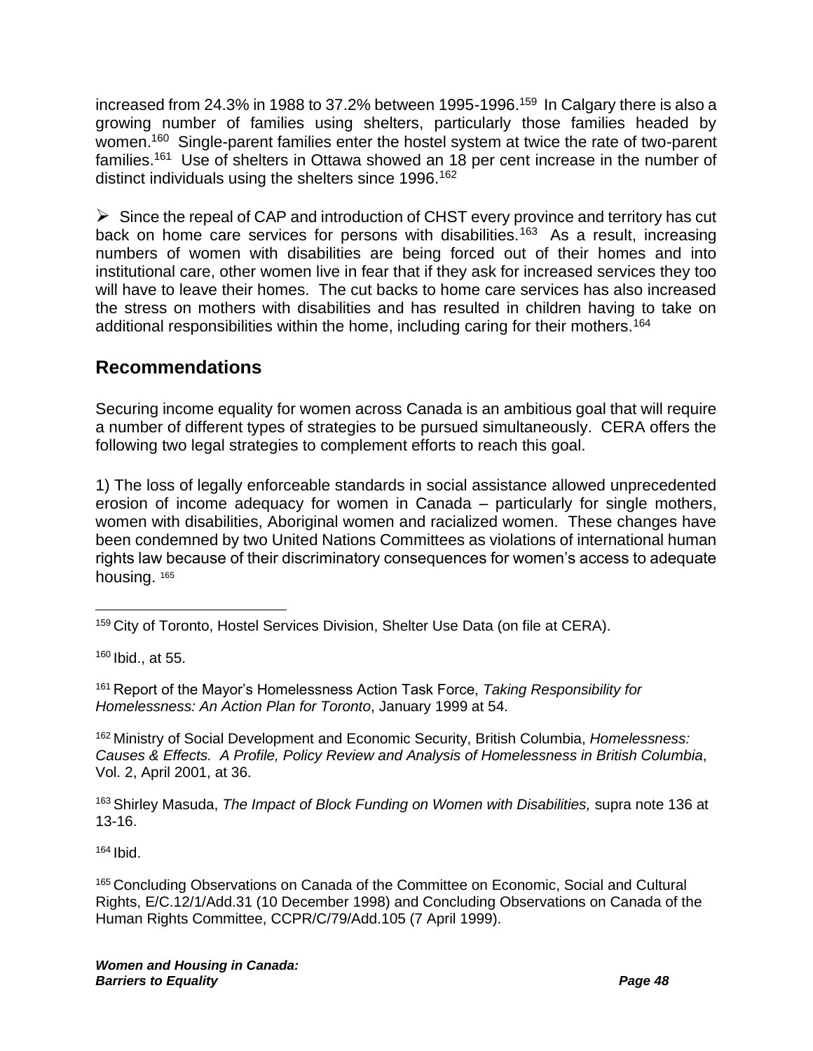increased from 24.3% in 1988 to 37.2% between 1995-1996.[159] In Calgary there is also a growing number of families using shelters, particularly those families headed by women.[160] Single-parent families enter the hostel system at twice the rate of two-parent families.[161] Use of shelters in Ottawa showed an 18 per cent increase in the number of distinct individuals using the shelters since 1996.[162]

- Since the repeal of CAP and introduction of CHST every province and territory has cut back on home care services for persons with disabilities.[163] As a result, increasing numbers of women with disabilities are being forced out of their homes and into institutional care, other women live in fear that if they ask for increased services they too will have to leave their homes. The cut backs to home care services has also increased the stress on mothers with disabilities and has resulted in children having to take on additional responsibilities within the home, including caring for their mothers.[164]

## Recommendations

Securing income equality for women across Canada is an ambitious goal that will require a number of different types of strategies to be pursued simultaneously. CERA offers the following two legal strategies to complement efforts to reach this goal.

1) The loss of legally enforceable standards in social assistance allowed unprecedented erosion of income adequacy for women in Canada – particularly for single mothers, women with disabilities, Aboriginal women and racialized women. These changes have been condemned by two United Nations Committees as violations of international human rights law because of their discriminatory consequences for women's access to adequate housing. [165]

---

[159] City of Toronto, Hostel Services Division, Shelter Use Data (on file at CERA).

[160] Ibid., at 55.

[161] Report of the Mayor's Homelessness Action Task Force, *Taking Responsibility for Homelessness: An Action Plan for Toronto*, January 1999 at 54.

[162] Ministry of Social Development and Economic Security, British Columbia, *Homelessness: Causes & Effects. A Profile, Policy Review and Analysis of Homelessness in British Columbia*, Vol. 2, April 2001, at 36.

[163] Shirley Masuda, *The Impact of Block Funding on Women with Disabilities,* supra note 136 at 13-16.

[164] Ibid.

[165] Concluding Observations on Canada of the Committee on Economic, Social and Cultural Rights, E/C.12/1/Add.31 (10 December 1998) and Concluding Observations on Canada of the Human Rights Committee, CCPR/C/79/Add.105 (7 April 1999).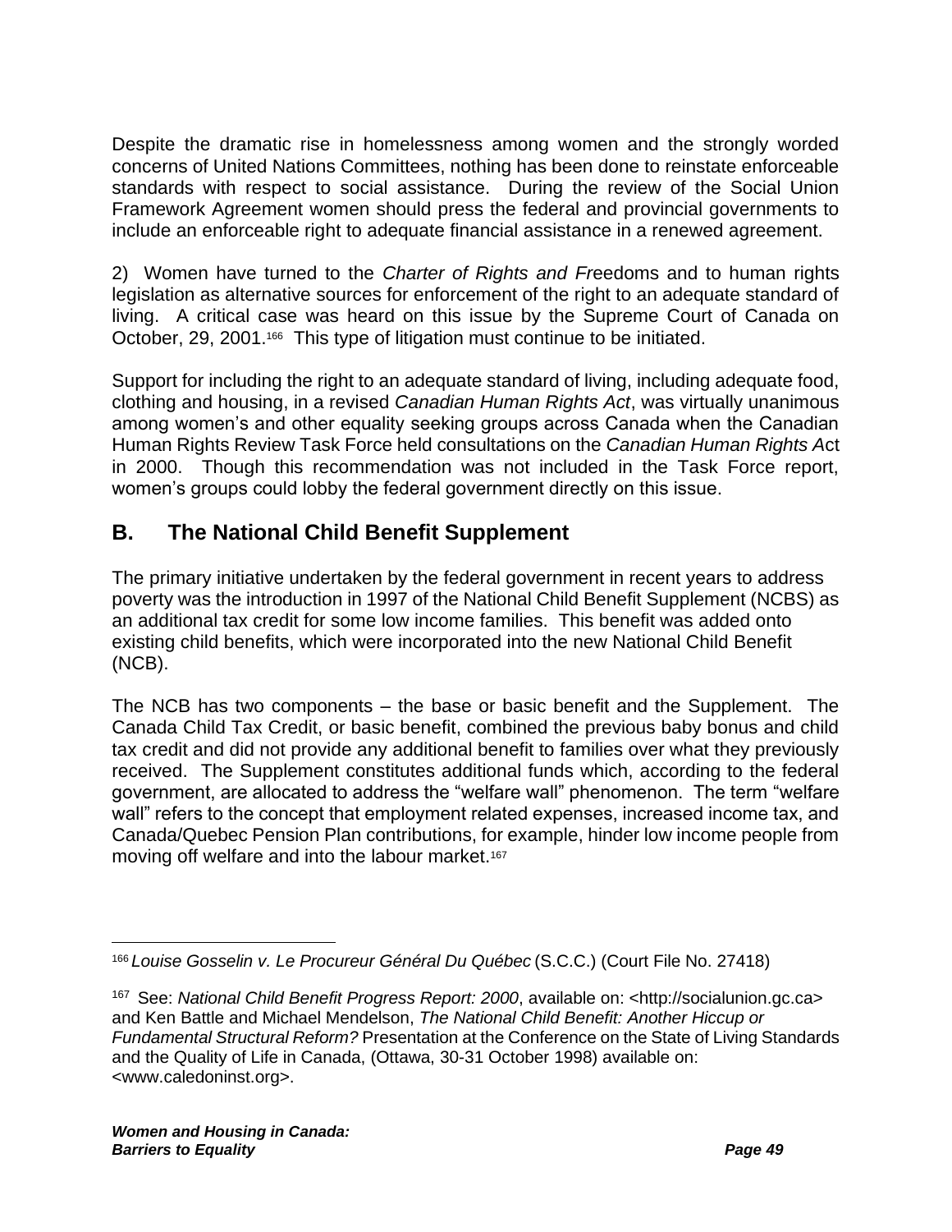Despite the dramatic rise in homelessness among women and the strongly worded concerns of United Nations Committees, nothing has been done to reinstate enforceable standards with respect to social assistance. During the review of the Social Union Framework Agreement women should press the federal and provincial governments to include an enforceable right to adequate financial assistance in a renewed agreement.

2) Women have turned to the *Charter of Rights and Freedoms* and to human rights legislation as alternative sources for enforcement of the right to an adequate standard of living. A critical case was heard on this issue by the Supreme Court of Canada on October, 29, 2001.[166] This type of litigation must continue to be initiated.

Support for including the right to an adequate standard of living, including adequate food, clothing and housing, in a revised *Canadian Human Rights Act*, was virtually unanimous among women's and other equality seeking groups across Canada when the Canadian Human Rights Review Task Force held consultations on the *Canadian Human Rights Act* in 2000. Though this recommendation was not included in the Task Force report, women's groups could lobby the federal government directly on this issue.

## B. The National Child Benefit Supplement

The primary initiative undertaken by the federal government in recent years to address poverty was the introduction in 1997 of the National Child Benefit Supplement (NCBS) as an additional tax credit for some low income families. This benefit was added onto existing child benefits, which were incorporated into the new National Child Benefit (NCB).

The NCB has two components – the base or basic benefit and the Supplement. The Canada Child Tax Credit, or basic benefit, combined the previous baby bonus and child tax credit and did not provide any additional benefit to families over what they previously received. The Supplement constitutes additional funds which, according to the federal government, are allocated to address the "welfare wall" phenomenon. The term "welfare wall" refers to the concept that employment related expenses, increased income tax, and Canada/Quebec Pension Plan contributions, for example, hinder low income people from moving off welfare and into the labour market.[167]

---

[166] *Louise Gosselin v. Le Procureur Général Du Québec* (S.C.C.) (Court File No. 27418)

[167] See: *National Child Benefit Progress Report: 2000*, available on: <http://socialunion.gc.ca> and Ken Battle and Michael Mendelson, *The National Child Benefit: Another Hiccup or Fundamental Structural Reform?* Presentation at the Conference on the State of Living Standards and the Quality of Life in Canada, (Ottawa, 30-31 October 1998) available on: <www.caledoninst.org>.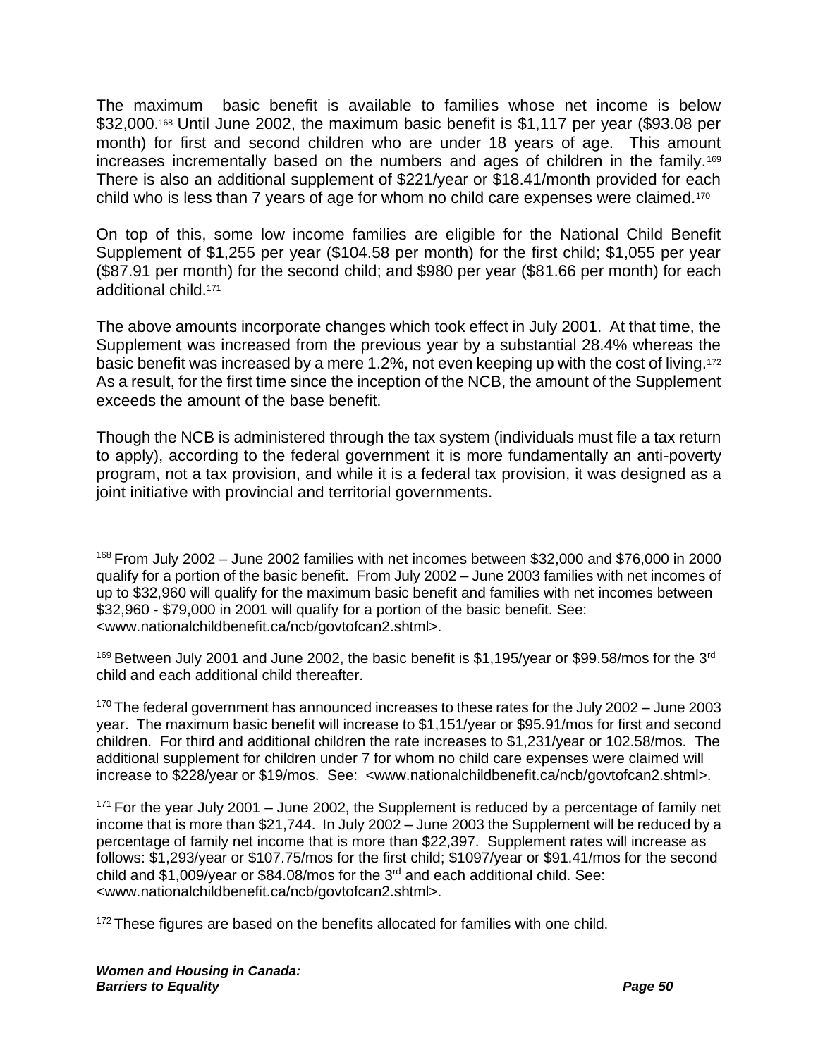The maximum basic benefit is available to families whose net income is below $32,000.[168] Until June 2002, the maximum basic benefit is $1,117 per year ($93.08 per month) for first and second children who are under 18 years of age. This amount increases incrementally based on the numbers and ages of children in the family.[169] There is also an additional supplement of $221/year or $18.41/month provided for each child who is less than 7 years of age for whom no child care expenses were claimed.[170]

On top of this, some low income families are eligible for the National Child Benefit Supplement of $1,255 per year ($104.58 per month) for the first child; $1,055 per year ($87.91 per month) for the second child; and $980 per year ($81.66 per month) for each additional child.[171]

The above amounts incorporate changes which took effect in July 2001. At that time, the Supplement was increased from the previous year by a substantial 28.4% whereas the basic benefit was increased by a mere 1.2%, not even keeping up with the cost of living.[172] As a result, for the first time since the inception of the NCB, the amount of the Supplement exceeds the amount of the base benefit.

Though the NCB is administered through the tax system (individuals must file a tax return to apply), according to the federal government it is more fundamentally an anti-poverty program, not a tax provision, and while it is a federal tax provision, it was designed as a joint initiative with provincial and territorial governments.

---

[168] From July 2002 – June 2002 families with net incomes between $32,000 and $76,000 in 2000 qualify for a portion of the basic benefit. From July 2002 – June 2003 families with net incomes of up to $32,960 will qualify for the maximum basic benefit and families with net incomes between $32,960 - $79,000 in 2001 will qualify for a portion of the basic benefit. See: <www.nationalchildbenefit.ca/ncb/govtofcan2.shtml>.

[169] Between July 2001 and June 2002, the basic benefit is $1,195/year or $99.58/mos for the 3rd child and each additional child thereafter.

[170] The federal government has announced increases to these rates for the July 2002 – June 2003 year. The maximum basic benefit will increase to $1,151/year or $95.91/mos for first and second children. For third and additional children the rate increases to $1,231/year or 102.58/mos. The additional supplement for children under 7 for whom no child care expenses were claimed will increase to $228/year or $19/mos. See: <www.nationalchildbenefit.ca/ncb/govtofcan2.shtml>.

[171] For the year July 2001 – June 2002, the Supplement is reduced by a percentage of family net income that is more than $21,744. In July 2002 – June 2003 the Supplement will be reduced by a percentage of family net income that is more than $22,397. Supplement rates will increase as follows: $1,293/year or $107.75/mos for the first child; $1097/year or $91.41/mos for the second child and $1,009/year or $84.08/mos for the 3rd and each additional child. See: <www.nationalchildbenefit.ca/ncb/govtofcan2.shtml>.

[172] These figures are based on the benefits allocated for families with one child.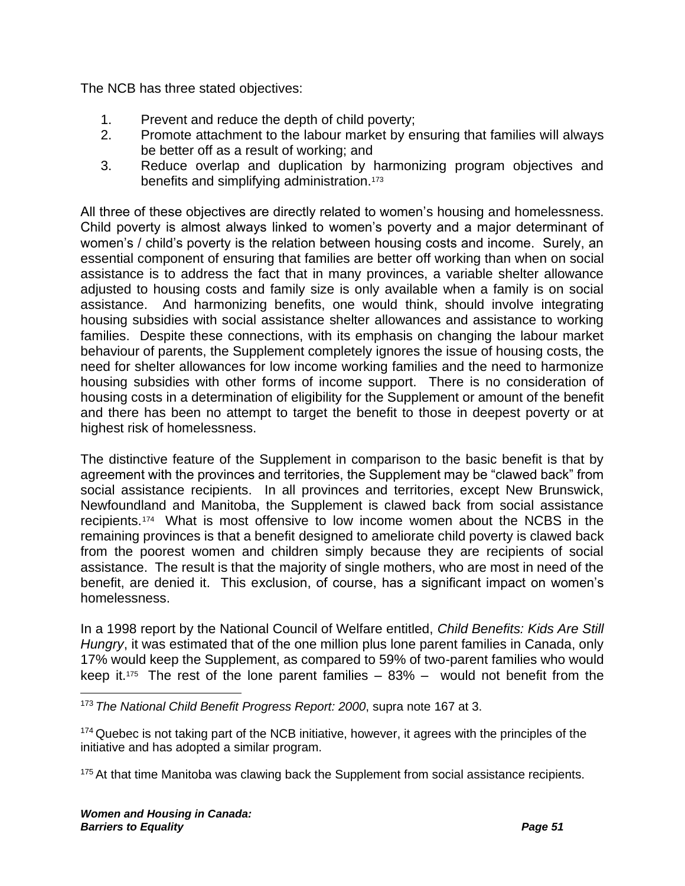The NCB has three stated objectives:

1. Prevent and reduce the depth of child poverty;
2. Promote attachment to the labour market by ensuring that families will always be better off as a result of working; and
3. Reduce overlap and duplication by harmonizing program objectives and benefits and simplifying administration.[173]

All three of these objectives are directly related to women's housing and homelessness. Child poverty is almost always linked to women's poverty and a major determinant of women's / child's poverty is the relation between housing costs and income. Surely, an essential component of ensuring that families are better off working than when on social assistance is to address the fact that in many provinces, a variable shelter allowance adjusted to housing costs and family size is only available when a family is on social assistance. And harmonizing benefits, one would think, should involve integrating housing subsidies with social assistance shelter allowances and assistance to working families. Despite these connections, with its emphasis on changing the labour market behaviour of parents, the Supplement completely ignores the issue of housing costs, the need for shelter allowances for low income working families and the need to harmonize housing subsidies with other forms of income support. There is no consideration of housing costs in a determination of eligibility for the Supplement or amount of the benefit and there has been no attempt to target the benefit to those in deepest poverty or at highest risk of homelessness.

The distinctive feature of the Supplement in comparison to the basic benefit is that by agreement with the provinces and territories, the Supplement may be "clawed back" from social assistance recipients. In all provinces and territories, except New Brunswick, Newfoundland and Manitoba, the Supplement is clawed back from social assistance recipients.[174] What is most offensive to low income women about the NCBS in the remaining provinces is that a benefit designed to ameliorate child poverty is clawed back from the poorest women and children simply because they are recipients of social assistance. The result is that the majority of single mothers, who are most in need of the benefit, are denied it. This exclusion, of course, has a significant impact on women's homelessness.

In a 1998 report by the National Council of Welfare entitled, *Child Benefits: Kids Are Still Hungry*, it was estimated that of the one million plus lone parent families in Canada, only 17% would keep the Supplement, as compared to 59% of two-parent families who would keep it.[175] The rest of the lone parent families – 83% – would not benefit from the

---

[173] *The National Child Benefit Progress Report: 2000*, supra note 167 at 3.

[174] Quebec is not taking part of the NCB initiative, however, it agrees with the principles of the initiative and has adopted a similar program.

[175] At that time Manitoba was clawing back the Supplement from social assistance recipients.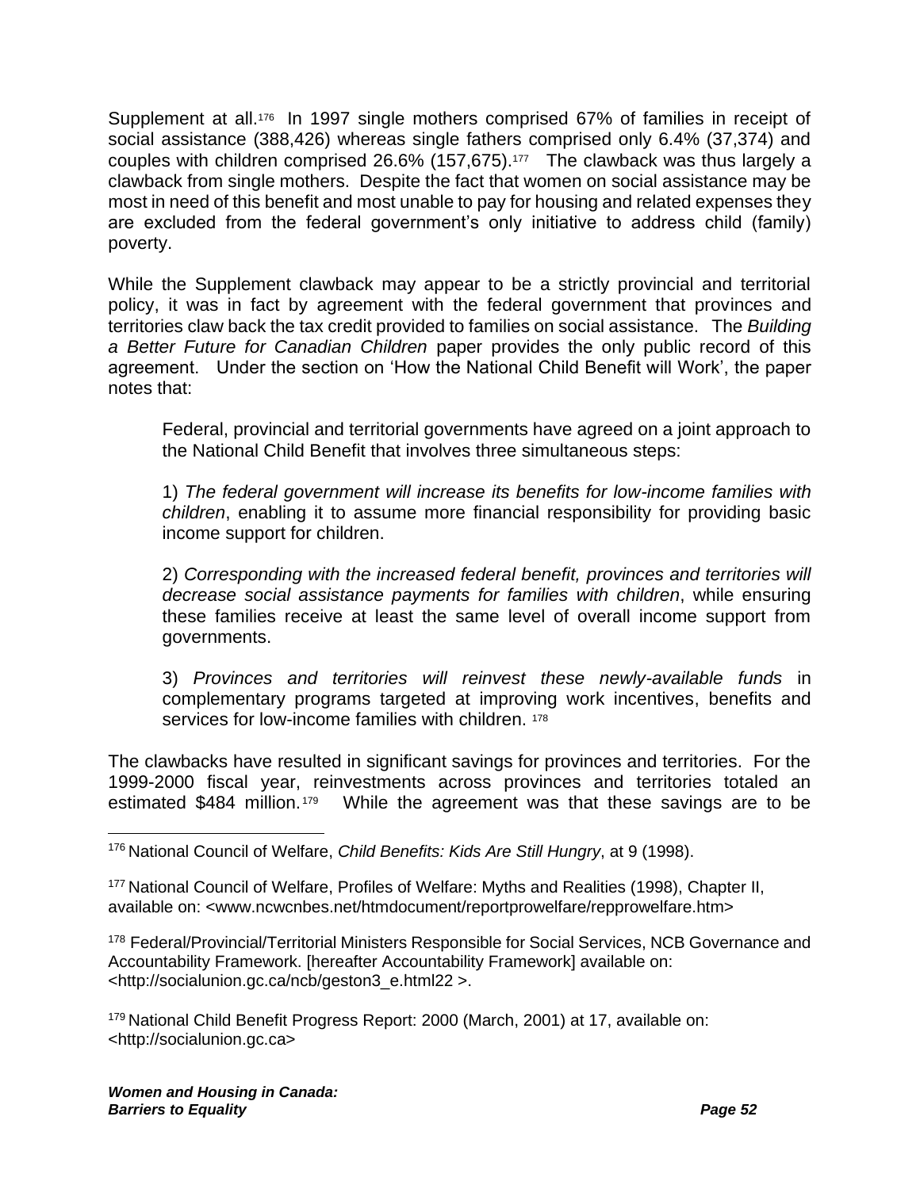Supplement at all.[176] In 1997 single mothers comprised 67% of families in receipt of social assistance (388,426) whereas single fathers comprised only 6.4% (37,374) and couples with children comprised 26.6% (157,675).[177] The clawback was thus largely a clawback from single mothers. Despite the fact that women on social assistance may be most in need of this benefit and most unable to pay for housing and related expenses they are excluded from the federal government's only initiative to address child (family) poverty.

While the Supplement clawback may appear to be a strictly provincial and territorial policy, it was in fact by agreement with the federal government that provinces and territories claw back the tax credit provided to families on social assistance. The *Building a Better Future for Canadian Children* paper provides the only public record of this agreement. Under the section on 'How the National Child Benefit will Work', the paper notes that:

> Federal, provincial and territorial governments have agreed on a joint approach to the National Child Benefit that involves three simultaneous steps:
>
> 1) *The federal government will increase its benefits for low-income families with children*, enabling it to assume more financial responsibility for providing basic income support for children.
>
> 2) *Corresponding with the increased federal benefit, provinces and territories will decrease social assistance payments for families with children*, while ensuring these families receive at least the same level of overall income support from governments.
>
> 3) *Provinces and territories will reinvest these newly-available funds* in complementary programs targeted at improving work incentives, benefits and services for low-income families with children.[178]

The clawbacks have resulted in significant savings for provinces and territories. For the 1999-2000 fiscal year, reinvestments across provinces and territories totaled an estimated $484 million.[179] While the agreement was that these savings are to be

---

[176] National Council of Welfare, *Child Benefits: Kids Are Still Hungry*, at 9 (1998).

[177] National Council of Welfare, Profiles of Welfare: Myths and Realities (1998), Chapter II, available on: <www.ncwcnbes.net/htmdocument/reportprowelfare/repprowelfare.htm>

[178] Federal/Provincial/Territorial Ministers Responsible for Social Services, NCB Governance and Accountability Framework. [hereafter Accountability Framework] available on: <http://socialunion.gc.ca/ncb/geston3_e.html22 >.

[179] National Child Benefit Progress Report: 2000 (March, 2001) at 17, available on: <http://socialunion.gc.ca>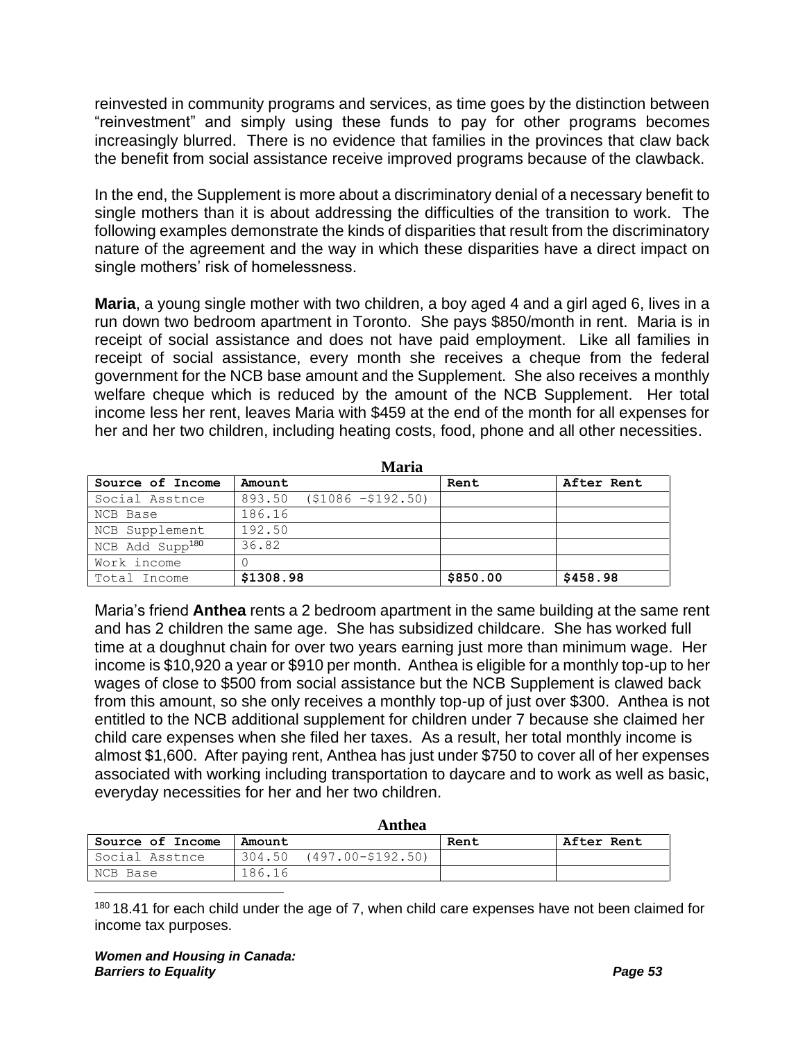reinvested in community programs and services, as time goes by the distinction between "reinvestment" and simply using these funds to pay for other programs becomes increasingly blurred. There is no evidence that families in the provinces that claw back the benefit from social assistance receive improved programs because of the clawback.

In the end, the Supplement is more about a discriminatory denial of a necessary benefit to single mothers than it is about addressing the difficulties of the transition to work. The following examples demonstrate the kinds of disparities that result from the discriminatory nature of the agreement and the way in which these disparities have a direct impact on single mothers' risk of homelessness.

**Maria**, a young single mother with two children, a boy aged 4 and a girl aged 6, lives in a run down two bedroom apartment in Toronto. She pays $850/month in rent. Maria is in receipt of social assistance and does not have paid employment. Like all families in receipt of social assistance, every month she receives a cheque from the federal government for the NCB base amount and the Supplement. She also receives a monthly welfare cheque which is reduced by the amount of the NCB Supplement. Her total income less her rent, leaves Maria with $459 at the end of the month for all expenses for her and her two children, including heating costs, food, phone and all other necessities.

**Maria**

| Source of Income | Amount | Rent | After Rent |
|---|---|---|---|
| Social Asstnce | 893.50 ($1086 –$192.50) | | |
| NCB Base | 186.16 | | |
| NCB Supplement | 192.50 | | |
| NCB Add Supp[180] | 36.82 | | |
| Work income | 0 | | |
| Total Income | **$1308.98** | **$850.00** | **$458.98** |

Maria's friend **Anthea** rents a 2 bedroom apartment in the same building at the same rent and has 2 children the same age. She has subsidized childcare. She has worked full time at a doughnut chain for over two years earning just more than minimum wage. Her income is $10,920 a year or $910 per month. Anthea is eligible for a monthly top-up to her wages of close to $500 from social assistance but the NCB Supplement is clawed back from this amount, so she only receives a monthly top-up of just over $300. Anthea is not entitled to the NCB additional supplement for children under 7 because she claimed her child care expenses when she filed her taxes. As a result, her total monthly income is almost $1,600. After paying rent, Anthea has just under $750 to cover all of her expenses associated with working including transportation to daycare and to work as well as basic, everyday necessities for her and her two children.

**Anthea**

| Source of Income | Amount | Rent | After Rent |
|---|---|---|---|
| Social Asstnce | 304.50 (497.00-$192.50) | | |
| NCB Base | 186.16 | | |

[180] 18.41 for each child under the age of 7, when child care expenses have not been claimed for income tax purposes.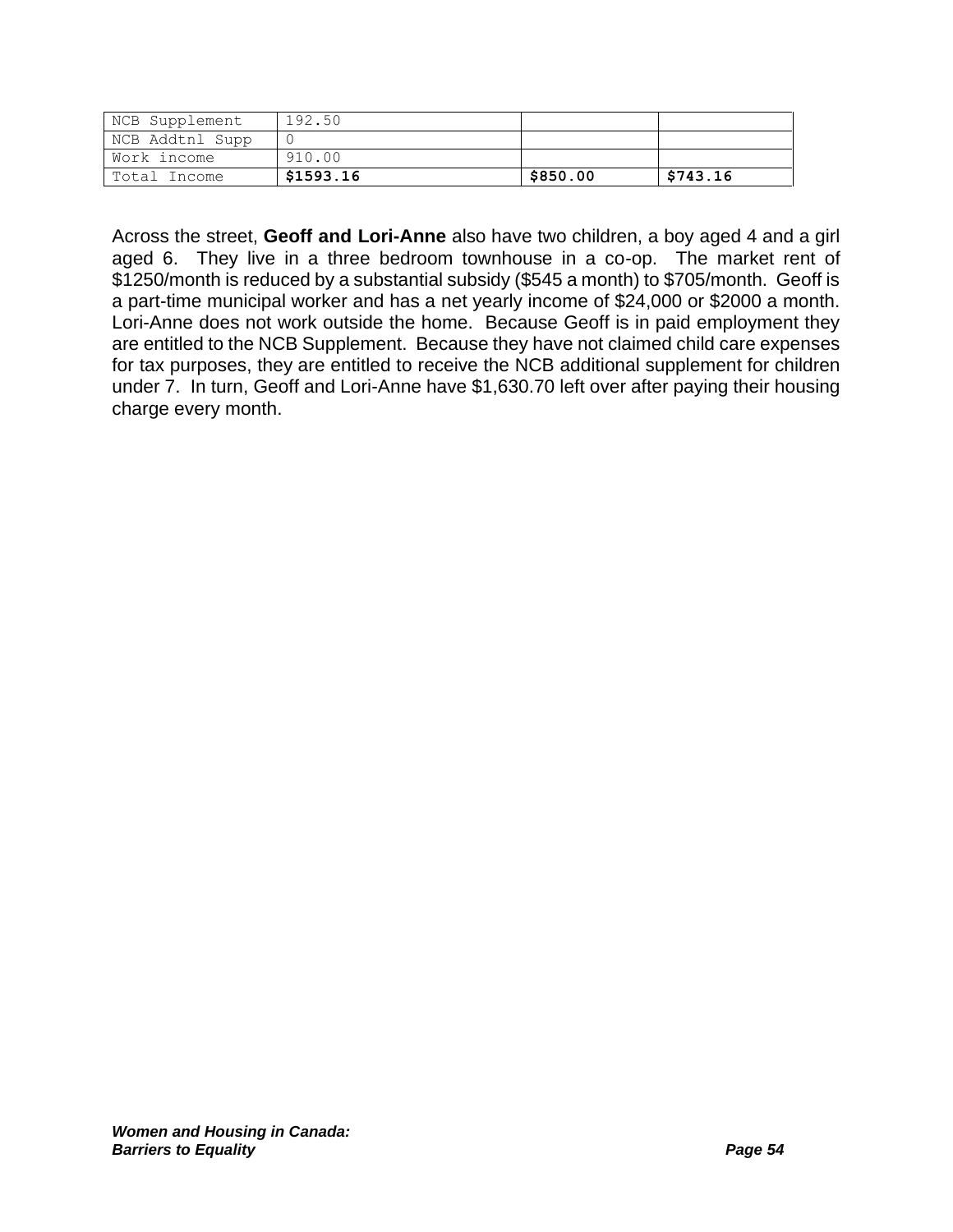| | | | |
|---|---|---|---|
| NCB Supplement | 192.50 | | |
| NCB Addtnl Supp | 0 | | |
| Work income | 910.00 | | |
| Total Income | **$1593.16** | **$850.00** | **$743.16** |

Across the street, **Geoff and Lori-Anne** also have two children, a boy aged 4 and a girl aged 6. They live in a three bedroom townhouse in a co-op. The market rent of $1250/month is reduced by a substantial subsidy ($545 a month) to $705/month. Geoff is a part-time municipal worker and has a net yearly income of $24,000 or $2000 a month. Lori-Anne does not work outside the home. Because Geoff is in paid employment they are entitled to the NCB Supplement. Because they have not claimed child care expenses for tax purposes, they are entitled to receive the NCB additional supplement for children under 7. In turn, Geoff and Lori-Anne have $1,630.70 left over after paying their housing charge every month.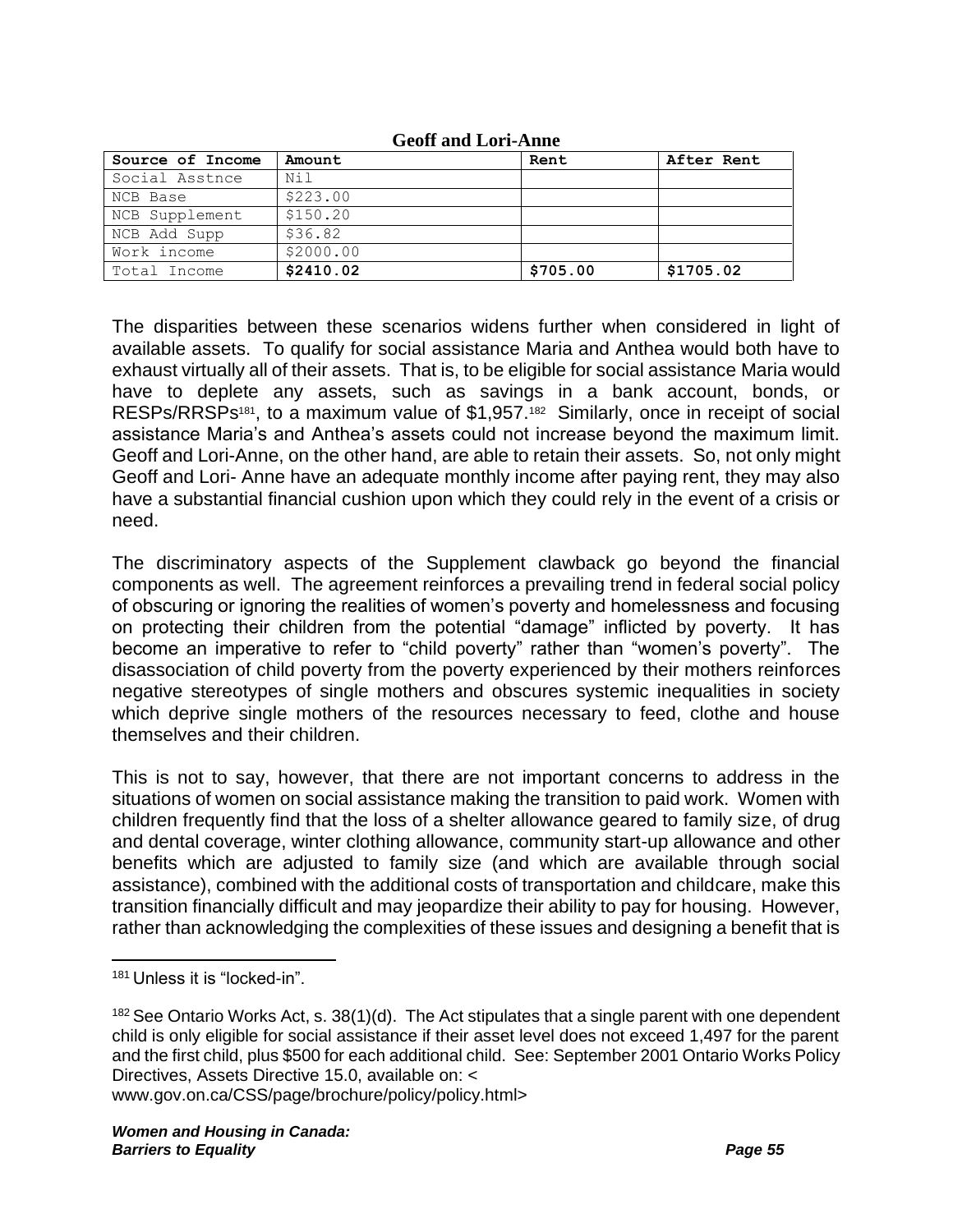**Geoff and Lori-Anne**

| Source of Income | Amount | Rent | After Rent |
|---|---|---|---|
| Social Asstnce | Nil | | |
| NCB Base | $223.00 | | |
| NCB Supplement | $150.20 | | |
| NCB Add Supp | $36.82 | | |
| Work income | $2000.00 | | |
| Total Income | **$2410.02** | **$705.00** | **$1705.02** |

The disparities between these scenarios widens further when considered in light of available assets. To qualify for social assistance Maria and Anthea would both have to exhaust virtually all of their assets. That is, to be eligible for social assistance Maria would have to deplete any assets, such as savings in a bank account, bonds, or RESPs/RRSPs[181], to a maximum value of $1,957.[182] Similarly, once in receipt of social assistance Maria's and Anthea's assets could not increase beyond the maximum limit. Geoff and Lori-Anne, on the other hand, are able to retain their assets. So, not only might Geoff and Lori- Anne have an adequate monthly income after paying rent, they may also have a substantial financial cushion upon which they could rely in the event of a crisis or need.

The discriminatory aspects of the Supplement clawback go beyond the financial components as well. The agreement reinforces a prevailing trend in federal social policy of obscuring or ignoring the realities of women's poverty and homelessness and focusing on protecting their children from the potential "damage" inflicted by poverty. It has become an imperative to refer to "child poverty" rather than "women's poverty". The disassociation of child poverty from the poverty experienced by their mothers reinforces negative stereotypes of single mothers and obscures systemic inequalities in society which deprive single mothers of the resources necessary to feed, clothe and house themselves and their children.

This is not to say, however, that there are not important concerns to address in the situations of women on social assistance making the transition to paid work. Women with children frequently find that the loss of a shelter allowance geared to family size, of drug and dental coverage, winter clothing allowance, community start-up allowance and other benefits which are adjusted to family size (and which are available through social assistance), combined with the additional costs of transportation and childcare, make this transition financially difficult and may jeopardize their ability to pay for housing. However, rather than acknowledging the complexities of these issues and designing a benefit that is

---

[181] Unless it is "locked-in".

[182] See Ontario Works Act, s. 38(1)(d). The Act stipulates that a single parent with one dependent child is only eligible for social assistance if their asset level does not exceed 1,497 for the parent and the first child, plus $500 for each additional child. See: September 2001 Ontario Works Policy Directives, Assets Directive 15.0, available on: < www.gov.on.ca/CSS/page/brochure/policy/policy.html>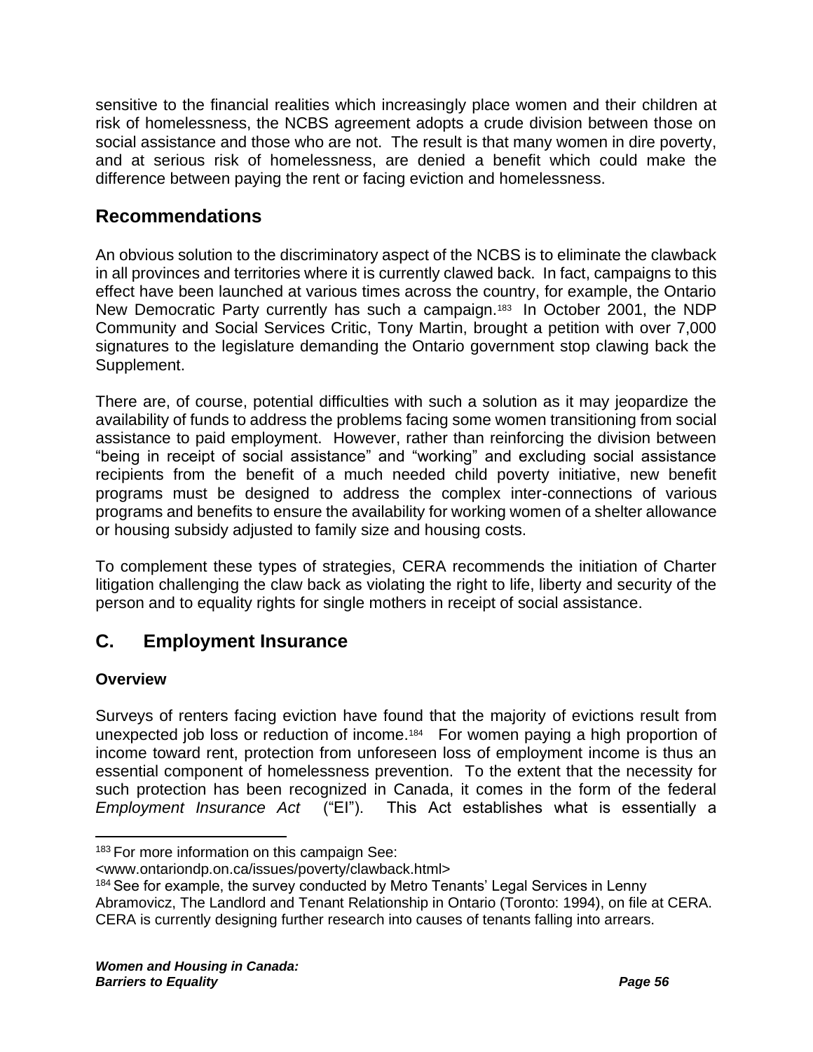sensitive to the financial realities which increasingly place women and their children at risk of homelessness, the NCBS agreement adopts a crude division between those on social assistance and those who are not. The result is that many women in dire poverty, and at serious risk of homelessness, are denied a benefit which could make the difference between paying the rent or facing eviction and homelessness.

## Recommendations

An obvious solution to the discriminatory aspect of the NCBS is to eliminate the clawback in all provinces and territories where it is currently clawed back. In fact, campaigns to this effect have been launched at various times across the country, for example, the Ontario New Democratic Party currently has such a campaign.[183] In October 2001, the NDP Community and Social Services Critic, Tony Martin, brought a petition with over 7,000 signatures to the legislature demanding the Ontario government stop clawing back the Supplement.

There are, of course, potential difficulties with such a solution as it may jeopardize the availability of funds to address the problems facing some women transitioning from social assistance to paid employment. However, rather than reinforcing the division between "being in receipt of social assistance" and "working" and excluding social assistance recipients from the benefit of a much needed child poverty initiative, new benefit programs must be designed to address the complex inter-connections of various programs and benefits to ensure the availability for working women of a shelter allowance or housing subsidy adjusted to family size and housing costs.

To complement these types of strategies, CERA recommends the initiation of Charter litigation challenging the claw back as violating the right to life, liberty and security of the person and to equality rights for single mothers in receipt of social assistance.

## C. Employment Insurance

### Overview

Surveys of renters facing eviction have found that the majority of evictions result from unexpected job loss or reduction of income.[184] For women paying a high proportion of income toward rent, protection from unforeseen loss of employment income is thus an essential component of homelessness prevention. To the extent that the necessity for such protection has been recognized in Canada, it comes in the form of the federal *Employment Insurance Act* ("EI"). This Act establishes what is essentially a

---

[183] For more information on this campaign See: <www.ontariondp.on.ca/issues/poverty/clawback.html>

[184] See for example, the survey conducted by Metro Tenants' Legal Services in Lenny Abramovicz, The Landlord and Tenant Relationship in Ontario (Toronto: 1994), on file at CERA. CERA is currently designing further research into causes of tenants falling into arrears.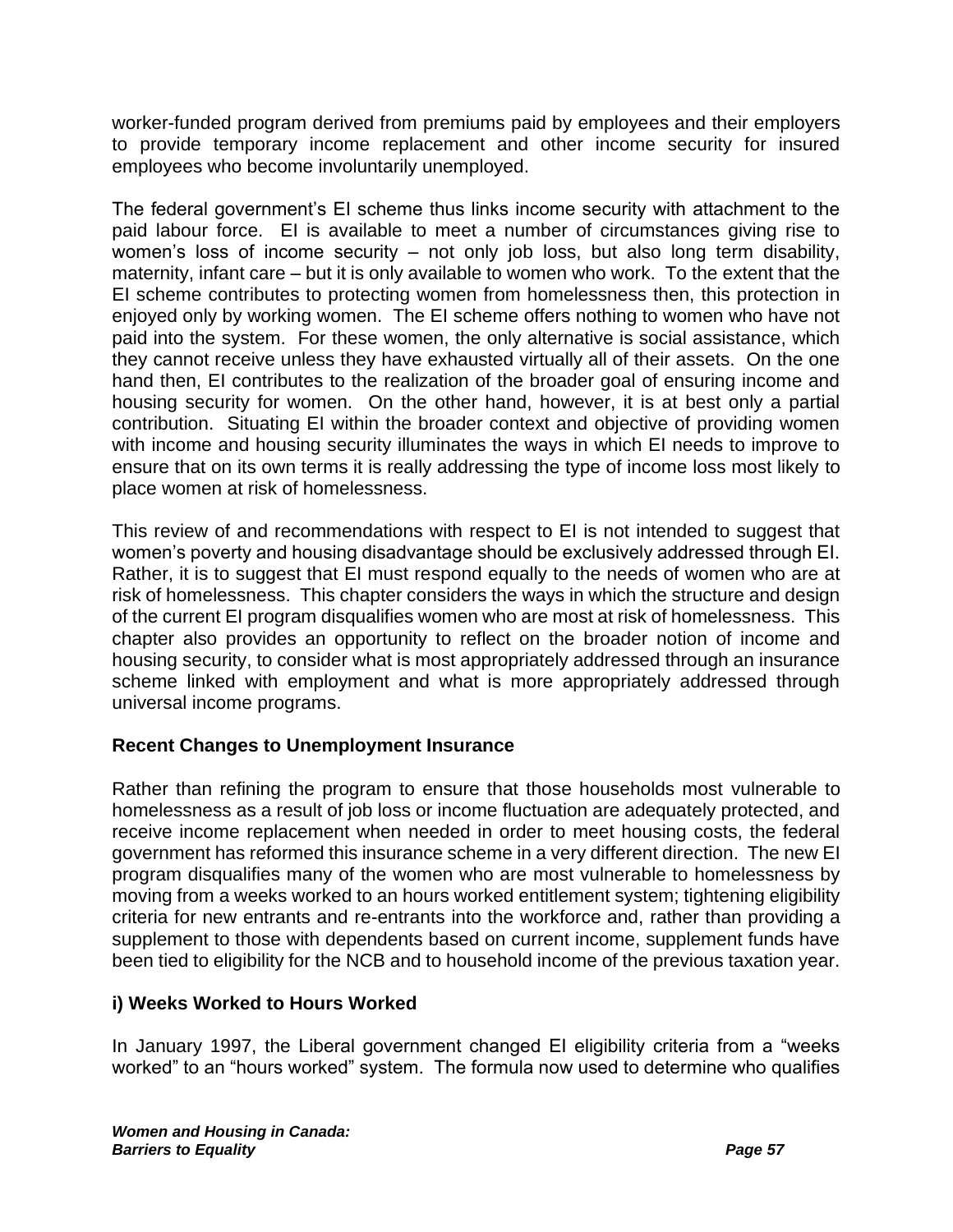worker-funded program derived from premiums paid by employees and their employers to provide temporary income replacement and other income security for insured employees who become involuntarily unemployed.

The federal government's EI scheme thus links income security with attachment to the paid labour force. EI is available to meet a number of circumstances giving rise to women's loss of income security – not only job loss, but also long term disability, maternity, infant care – but it is only available to women who work. To the extent that the EI scheme contributes to protecting women from homelessness then, this protection in enjoyed only by working women. The EI scheme offers nothing to women who have not paid into the system. For these women, the only alternative is social assistance, which they cannot receive unless they have exhausted virtually all of their assets. On the one hand then, EI contributes to the realization of the broader goal of ensuring income and housing security for women. On the other hand, however, it is at best only a partial contribution. Situating EI within the broader context and objective of providing women with income and housing security illuminates the ways in which EI needs to improve to ensure that on its own terms it is really addressing the type of income loss most likely to place women at risk of homelessness.

This review of and recommendations with respect to EI is not intended to suggest that women's poverty and housing disadvantage should be exclusively addressed through EI. Rather, it is to suggest that EI must respond equally to the needs of women who are at risk of homelessness. This chapter considers the ways in which the structure and design of the current EI program disqualifies women who are most at risk of homelessness. This chapter also provides an opportunity to reflect on the broader notion of income and housing security, to consider what is most appropriately addressed through an insurance scheme linked with employment and what is more appropriately addressed through universal income programs.

### Recent Changes to Unemployment Insurance

Rather than refining the program to ensure that those households most vulnerable to homelessness as a result of job loss or income fluctuation are adequately protected, and receive income replacement when needed in order to meet housing costs, the federal government has reformed this insurance scheme in a very different direction. The new EI program disqualifies many of the women who are most vulnerable to homelessness by moving from a weeks worked to an hours worked entitlement system; tightening eligibility criteria for new entrants and re-entrants into the workforce and, rather than providing a supplement to those with dependents based on current income, supplement funds have been tied to eligibility for the NCB and to household income of the previous taxation year.

#### i) Weeks Worked to Hours Worked

In January 1997, the Liberal government changed EI eligibility criteria from a "weeks worked" to an "hours worked" system. The formula now used to determine who qualifies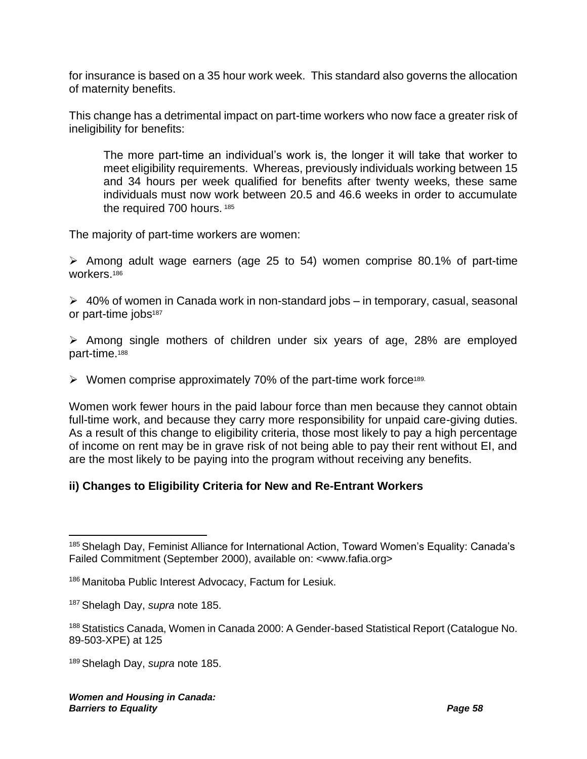for insurance is based on a 35 hour work week. This standard also governs the allocation of maternity benefits.

This change has a detrimental impact on part-time workers who now face a greater risk of ineligibility for benefits:

> The more part-time an individual's work is, the longer it will take that worker to meet eligibility requirements. Whereas, previously individuals working between 15 and 34 hours per week qualified for benefits after twenty weeks, these same individuals must now work between 20.5 and 46.6 weeks in order to accumulate the required 700 hours. [185]

The majority of part-time workers are women:

- Among adult wage earners (age 25 to 54) women comprise 80.1% of part-time workers.[186]

- 40% of women in Canada work in non-standard jobs – in temporary, casual, seasonal or part-time jobs[187]

- Among single mothers of children under six years of age, 28% are employed part-time.[188]

- Women comprise approximately 70% of the part-time work force[189].

Women work fewer hours in the paid labour force than men because they cannot obtain full-time work, and because they carry more responsibility for unpaid care-giving duties. As a result of this change to eligibility criteria, those most likely to pay a high percentage of income on rent may be in grave risk of not being able to pay their rent without EI, and are the most likely to be paying into the program without receiving any benefits.

**ii) Changes to Eligibility Criteria for New and Re-Entrant Workers**

---

[185] Shelagh Day, Feminist Alliance for International Action, Toward Women's Equality: Canada's Failed Commitment (September 2000), available on: <www.fafia.org>

[186] Manitoba Public Interest Advocacy, Factum for Lesiuk.

[187] Shelagh Day, *supra* note 185.

[188] Statistics Canada, Women in Canada 2000: A Gender-based Statistical Report (Catalogue No. 89-503-XPE) at 125

[189] Shelagh Day, *supra* note 185.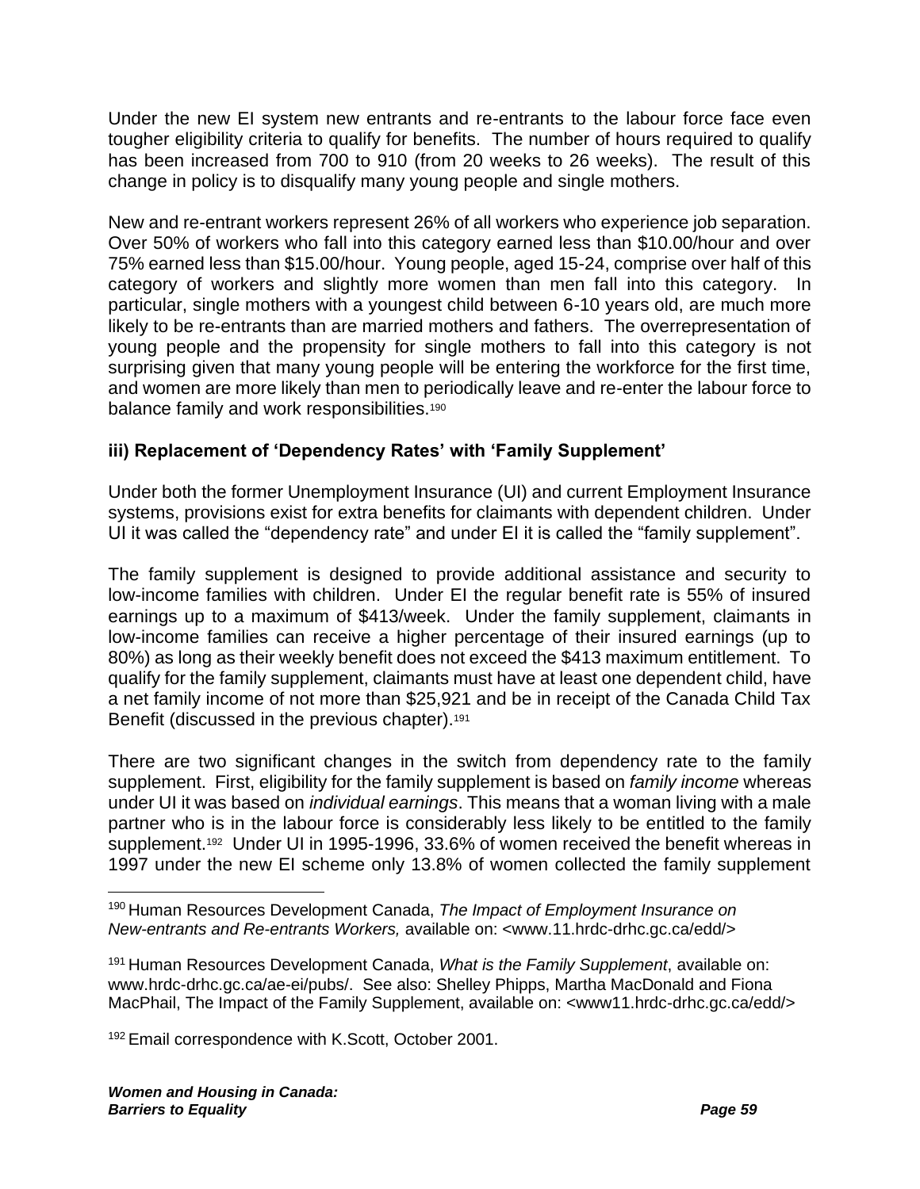Under the new EI system new entrants and re-entrants to the labour force face even tougher eligibility criteria to qualify for benefits. The number of hours required to qualify has been increased from 700 to 910 (from 20 weeks to 26 weeks). The result of this change in policy is to disqualify many young people and single mothers.

New and re-entrant workers represent 26% of all workers who experience job separation. Over 50% of workers who fall into this category earned less than $10.00/hour and over 75% earned less than $15.00/hour. Young people, aged 15-24, comprise over half of this category of workers and slightly more women than men fall into this category. In particular, single mothers with a youngest child between 6-10 years old, are much more likely to be re-entrants than are married mothers and fathers. The overrepresentation of young people and the propensity for single mothers to fall into this category is not surprising given that many young people will be entering the workforce for the first time, and women are more likely than men to periodically leave and re-enter the labour force to balance family and work responsibilities.[190]

### iii) Replacement of 'Dependency Rates' with 'Family Supplement'

Under both the former Unemployment Insurance (UI) and current Employment Insurance systems, provisions exist for extra benefits for claimants with dependent children. Under UI it was called the "dependency rate" and under EI it is called the "family supplement".

The family supplement is designed to provide additional assistance and security to low-income families with children. Under EI the regular benefit rate is 55% of insured earnings up to a maximum of $413/week. Under the family supplement, claimants in low-income families can receive a higher percentage of their insured earnings (up to 80%) as long as their weekly benefit does not exceed the $413 maximum entitlement. To qualify for the family supplement, claimants must have at least one dependent child, have a net family income of not more than $25,921 and be in receipt of the Canada Child Tax Benefit (discussed in the previous chapter).[191]

There are two significant changes in the switch from dependency rate to the family supplement. First, eligibility for the family supplement is based on *family income* whereas under UI it was based on *individual earnings*. This means that a woman living with a male partner who is in the labour force is considerably less likely to be entitled to the family supplement.[192] Under UI in 1995-1996, 33.6% of women received the benefit whereas in 1997 under the new EI scheme only 13.8% of women collected the family supplement

---

[190] Human Resources Development Canada, *The Impact of Employment Insurance on New-entrants and Re-entrants Workers,* available on: <www.11.hrdc-drhc.gc.ca/edd/>

[191] Human Resources Development Canada, *What is the Family Supplement*, available on: www.hrdc-drhc.gc.ca/ae-ei/pubs/. See also: Shelley Phipps, Martha MacDonald and Fiona MacPhail, The Impact of the Family Supplement, available on: <www11.hrdc-drhc.gc.ca/edd/>

[192] Email correspondence with K.Scott, October 2001.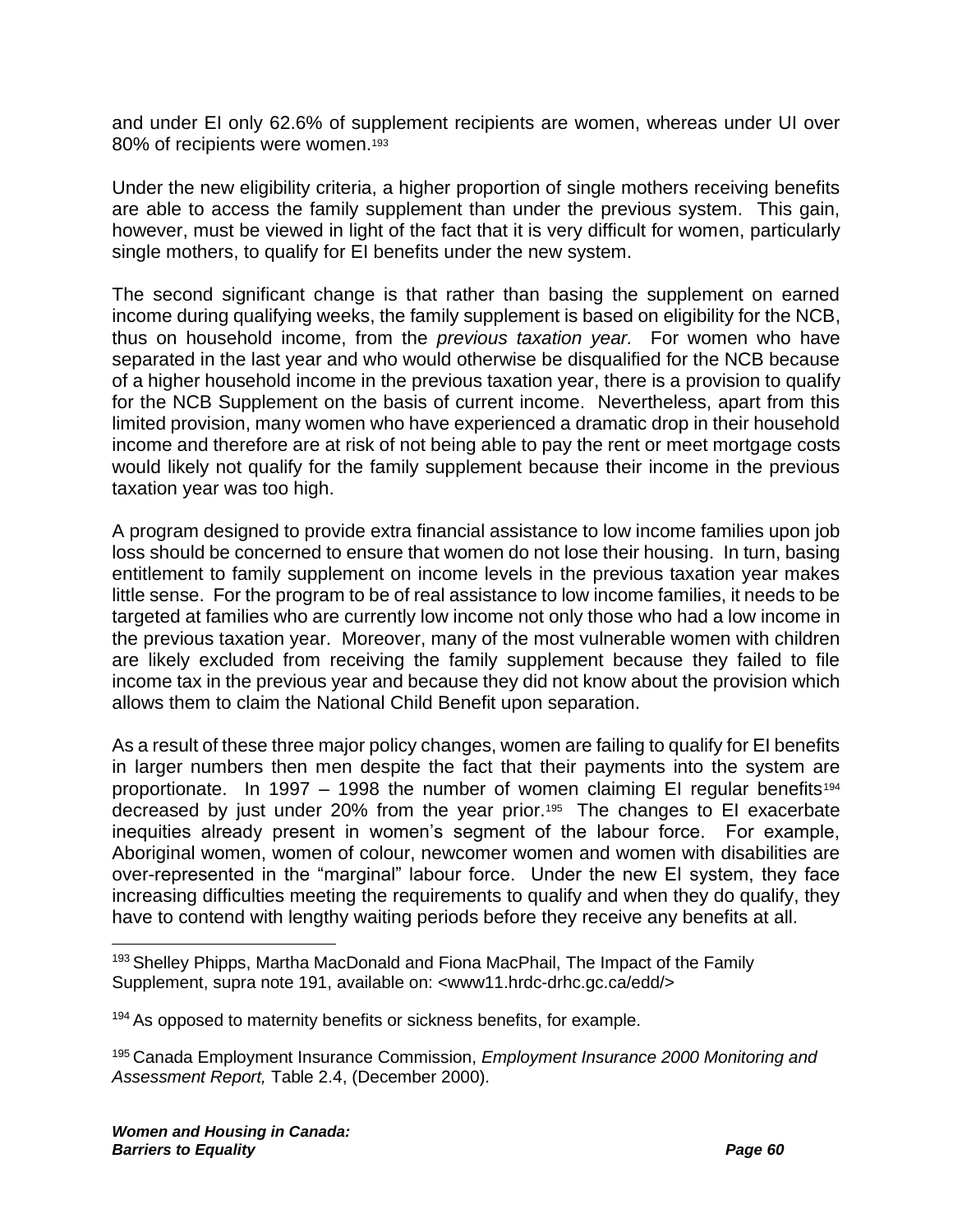and under EI only 62.6% of supplement recipients are women, whereas under UI over 80% of recipients were women.[193]

Under the new eligibility criteria, a higher proportion of single mothers receiving benefits are able to access the family supplement than under the previous system. This gain, however, must be viewed in light of the fact that it is very difficult for women, particularly single mothers, to qualify for EI benefits under the new system.

The second significant change is that rather than basing the supplement on earned income during qualifying weeks, the family supplement is based on eligibility for the NCB, thus on household income, from the *previous taxation year.* For women who have separated in the last year and who would otherwise be disqualified for the NCB because of a higher household income in the previous taxation year, there is a provision to qualify for the NCB Supplement on the basis of current income. Nevertheless, apart from this limited provision, many women who have experienced a dramatic drop in their household income and therefore are at risk of not being able to pay the rent or meet mortgage costs would likely not qualify for the family supplement because their income in the previous taxation year was too high.

A program designed to provide extra financial assistance to low income families upon job loss should be concerned to ensure that women do not lose their housing. In turn, basing entitlement to family supplement on income levels in the previous taxation year makes little sense. For the program to be of real assistance to low income families, it needs to be targeted at families who are currently low income not only those who had a low income in the previous taxation year. Moreover, many of the most vulnerable women with children are likely excluded from receiving the family supplement because they failed to file income tax in the previous year and because they did not know about the provision which allows them to claim the National Child Benefit upon separation.

As a result of these three major policy changes, women are failing to qualify for EI benefits in larger numbers then men despite the fact that their payments into the system are proportionate. In 1997 – 1998 the number of women claiming EI regular benefits[194] decreased by just under 20% from the year prior.[195] The changes to EI exacerbate inequities already present in women's segment of the labour force. For example, Aboriginal women, women of colour, newcomer women and women with disabilities are over-represented in the "marginal" labour force. Under the new EI system, they face increasing difficulties meeting the requirements to qualify and when they do qualify, they have to contend with lengthy waiting periods before they receive any benefits at all.

---

[193] Shelley Phipps, Martha MacDonald and Fiona MacPhail, The Impact of the Family Supplement, supra note 191, available on: <www11.hrdc-drhc.gc.ca/edd/>

[194] As opposed to maternity benefits or sickness benefits, for example.

[195] Canada Employment Insurance Commission, *Employment Insurance 2000 Monitoring and Assessment Report,* Table 2.4, (December 2000).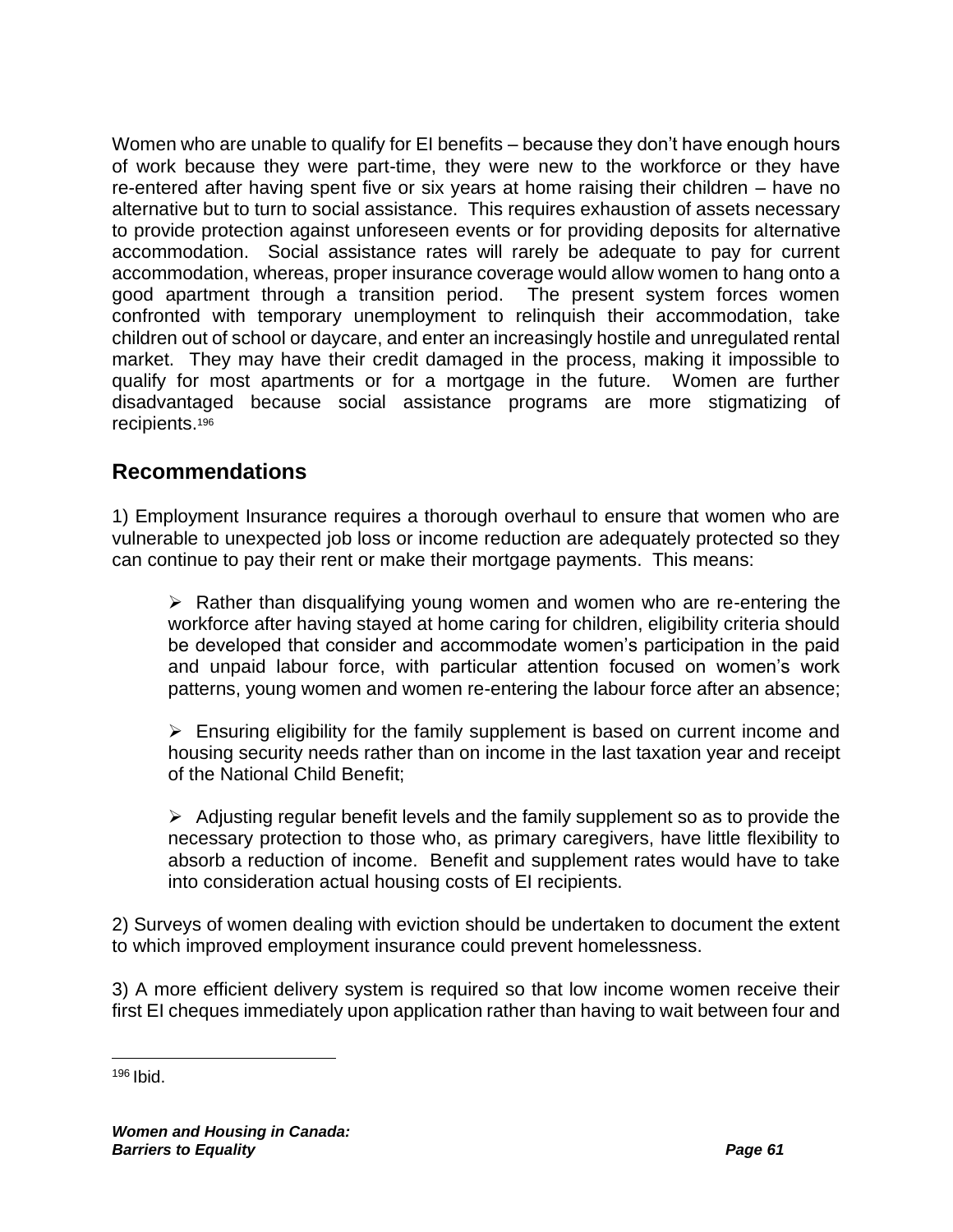Women who are unable to qualify for EI benefits – because they don't have enough hours of work because they were part-time, they were new to the workforce or they have re-entered after having spent five or six years at home raising their children – have no alternative but to turn to social assistance. This requires exhaustion of assets necessary to provide protection against unforeseen events or for providing deposits for alternative accommodation. Social assistance rates will rarely be adequate to pay for current accommodation, whereas, proper insurance coverage would allow women to hang onto a good apartment through a transition period. The present system forces women confronted with temporary unemployment to relinquish their accommodation, take children out of school or daycare, and enter an increasingly hostile and unregulated rental market. They may have their credit damaged in the process, making it impossible to qualify for most apartments or for a mortgage in the future. Women are further disadvantaged because social assistance programs are more stigmatizing of recipients.[196]

## Recommendations

1) Employment Insurance requires a thorough overhaul to ensure that women who are vulnerable to unexpected job loss or income reduction are adequately protected so they can continue to pay their rent or make their mortgage payments. This means:

- Rather than disqualifying young women and women who are re-entering the workforce after having stayed at home caring for children, eligibility criteria should be developed that consider and accommodate women's participation in the paid and unpaid labour force, with particular attention focused on women's work patterns, young women and women re-entering the labour force after an absence;

- Ensuring eligibility for the family supplement is based on current income and housing security needs rather than on income in the last taxation year and receipt of the National Child Benefit;

- Adjusting regular benefit levels and the family supplement so as to provide the necessary protection to those who, as primary caregivers, have little flexibility to absorb a reduction of income. Benefit and supplement rates would have to take into consideration actual housing costs of EI recipients.

2) Surveys of women dealing with eviction should be undertaken to document the extent to which improved employment insurance could prevent homelessness.

3) A more efficient delivery system is required so that low income women receive their first EI cheques immediately upon application rather than having to wait between four and

---

[196] Ibid.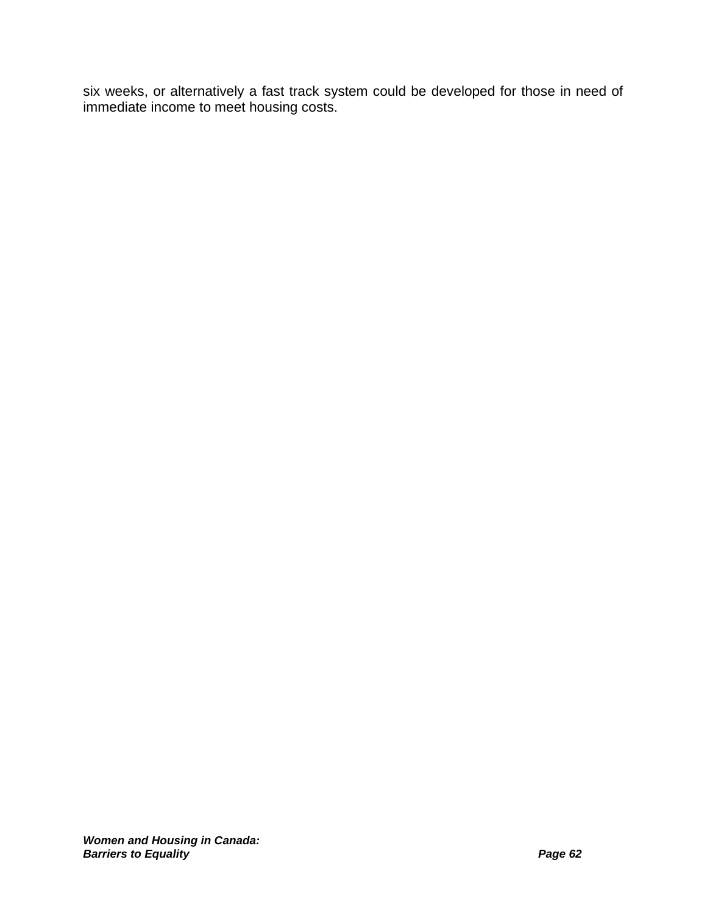six weeks, or alternatively a fast track system could be developed for those in need of immediate income to meet housing costs.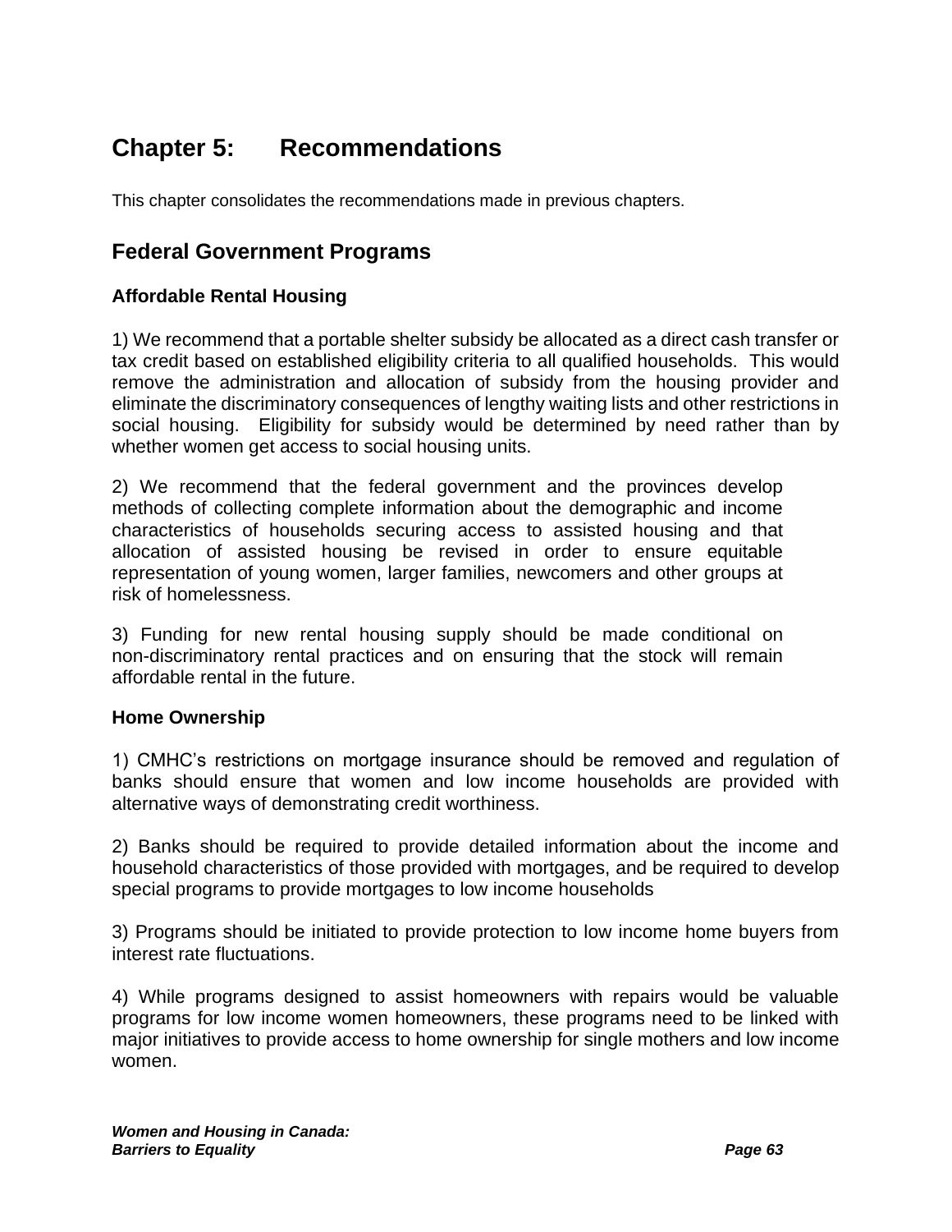# Chapter 5: Recommendations

This chapter consolidates the recommendations made in previous chapters.

## Federal Government Programs

### Affordable Rental Housing

1) We recommend that a portable shelter subsidy be allocated as a direct cash transfer or tax credit based on established eligibility criteria to all qualified households. This would remove the administration and allocation of subsidy from the housing provider and eliminate the discriminatory consequences of lengthy waiting lists and other restrictions in social housing. Eligibility for subsidy would be determined by need rather than by whether women get access to social housing units.

2) We recommend that the federal government and the provinces develop methods of collecting complete information about the demographic and income characteristics of households securing access to assisted housing and that allocation of assisted housing be revised in order to ensure equitable representation of young women, larger families, newcomers and other groups at risk of homelessness.

3) Funding for new rental housing supply should be made conditional on non-discriminatory rental practices and on ensuring that the stock will remain affordable rental in the future.

### Home Ownership

1) CMHC's restrictions on mortgage insurance should be removed and regulation of banks should ensure that women and low income households are provided with alternative ways of demonstrating credit worthiness.

2) Banks should be required to provide detailed information about the income and household characteristics of those provided with mortgages, and be required to develop special programs to provide mortgages to low income households

3) Programs should be initiated to provide protection to low income home buyers from interest rate fluctuations.

4) While programs designed to assist homeowners with repairs would be valuable programs for low income women homeowners, these programs need to be linked with major initiatives to provide access to home ownership for single mothers and low income women.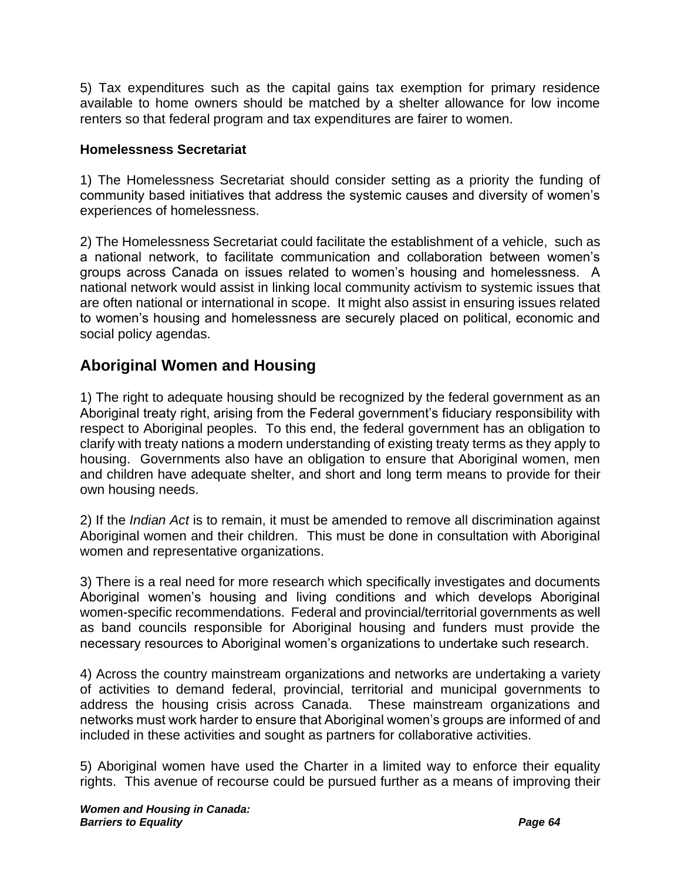5) Tax expenditures such as the capital gains tax exemption for primary residence available to home owners should be matched by a shelter allowance for low income renters so that federal program and tax expenditures are fairer to women.

**Homelessness Secretariat**

1) The Homelessness Secretariat should consider setting as a priority the funding of community based initiatives that address the systemic causes and diversity of women's experiences of homelessness.

2) The Homelessness Secretariat could facilitate the establishment of a vehicle, such as a national network, to facilitate communication and collaboration between women's groups across Canada on issues related to women's housing and homelessness. A national network would assist in linking local community activism to systemic issues that are often national or international in scope. It might also assist in ensuring issues related to women's housing and homelessness are securely placed on political, economic and social policy agendas.

## Aboriginal Women and Housing

1) The right to adequate housing should be recognized by the federal government as an Aboriginal treaty right, arising from the Federal government's fiduciary responsibility with respect to Aboriginal peoples. To this end, the federal government has an obligation to clarify with treaty nations a modern understanding of existing treaty terms as they apply to housing. Governments also have an obligation to ensure that Aboriginal women, men and children have adequate shelter, and short and long term means to provide for their own housing needs.

2) If the *Indian Act* is to remain, it must be amended to remove all discrimination against Aboriginal women and their children. This must be done in consultation with Aboriginal women and representative organizations.

3) There is a real need for more research which specifically investigates and documents Aboriginal women's housing and living conditions and which develops Aboriginal women-specific recommendations. Federal and provincial/territorial governments as well as band councils responsible for Aboriginal housing and funders must provide the necessary resources to Aboriginal women's organizations to undertake such research.

4) Across the country mainstream organizations and networks are undertaking a variety of activities to demand federal, provincial, territorial and municipal governments to address the housing crisis across Canada. These mainstream organizations and networks must work harder to ensure that Aboriginal women's groups are informed of and included in these activities and sought as partners for collaborative activities.

5) Aboriginal women have used the Charter in a limited way to enforce their equality rights. This avenue of recourse could be pursued further as a means of improving their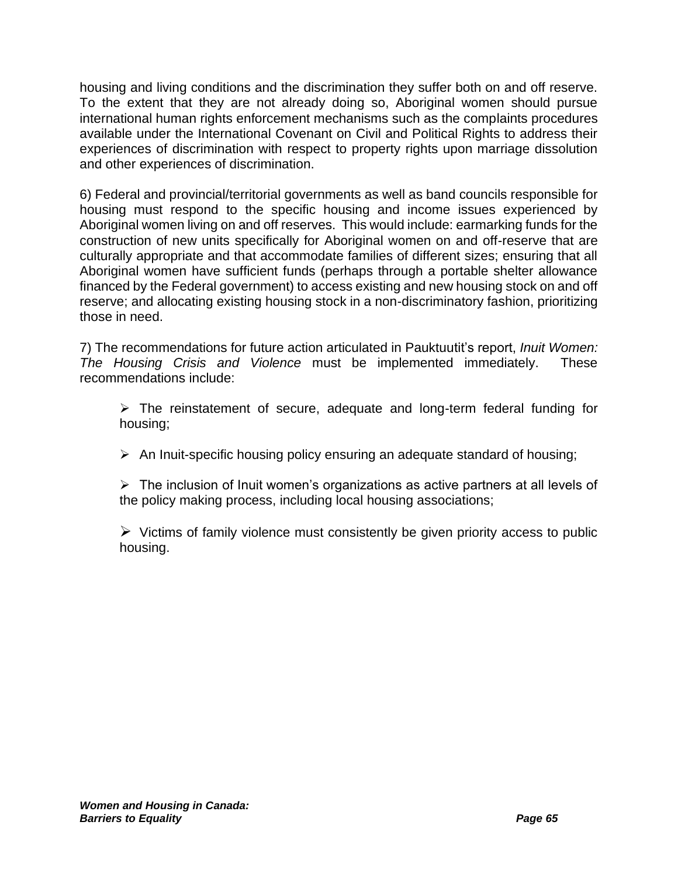housing and living conditions and the discrimination they suffer both on and off reserve. To the extent that they are not already doing so, Aboriginal women should pursue international human rights enforcement mechanisms such as the complaints procedures available under the International Covenant on Civil and Political Rights to address their experiences of discrimination with respect to property rights upon marriage dissolution and other experiences of discrimination.

6) Federal and provincial/territorial governments as well as band councils responsible for housing must respond to the specific housing and income issues experienced by Aboriginal women living on and off reserves. This would include: earmarking funds for the construction of new units specifically for Aboriginal women on and off-reserve that are culturally appropriate and that accommodate families of different sizes; ensuring that all Aboriginal women have sufficient funds (perhaps through a portable shelter allowance financed by the Federal government) to access existing and new housing stock on and off reserve; and allocating existing housing stock in a non-discriminatory fashion, prioritizing those in need.

7) The recommendations for future action articulated in Pauktuutit's report, *Inuit Women: The Housing Crisis and Violence* must be implemented immediately. These recommendations include:

- The reinstatement of secure, adequate and long-term federal funding for housing;
- An Inuit-specific housing policy ensuring an adequate standard of housing;
- The inclusion of Inuit women's organizations as active partners at all levels of the policy making process, including local housing associations;
- Victims of family violence must consistently be given priority access to public housing.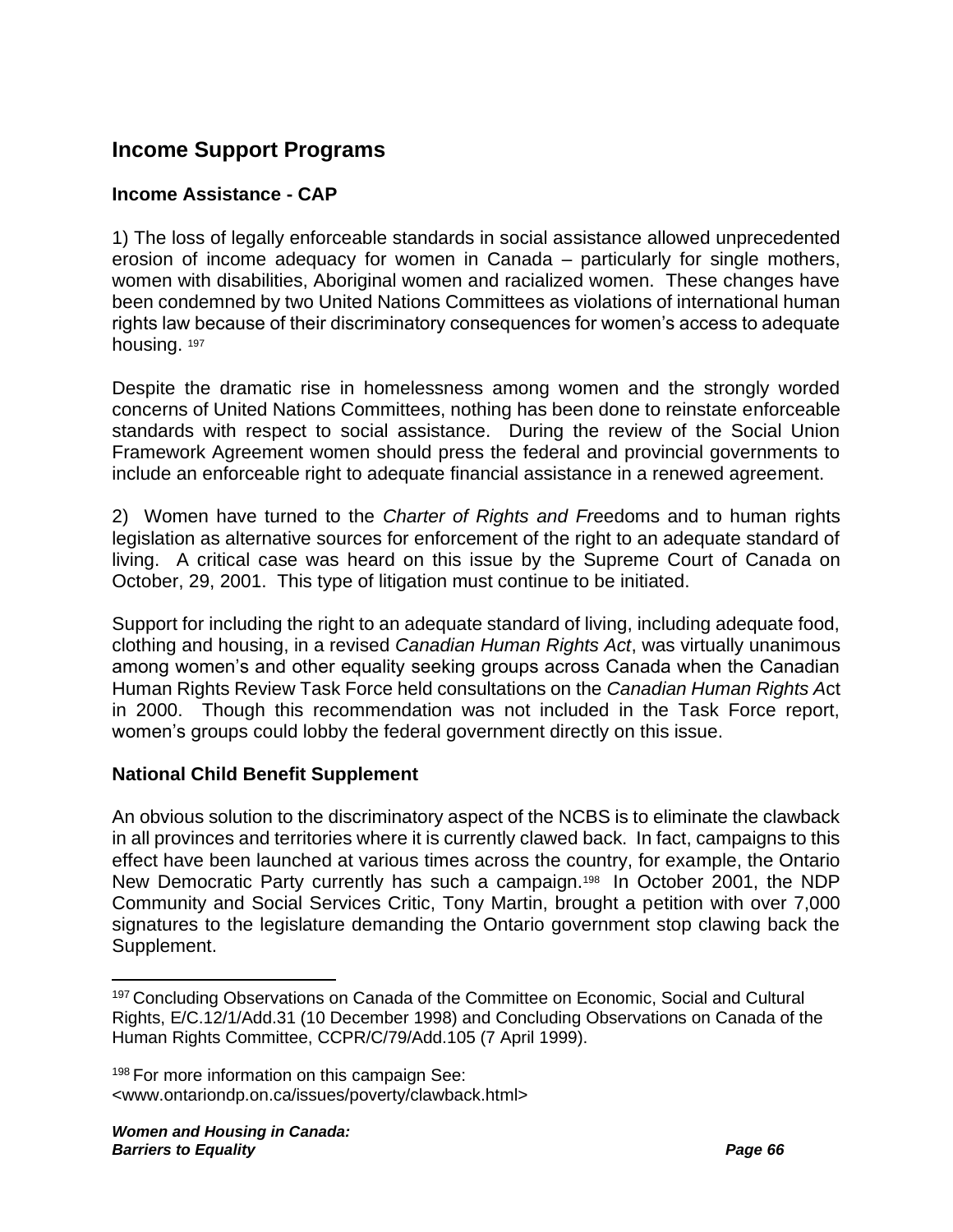## Income Support Programs

### Income Assistance - CAP

1) The loss of legally enforceable standards in social assistance allowed unprecedented erosion of income adequacy for women in Canada – particularly for single mothers, women with disabilities, Aboriginal women and racialized women. These changes have been condemned by two United Nations Committees as violations of international human rights law because of their discriminatory consequences for women's access to adequate housing. [197]

Despite the dramatic rise in homelessness among women and the strongly worded concerns of United Nations Committees, nothing has been done to reinstate enforceable standards with respect to social assistance. During the review of the Social Union Framework Agreement women should press the federal and provincial governments to include an enforceable right to adequate financial assistance in a renewed agreement.

2) Women have turned to the *Charter of Rights and Fr*eedoms and to human rights legislation as alternative sources for enforcement of the right to an adequate standard of living. A critical case was heard on this issue by the Supreme Court of Canada on October, 29, 2001. This type of litigation must continue to be initiated.

Support for including the right to an adequate standard of living, including adequate food, clothing and housing, in a revised *Canadian Human Rights Act*, was virtually unanimous among women's and other equality seeking groups across Canada when the Canadian Human Rights Review Task Force held consultations on the *Canadian Human Rights A*ct in 2000. Though this recommendation was not included in the Task Force report, women's groups could lobby the federal government directly on this issue.

### National Child Benefit Supplement

An obvious solution to the discriminatory aspect of the NCBS is to eliminate the clawback in all provinces and territories where it is currently clawed back. In fact, campaigns to this effect have been launched at various times across the country, for example, the Ontario New Democratic Party currently has such a campaign.[198] In October 2001, the NDP Community and Social Services Critic, Tony Martin, brought a petition with over 7,000 signatures to the legislature demanding the Ontario government stop clawing back the Supplement.

---

[197] Concluding Observations on Canada of the Committee on Economic, Social and Cultural Rights, E/C.12/1/Add.31 (10 December 1998) and Concluding Observations on Canada of the Human Rights Committee, CCPR/C/79/Add.105 (7 April 1999).

[198] For more information on this campaign See: <www.ontariondp.on.ca/issues/poverty/clawback.html>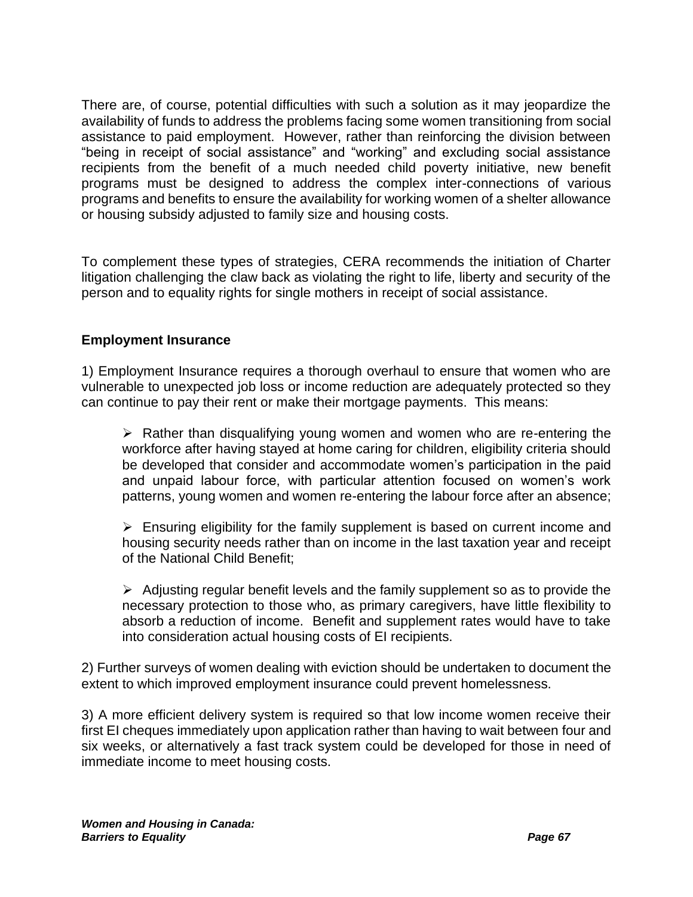There are, of course, potential difficulties with such a solution as it may jeopardize the availability of funds to address the problems facing some women transitioning from social assistance to paid employment. However, rather than reinforcing the division between "being in receipt of social assistance" and "working" and excluding social assistance recipients from the benefit of a much needed child poverty initiative, new benefit programs must be designed to address the complex inter-connections of various programs and benefits to ensure the availability for working women of a shelter allowance or housing subsidy adjusted to family size and housing costs.

To complement these types of strategies, CERA recommends the initiation of Charter litigation challenging the claw back as violating the right to life, liberty and security of the person and to equality rights for single mothers in receipt of social assistance.

**Employment Insurance**

1) Employment Insurance requires a thorough overhaul to ensure that women who are vulnerable to unexpected job loss or income reduction are adequately protected so they can continue to pay their rent or make their mortgage payments. This means:

- Rather than disqualifying young women and women who are re-entering the workforce after having stayed at home caring for children, eligibility criteria should be developed that consider and accommodate women's participation in the paid and unpaid labour force, with particular attention focused on women's work patterns, young women and women re-entering the labour force after an absence;

- Ensuring eligibility for the family supplement is based on current income and housing security needs rather than on income in the last taxation year and receipt of the National Child Benefit;

- Adjusting regular benefit levels and the family supplement so as to provide the necessary protection to those who, as primary caregivers, have little flexibility to absorb a reduction of income. Benefit and supplement rates would have to take into consideration actual housing costs of EI recipients.

2) Further surveys of women dealing with eviction should be undertaken to document the extent to which improved employment insurance could prevent homelessness.

3) A more efficient delivery system is required so that low income women receive their first EI cheques immediately upon application rather than having to wait between four and six weeks, or alternatively a fast track system could be developed for those in need of immediate income to meet housing costs.